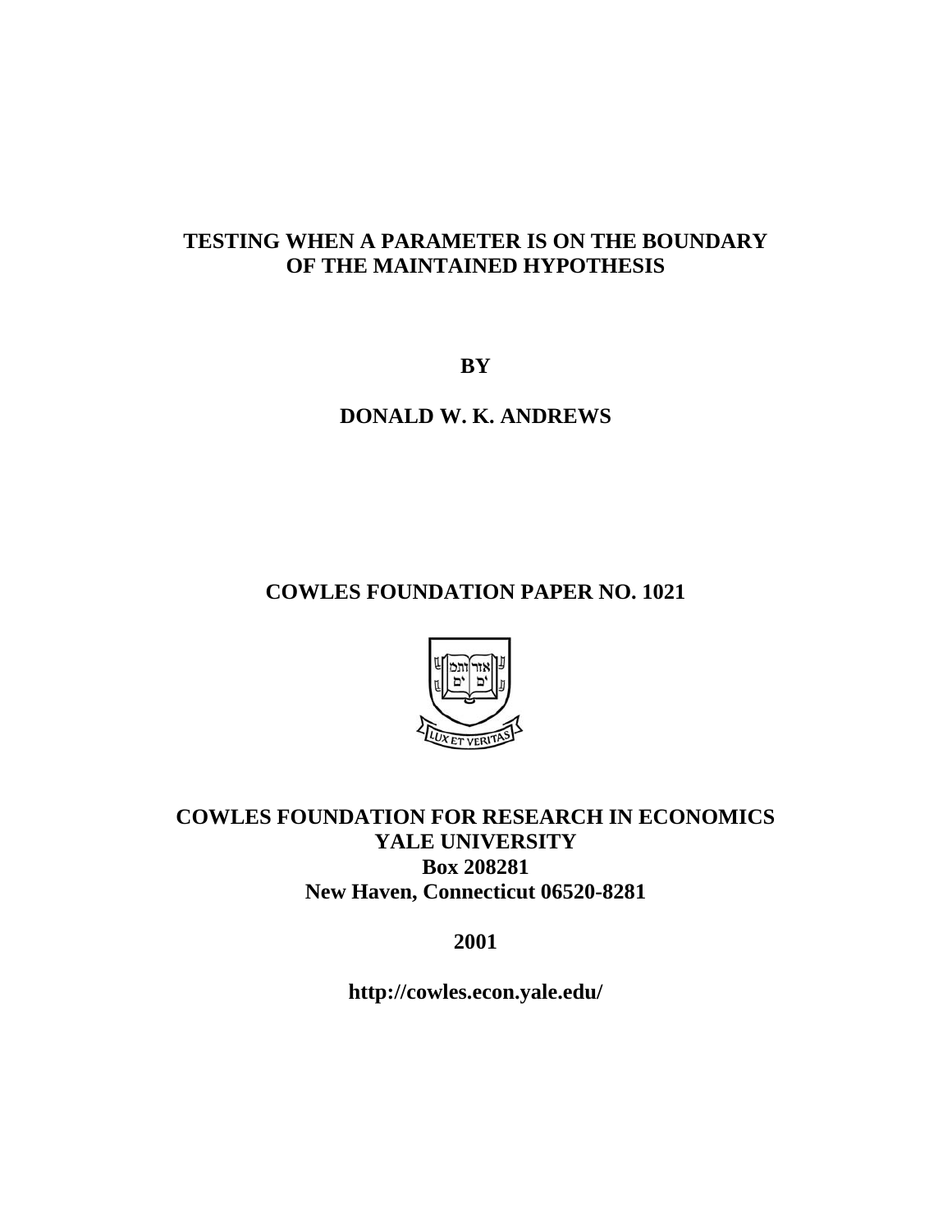# TESTING WHEN A PARAMETER IS ON THE BOUNDARY OF THE MAINTAINED HYPOTHESIS

**BY**

**DONALD W. K. ANDREWS**

**COWLES FOUNDATION PAPER NO. 1021**

**COWLES FOUNDATION FOR RESEARCH IN ECONOMICS**
**YALE UNIVERSITY**
**Box 208281**
**New Haven, Connecticut 06520-8281**

**2001**

**http://cowles.econ.yale.edu/**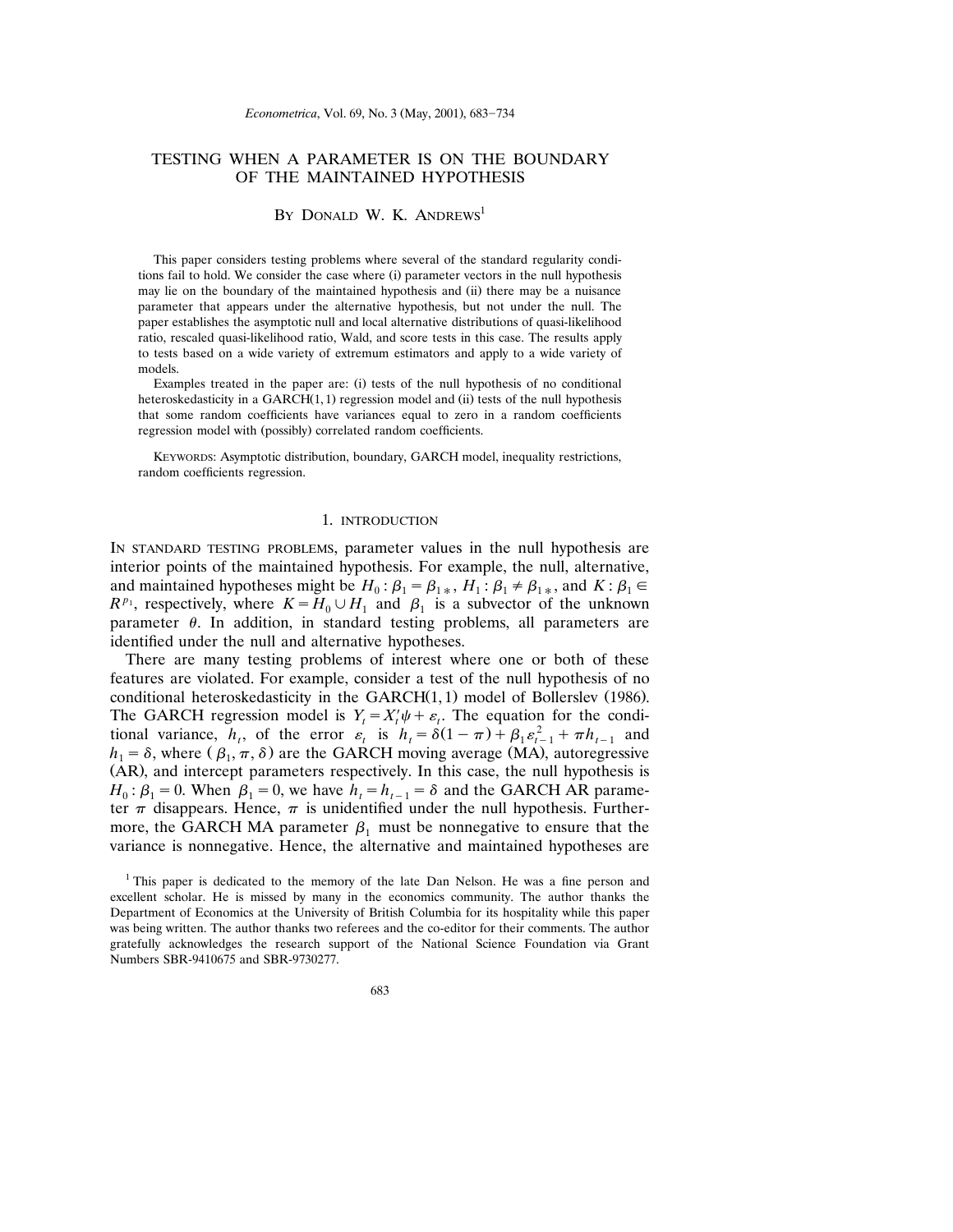Econometrica, Vol. 69, No. 3 (May, 2001), 683–734

# TESTING WHEN A PARAMETER IS ON THE BOUNDARY OF THE MAINTAINED HYPOTHESIS

By Donald W. K. Andrews[1]

This paper considers testing problems where several of the standard regularity conditions fail to hold. We consider the case where (i) parameter vectors in the null hypothesis may lie on the boundary of the maintained hypothesis and (ii) there may be a nuisance parameter that appears under the alternative hypothesis, but not under the null. The paper establishes the asymptotic null and local alternative distributions of quasi-likelihood ratio, rescaled quasi-likelihood ratio, Wald, and score tests in this case. The results apply to tests based on a wide variety of extremum estimators and apply to a wide variety of models.

Examples treated in the paper are: (i) tests of the null hypothesis of no conditional heteroskedasticity in a GARCH(1, 1) regression model and (ii) tests of the null hypothesis that some random coefficients have variances equal to zero in a random coefficients regression model with (possibly) correlated random coefficients.

Keywords: Asymptotic distribution, boundary, GARCH model, inequality restrictions, random coefficients regression.

## 1. INTRODUCTION

In standard testing problems, parameter values in the null hypothesis are interior points of the maintained hypothesis. For example, the null, alternative, and maintained hypotheses might be $H_0: \beta_1 = \beta_{1*}$, $H_1: \beta_1 \neq \beta_{1*}$, and $K: \beta_1 \in R^{p_1}$, respectively, where $K = H_0 \cup H_1$ and $\beta_1$ is a subvector of the unknown parameter $\theta$. In addition, in standard testing problems, all parameters are identified under the null and alternative hypotheses.

There are many testing problems of interest where one or both of these features are violated. For example, consider a test of the null hypothesis of no conditional heteroskedasticity in the GARCH(1, 1) model of Bollerslev (1986). The GARCH regression model is $Y_t = X_t'\psi + \varepsilon_t$. The equation for the conditional variance, $h_t$, of the error $\varepsilon_t$ is $h_t = \delta(1-\pi) + \beta_1 \varepsilon_{t-1}^2 + \pi h_{t-1}$ and $h_1 = \delta$, where $(\beta_1, \pi, \delta)$ are the GARCH moving average (MA), autoregressive (AR), and intercept parameters respectively. In this case, the null hypothesis is $H_0: \beta_1 = 0$. When $\beta_1 = 0$, we have $h_t = h_{t-1} = \delta$ and the GARCH AR parameter $\pi$ disappears. Hence, $\pi$ is unidentified under the null hypothesis. Furthermore, the GARCH MA parameter $\beta_1$ must be nonnegative to ensure that the variance is nonnegative. Hence, the alternative and maintained hypotheses are

[1] This paper is dedicated to the memory of the late Dan Nelson. He was a fine person and excellent scholar. He is missed by many in the economics community. The author thanks the Department of Economics at the University of British Columbia for its hospitality while this paper was being written. The author thanks two referees and the co-editor for their comments. The author gratefully acknowledges the research support of the National Science Foundation via Grant Numbers SBR-9410675 and SBR-9730277.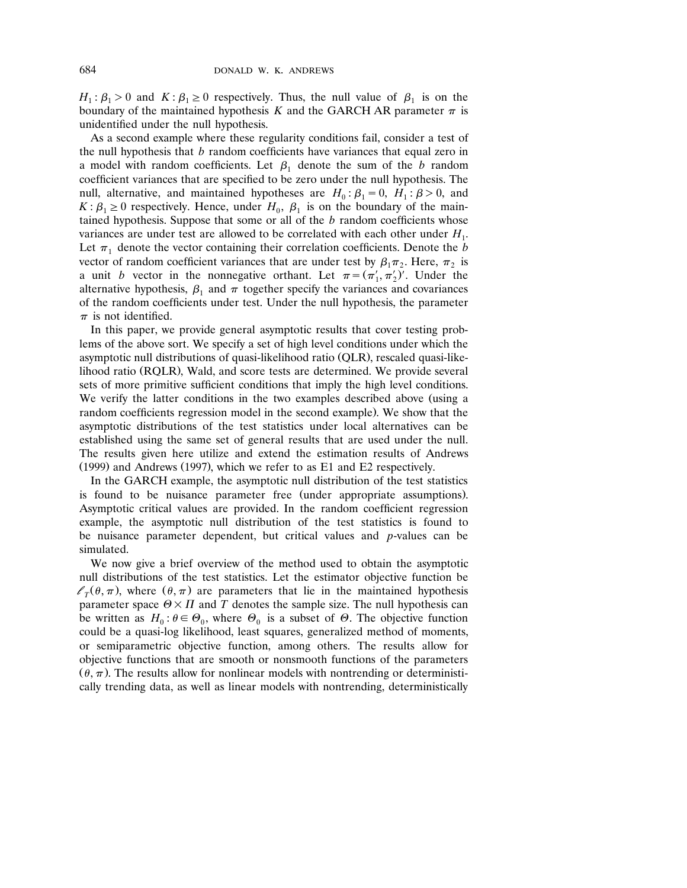$H_1 : \beta_1 > 0$ and $K : \beta_1 \geq 0$ respectively. Thus, the null value of $\beta_1$ is on the boundary of the maintained hypothesis $K$ and the GARCH AR parameter $\pi$ is unidentified under the null hypothesis.

As a second example where these regularity conditions fail, consider a test of the null hypothesis that $b$ random coefficients have variances that equal zero in a model with random coefficients. Let $\beta_1$ denote the sum of the $b$ random coefficient variances that are specified to be zero under the null hypothesis. The null, alternative, and maintained hypotheses are $H_0 : \beta_1 = 0$, $H_1 : \beta > 0$, and $K : \beta_1 \geq 0$ respectively. Hence, under $H_0$, $\beta_1$ is on the boundary of the maintained hypothesis. Suppose that some or all of the $b$ random coefficients whose variances are under test are allowed to be correlated with each other under $H_1$. Let $\pi_1$ denote the vector containing their correlation coefficients. Denote the $b$ vector of random coefficient variances that are under test by $\beta_1 \pi_2$. Here, $\pi_2$ is a unit $b$ vector in the nonnegative orthant. Let $\pi = (\pi_1', \pi_2')'$. Under the alternative hypothesis, $\beta_1$ and $\pi$ together specify the variances and covariances of the random coefficients under test. Under the null hypothesis, the parameter $\pi$ is not identified.

In this paper, we provide general asymptotic results that cover testing problems of the above sort. We specify a set of high level conditions under which the asymptotic null distributions of quasi-likelihood ratio (QLR), rescaled quasi-likelihood ratio (RQLR), Wald, and score tests are determined. We provide several sets of more primitive sufficient conditions that imply the high level conditions. We verify the latter conditions in the two examples described above (using a random coefficients regression model in the second example). We show that the asymptotic distributions of the test statistics under local alternatives can be established using the same set of general results that are used under the null. The results given here utilize and extend the estimation results of Andrews (1999) and Andrews (1997), which we refer to as E1 and E2 respectively.

In the GARCH example, the asymptotic null distribution of the test statistics is found to be nuisance parameter free (under appropriate assumptions). Asymptotic critical values are provided. In the random coefficient regression example, the asymptotic null distribution of the test statistics is found to be nuisance parameter dependent, but critical values and $p$-values can be simulated.

We now give a brief overview of the method used to obtain the asymptotic null distributions of the test statistics. Let the estimator objective function be $\ell_T(\theta, \pi)$, where $(\theta, \pi)$ are parameters that lie in the maintained hypothesis parameter space $\Theta \times \Pi$ and $T$ denotes the sample size. The null hypothesis can be written as $H_0 : \theta \in \Theta_0$, where $\Theta_0$ is a subset of $\Theta$. The objective function could be a quasi-log likelihood, least squares, generalized method of moments, or semiparametric objective function, among others. The results allow for objective functions that are smooth or nonsmooth functions of the parameters $(\theta, \pi)$. The results allow for nonlinear models with nontrending or deterministically trending data, as well as linear models with nontrending, deterministically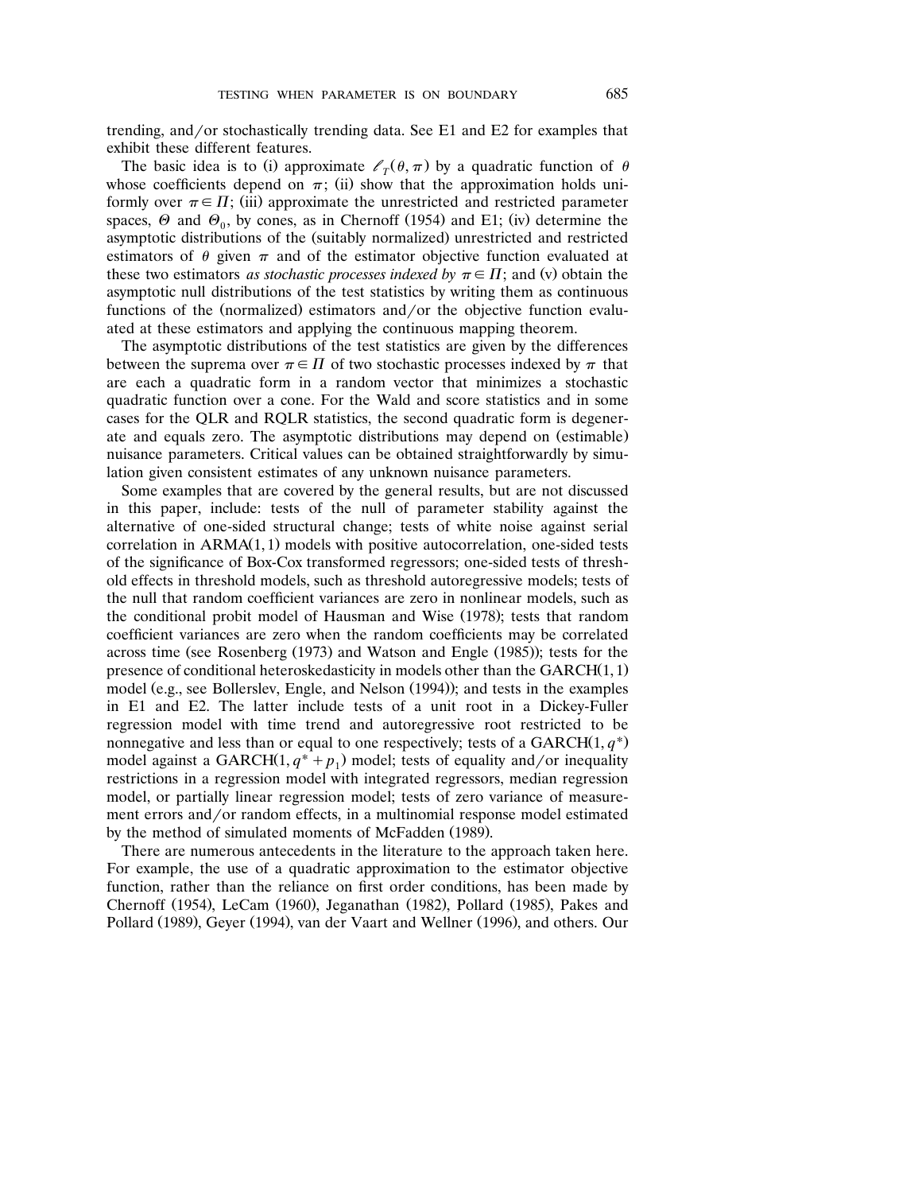trending, and/or stochastically trending data. See E1 and E2 for examples that exhibit these different features.

The basic idea is to (i) approximate $\ell_T(\theta, \pi)$ by a quadratic function of $\theta$ whose coefficients depend on $\pi$; (ii) show that the approximation holds uniformly over $\pi \in \Pi$; (iii) approximate the unrestricted and restricted parameter spaces, $\Theta$ and $\Theta_0$, by cones, as in Chernoff (1954) and E1; (iv) determine the asymptotic distributions of the (suitably normalized) unrestricted and restricted estimators of $\theta$ given $\pi$ and of the estimator objective function evaluated at these two estimators *as stochastic processes indexed by* $\pi \in \Pi$; and (v) obtain the asymptotic null distributions of the test statistics by writing them as continuous functions of the (normalized) estimators and/or the objective function evaluated at these estimators and applying the continuous mapping theorem.

The asymptotic distributions of the test statistics are given by the differences between the suprema over $\pi \in \Pi$ of two stochastic processes indexed by $\pi$ that are each a quadratic form in a random vector that minimizes a stochastic quadratic function over a cone. For the Wald and score statistics and in some cases for the QLR and RQLR statistics, the second quadratic form is degenerate and equals zero. The asymptotic distributions may depend on (estimable) nuisance parameters. Critical values can be obtained straightforwardly by simulation given consistent estimates of any unknown nuisance parameters.

Some examples that are covered by the general results, but are not discussed in this paper, include: tests of the null of parameter stability against the alternative of one-sided structural change; tests of white noise against serial correlation in ARMA(1,1) models with positive autocorrelation, one-sided tests of the significance of Box-Cox transformed regressors; one-sided tests of threshold effects in threshold models, such as threshold autoregressive models; tests of the null that random coefficient variances are zero in nonlinear models, such as the conditional probit model of Hausman and Wise (1978); tests that random coefficient variances are zero when the random coefficients may be correlated across time (see Rosenberg (1973) and Watson and Engle (1985)); tests for the presence of conditional heteroskedasticity in models other than the GARCH(1,1) model (e.g., see Bollerslev, Engle, and Nelson (1994)); and tests in the examples in E1 and E2. The latter include tests of a unit root in a Dickey-Fuller regression model with time trend and autoregressive root restricted to be nonnegative and less than or equal to one respectively; tests of a GARCH$(1, q^*)$ model against a GARCH$(1, q^* + p_1)$ model; tests of equality and/or inequality restrictions in a regression model with integrated regressors, median regression model, or partially linear regression model; tests of zero variance of measurement errors and/or random effects, in a multinomial response model estimated by the method of simulated moments of McFadden (1989).

There are numerous antecedents in the literature to the approach taken here. For example, the use of a quadratic approximation to the estimator objective function, rather than the reliance on first order conditions, has been made by Chernoff (1954), LeCam (1960), Jeganathan (1982), Pollard (1985), Pakes and Pollard (1989), Geyer (1994), van der Vaart and Wellner (1996), and others. Our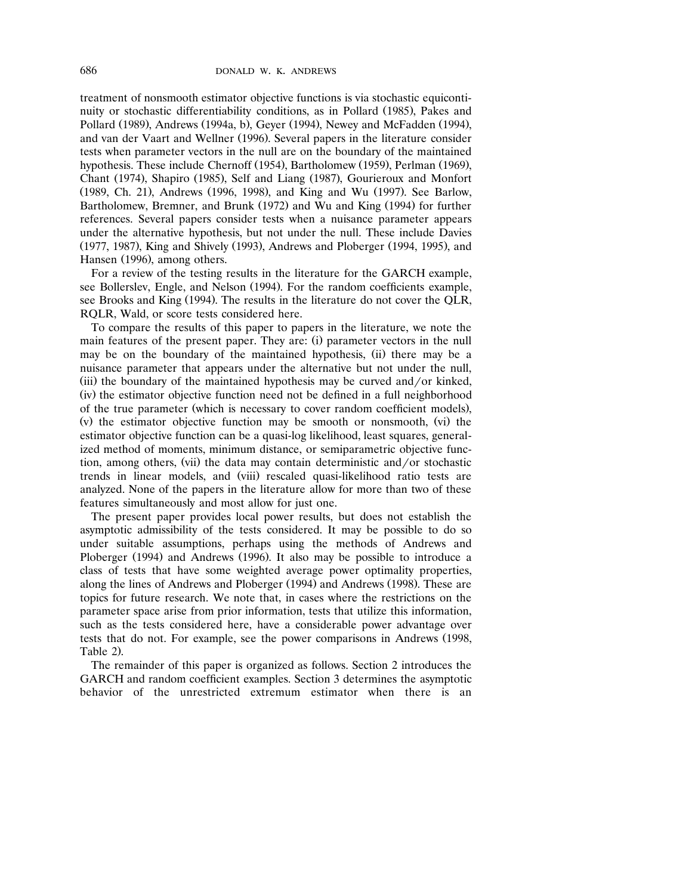treatment of nonsmooth estimator objective functions is via stochastic equicontinuity or stochastic differentiability conditions, as in Pollard (1985), Pakes and Pollard (1989), Andrews (1994a, b), Geyer (1994), Newey and McFadden (1994), and van der Vaart and Wellner (1996). Several papers in the literature consider tests when parameter vectors in the null are on the boundary of the maintained hypothesis. These include Chernoff (1954), Bartholomew (1959), Perlman (1969), Chant (1974), Shapiro (1985), Self and Liang (1987), Gourieroux and Monfort (1989, Ch. 21), Andrews (1996, 1998), and King and Wu (1997). See Barlow, Bartholomew, Bremner, and Brunk (1972) and Wu and King (1994) for further references. Several papers consider tests when a nuisance parameter appears under the alternative hypothesis, but not under the null. These include Davies (1977, 1987), King and Shively (1993), Andrews and Ploberger (1994, 1995), and Hansen (1996), among others.

For a review of the testing results in the literature for the GARCH example, see Bollerslev, Engle, and Nelson (1994). For the random coefficients example, see Brooks and King (1994). The results in the literature do not cover the QLR, RQLR, Wald, or score tests considered here.

To compare the results of this paper to papers in the literature, we note the main features of the present paper. They are: (i) parameter vectors in the null may be on the boundary of the maintained hypothesis, (ii) there may be a nuisance parameter that appears under the alternative but not under the null, (iii) the boundary of the maintained hypothesis may be curved and/or kinked, (iv) the estimator objective function need not be defined in a full neighborhood of the true parameter (which is necessary to cover random coefficient models), (v) the estimator objective function may be smooth or nonsmooth, (vi) the estimator objective function can be a quasi-log likelihood, least squares, generalized method of moments, minimum distance, or semiparametric objective function, among others, (vii) the data may contain deterministic and/or stochastic trends in linear models, and (viii) rescaled quasi-likelihood ratio tests are analyzed. None of the papers in the literature allow for more than two of these features simultaneously and most allow for just one.

The present paper provides local power results, but does not establish the asymptotic admissibility of the tests considered. It may be possible to do so under suitable assumptions, perhaps using the methods of Andrews and Ploberger (1994) and Andrews (1996). It also may be possible to introduce a class of tests that have some weighted average power optimality properties, along the lines of Andrews and Ploberger (1994) and Andrews (1998). These are topics for future research. We note that, in cases where the restrictions on the parameter space arise from prior information, tests that utilize this information, such as the tests considered here, have a considerable power advantage over tests that do not. For example, see the power comparisons in Andrews (1998, Table 2).

The remainder of this paper is organized as follows. Section 2 introduces the GARCH and random coefficient examples. Section 3 determines the asymptotic behavior of the unrestricted extremum estimator when there is an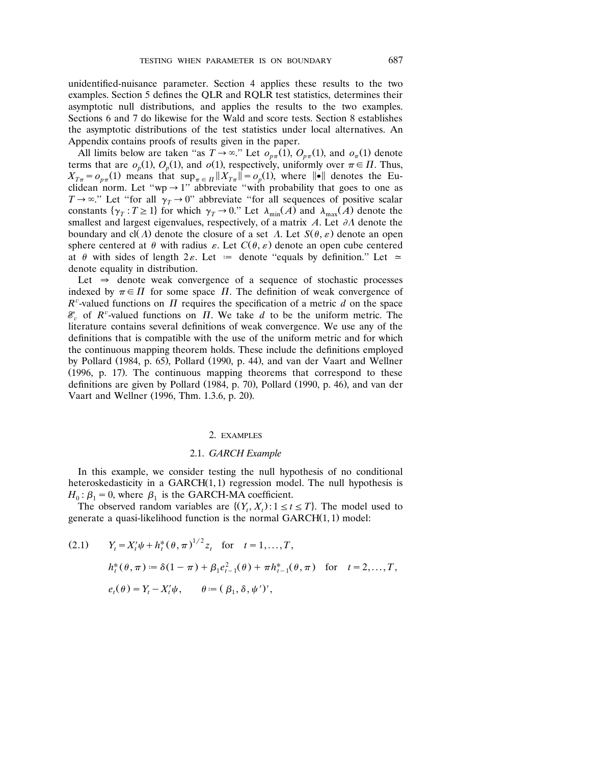unidentified-nuisance parameter. Section 4 applies these results to the two examples. Section 5 defines the QLR and RQLR test statistics, determines their asymptotic null distributions, and applies the results to the two examples. Sections 6 and 7 do likewise for the Wald and score tests. Section 8 establishes the asymptotic distributions of the test statistics under local alternatives. An Appendix contains proofs of results given in the paper.

All limits below are taken "as $T \to \infty$." Let $o_{p\pi}(1)$, $O_{p\pi}(1)$, and $o_{\pi}(1)$ denote terms that are $o_p(1)$, $O_p(1)$, and $o(1)$, respectively, uniformly over $\pi \in \Pi$. Thus, $X_{T\pi} = o_{p\pi}(1)$ means that $\sup_{\pi \in \Pi} \|X_{T\pi}\| = o_p(1)$, where $\|\bullet\|$ denotes the Euclidean norm. Let "wp $\to 1$" abbreviate "with probability that goes to one as $T \to \infty$." Let "for all $\gamma_T \to 0$" abbreviate "for all sequences of positive scalar constants $\{\gamma_T : T \geq 1\}$ for which $\gamma_T \to 0$." Let $\lambda_{\min}(A)$ and $\lambda_{\max}(A)$ denote the smallest and largest eigenvalues, respectively, of a matrix $A$. Let $\partial \Lambda$ denote the boundary and $\mathrm{cl}(\Lambda)$ denote the closure of a set $\Lambda$. Let $S(\theta, \varepsilon)$ denote an open sphere centered at $\theta$ with radius $\varepsilon$. Let $C(\theta, \varepsilon)$ denote an open cube centered at $\theta$ with sides of length $2\varepsilon$. Let $:=$ denote "equals by definition." Let $\simeq$ denote equality in distribution.

Let $\Rightarrow$ denote weak convergence of a sequence of stochastic processes indexed by $\pi \in \Pi$ for some space $\Pi$. The definition of weak convergence of $R^v$-valued functions on $\Pi$ requires the specification of a metric $d$ on the space $\mathscr{E}_v$ of $R^v$-valued functions on $\Pi$. We take $d$ to be the uniform metric. The literature contains several definitions of weak convergence. We use any of the definitions that is compatible with the use of the uniform metric and for which the continuous mapping theorem holds. These include the definitions employed by Pollard (1984, p. 65), Pollard (1990, p. 44), and van der Vaart and Wellner (1996, p. 17). The continuous mapping theorems that correspond to these definitions are given by Pollard (1984, p. 70), Pollard (1990, p. 46), and van der Vaart and Wellner (1996, Thm. 1.3.6, p. 20).

## 2. EXAMPLES

### 2.1. *GARCH Example*

In this example, we consider testing the null hypothesis of no conditional heteroskedasticity in a GARCH(1, 1) regression model. The null hypothesis is $H_0 : \beta_1 = 0$, where $\beta_1$ is the GARCH-MA coefficient.

The observed random variables are $\{(Y_t, X_t) : 1 \leq t \leq T\}$. The model used to generate a quasi-likelihood function is the normal GARCH(1, 1) model:

$$
\begin{aligned}
(2.1) \qquad & Y_t = X_t'\psi + h_t^*(\theta, \pi)^{1/2} z_t \quad \text{for} \quad t = 1, \ldots, T, \\
& h_t^*(\theta, \pi) := \delta(1 - \pi) + \beta_1 e_{t-1}^2(\theta) + \pi h_{t-1}^*(\theta, \pi) \quad \text{for} \quad t = 2, \ldots, T, \\
& e_t(\theta) = Y_t - X_t'\psi, \qquad \theta := (\beta_1, \delta, \psi')',
\end{aligned}
$$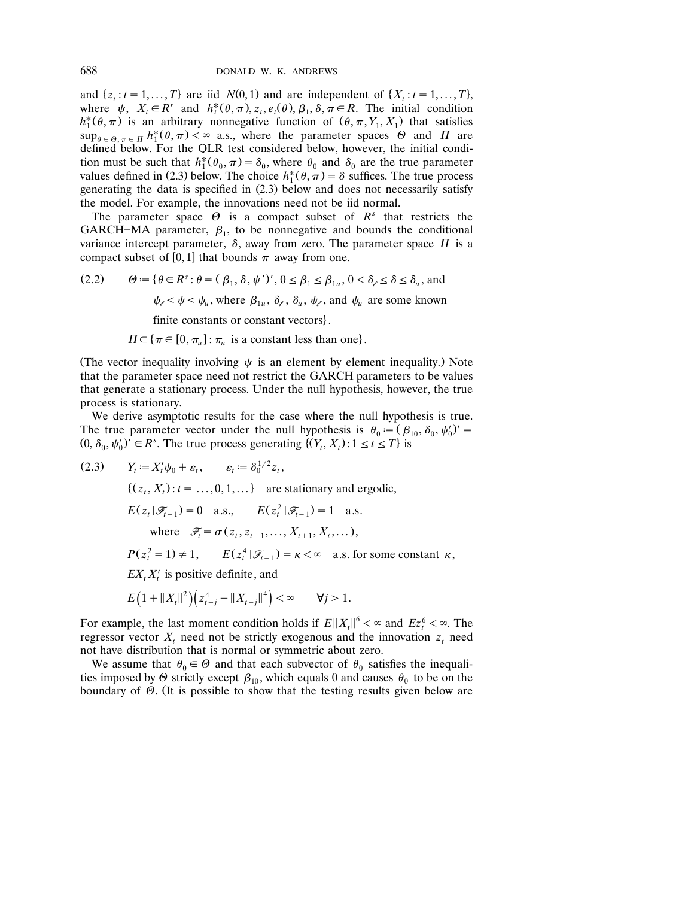and $\{z_t : t = 1, \ldots, T\}$ are iid $N(0,1)$ and are independent of $\{X_t : t = 1, \ldots, T\}$, where $\psi$, $X_t \in R^r$ and $h_t^*(\theta, \pi), z_t, e_t(\theta), \beta_1, \delta, \pi \in R$. The initial condition $h_1^*(\theta, \pi)$ is an arbitrary nonnegative function of $(\theta, \pi, Y_1, X_1)$ that satisfies $\sup_{\theta \in \Theta, \pi \in \Pi} h_1^*(\theta, \pi) < \infty$ a.s., where the parameter spaces $\Theta$ and $\Pi$ are defined below. For the QLR test considered below, however, the initial condition must be such that $h_1^*(\theta_0, \pi) = \delta_0$, where $\theta_0$ and $\delta_0$ are the true parameter values defined in (2.3) below. The choice $h_1^*(\theta, \pi) = \delta$ suffices. The true process generating the data is specified in (2.3) below and does not necessarily satisfy the model. For example, the innovations need not be iid normal.

The parameter space $\Theta$ is a compact subset of $R^s$ that restricts the GARCH–MA parameter, $\beta_1$, to be nonnegative and bounds the conditional variance intercept parameter, $\delta$, away from zero. The parameter space $\Pi$ is a compact subset of $[0,1]$ that bounds $\pi$ away from one.

$$
\begin{aligned}
(2.2) \qquad & \Theta := \{\theta \in R^s : \theta = (\beta_1, \delta, \psi')', \ 0 \le \beta_1 \le \beta_{1u}, \ 0 < \delta_\ell \le \delta \le \delta_u, \text{ and} \\
& \quad \psi_\ell \le \psi \le \psi_u, \text{ where } \beta_{1u}, \delta_\ell, \delta_u, \psi_\ell, \text{ and } \psi_u \text{ are some known} \\
& \quad \text{finite constants or constant vectors}\}. \\
& \Pi \subset \{\pi \in [0, \pi_u] : \pi_u \text{ is a constant less than one}\}.
\end{aligned}
$$

(The vector inequality involving $\psi$ is an element by element inequality.) Note that the parameter space need not restrict the GARCH parameters to be values that generate a stationary process. Under the null hypothesis, however, the true process is stationary.

We derive asymptotic results for the case where the null hypothesis is true. The true parameter vector under the null hypothesis is $\theta_0 := (\beta_{10}, \delta_0, \psi_0')' = (0, \delta_0, \psi_0')' \in R^s$. The true process generating $\{(Y_t, X_t) : 1 \le t \le T\}$ is

$$
\begin{aligned}
(2.3) \qquad & Y_t := X_t'\psi_0 + \varepsilon_t, \qquad \varepsilon_t := \delta_0^{1/2} z_t, \\
& \{(z_t, X_t) : t = \ldots, 0, 1, \ldots\} \quad \text{are stationary and ergodic}, \\
& E(z_t \mid \mathscr{F}_{t-1}) = 0 \quad \text{a.s.}, \qquad E(z_t^2 \mid \mathscr{F}_{t-1}) = 1 \quad \text{a.s.} \\
& \qquad \text{where} \quad \mathscr{F}_t = \sigma(z_t, z_{t-1}, \ldots, X_{t+1}, X_t, \ldots), \\
& P(z_t^2 = 1) \ne 1, \qquad E(z_t^4 \mid \mathscr{F}_{t-1}) = \kappa < \infty \quad \text{a.s. for some constant } \kappa, \\
& EX_tX_t' \text{ is positive definite, and} \\
& E\left(1 + \|X_t\|^2\right)\left(z_{t-j}^4 + \|X_{t-j}\|^4\right) < \infty \qquad \forall j \ge 1.
\end{aligned}
$$

For example, the last moment condition holds if $E\|X_t\|^6 < \infty$ and $Ez_t^6 < \infty$. The regressor vector $X_t$ need not be strictly exogenous and the innovation $z_t$ need not have distribution that is normal or symmetric about zero.

We assume that $\theta_0 \in \Theta$ and that each subvector of $\theta_0$ satisfies the inequalities imposed by $\Theta$ strictly except $\beta_{10}$, which equals 0 and causes $\theta_0$ to be on the boundary of $\Theta$. (It is possible to show that the testing results given below are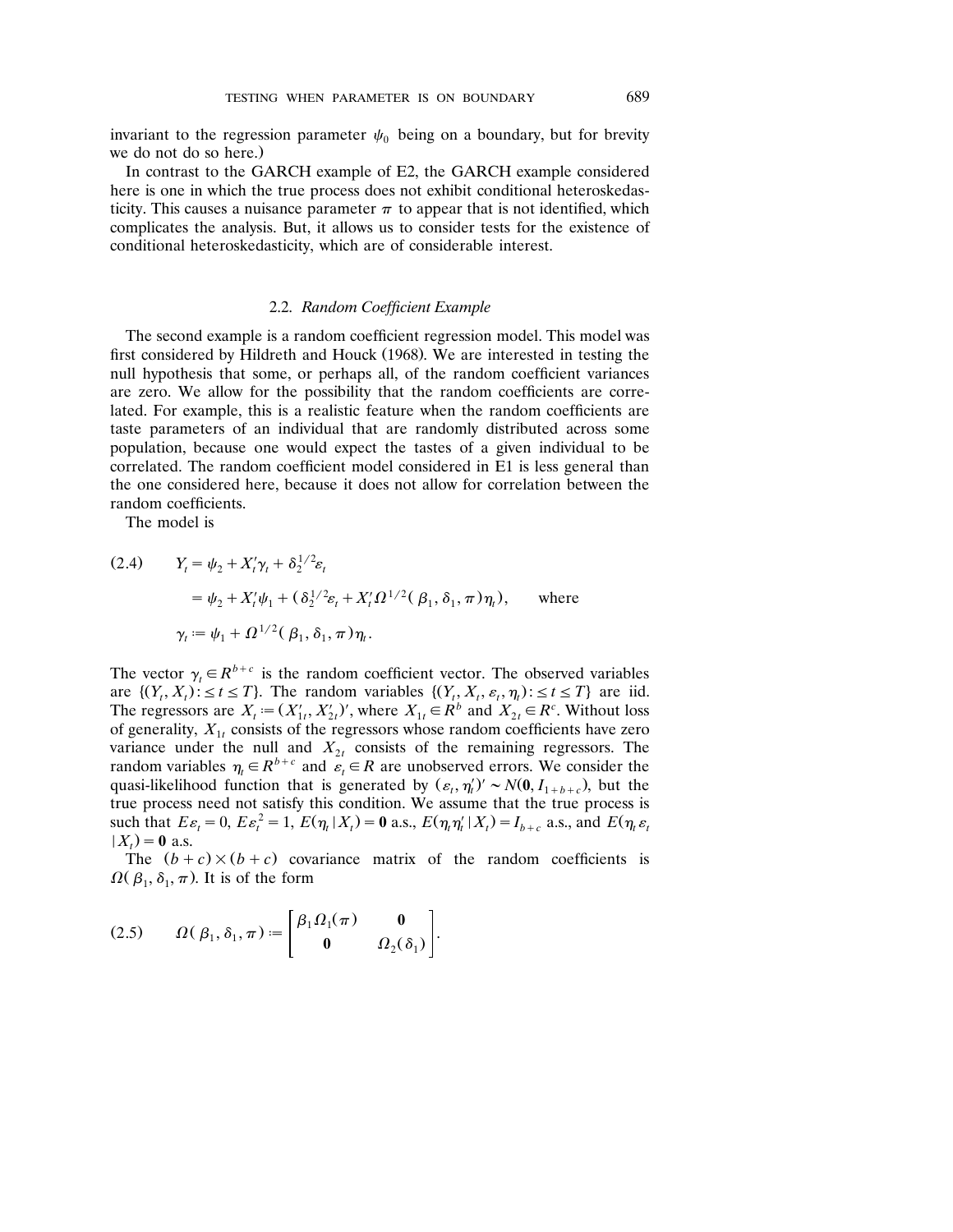invariant to the regression parameter $\psi_0$ being on a boundary, but for brevity we do not do so here.)

In contrast to the GARCH example of E2, the GARCH example considered here is one in which the true process does not exhibit conditional heteroskedasticity. This causes a nuisance parameter $\pi$ to appear that is not identified, which complicates the analysis. But, it allows us to consider tests for the existence of conditional heteroskedasticity, which are of considerable interest.

### 2.2. *Random Coefficient Example*

The second example is a random coefficient regression model. This model was first considered by Hildreth and Houck (1968). We are interested in testing the null hypothesis that some, or perhaps all, of the random coefficient variances are zero. We allow for the possibility that the random coefficients are correlated. For example, this is a realistic feature when the random coefficients are taste parameters of an individual that are randomly distributed across some population, because one would expect the tastes of a given individual to be correlated. The random coefficient model considered in E1 is less general than the one considered here, because it does not allow for correlation between the random coefficients.

The model is

$$
\begin{aligned}
(2.4) \qquad Y_t &= \psi_2 + X_t'\gamma_t + \delta_2^{1/2}\varepsilon_t \\
&= \psi_2 + X_t'\psi_1 + (\delta_2^{1/2}\varepsilon_t + X_t'\Omega^{1/2}(\beta_1, \delta_1, \pi)\eta_t), \qquad \text{where} \\
\gamma_t &:= \psi_1 + \Omega^{1/2}(\beta_1, \delta_1, \pi)\eta_t.
\end{aligned}
$$

The vector $\gamma_t \in R^{b+c}$ is the random coefficient vector. The observed variables are $\{(Y_t, X_t) : \leq t \leq T\}$. The random variables $\{(Y_t, X_t, \varepsilon_t, \eta_t) : \leq t \leq T\}$ are iid. The regressors are $X_t := (X_{1t}', X_{2t}')'$, where $X_{1t} \in R^b$ and $X_{2t} \in R^c$. Without loss of generality, $X_{1t}$ consists of the regressors whose random coefficients have zero variance under the null and $X_{2t}$ consists of the remaining regressors. The random variables $\eta_t \in R^{b+c}$ and $\varepsilon_t \in R$ are unobserved errors. We consider the quasi-likelihood function that is generated by $(\varepsilon_t, \eta_t')' \sim N(\mathbf{0}, I_{1+b+c})$, but the true process need not satisfy this condition. We assume that the true process is such that $E\varepsilon_t = 0$, $E\varepsilon_t^2 = 1$, $E(\eta_t \mid X_t) = \mathbf{0}$ a.s., $E(\eta_t\eta_t' \mid X_t) = I_{b+c}$ a.s., and $E(\eta_t\varepsilon_t \mid X_t) = \mathbf{0}$ a.s.

The $(b+c) \times (b+c)$ covariance matrix of the random coefficients is $\Omega(\beta_1, \delta_1, \pi)$. It is of the form

$$
(2.5) \qquad \Omega(\beta_1, \delta_1, \pi) := \begin{bmatrix} \beta_1\Omega_1(\pi) & \mathbf{0} \\ \mathbf{0} & \Omega_2(\delta_1) \end{bmatrix}.
$$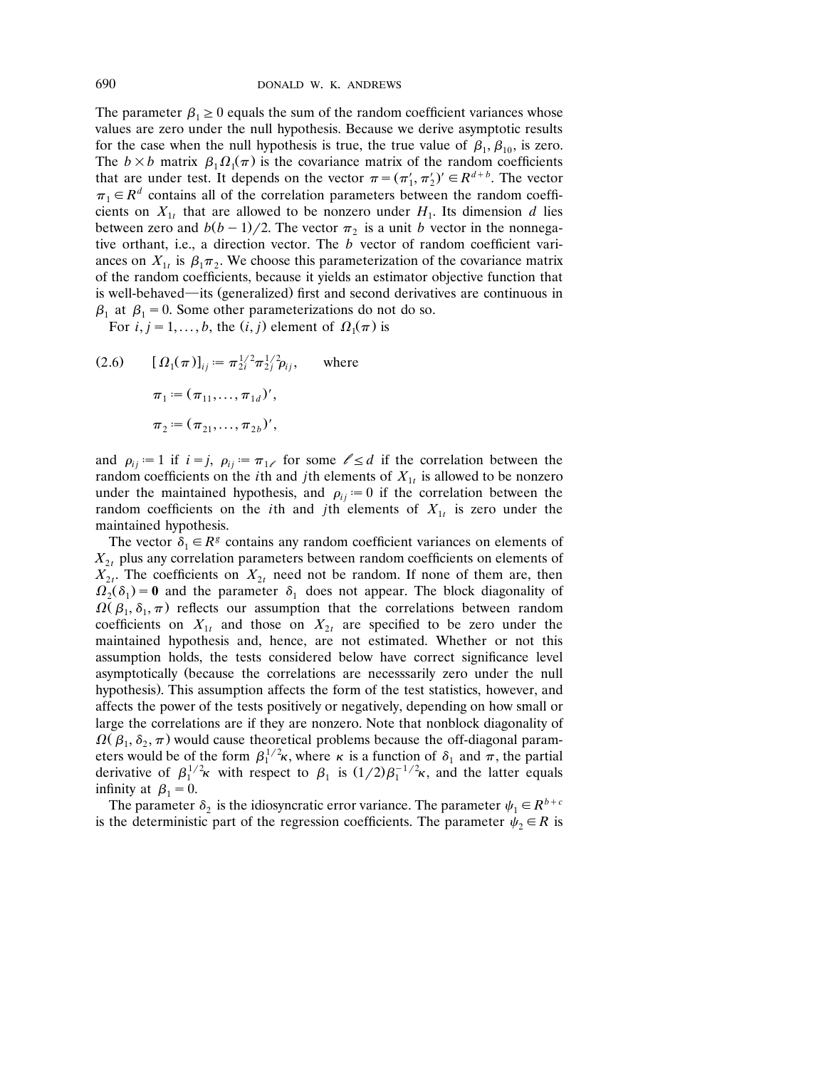The parameter $\beta_1 \geq 0$ equals the sum of the random coefficient variances whose values are zero under the null hypothesis. Because we derive asymptotic results for the case when the null hypothesis is true, the true value of $\beta_1$, $\beta_{10}$, is zero. The $b \times b$ matrix $\beta_1 \Omega_1(\pi)$ is the covariance matrix of the random coefficients that are under test. It depends on the vector $\pi = (\pi_1', \pi_2')' \in R^{d+b}$. The vector $\pi_1 \in R^d$ contains all of the correlation parameters between the random coefficients on $X_{1t}$ that are allowed to be nonzero under $H_1$. Its dimension $d$ lies between zero and $b(b-1)/2$. The vector $\pi_2$ is a unit $b$ vector in the nonnegative orthant, i.e., a direction vector. The $b$ vector of random coefficient variances on $X_{1t}$ is $\beta_1 \pi_2$. We choose this parameterization of the covariance matrix of the random coefficients, because it yields an estimator objective function that is well-behaved—its (generalized) first and second derivatives are continuous in $\beta_1$ at $\beta_1 = 0$. Some other parameterizations do not do so.

For $i, j = 1, \ldots, b$, the $(i, j)$ element of $\Omega_1(\pi)$ is

$$
\begin{aligned}
(2.6) \qquad & [\Omega_1(\pi)]_{ij} := \pi_{2i}^{1/2} \pi_{2j}^{1/2} \rho_{ij}, \qquad \text{where} \\
& \pi_1 := (\pi_{11}, \ldots, \pi_{1d})', \\
& \pi_2 := (\pi_{21}, \ldots, \pi_{2b})',
\end{aligned}
$$

and $\rho_{ij} := 1$ if $i = j$, $\rho_{ij} := \pi_{1\ell}$ for some $\ell \leq d$ if the correlation between the random coefficients on the $i$th and $j$th elements of $X_{1t}$ is allowed to be nonzero under the maintained hypothesis, and $\rho_{ij} := 0$ if the correlation between the random coefficients on the $i$th and $j$th elements of $X_{1t}$ is zero under the maintained hypothesis.

The vector $\delta_1 \in R^g$ contains any random coefficient variances on elements of $X_{2t}$ plus any correlation parameters between random coefficients on elements of $X_{2t}$. The coefficients on $X_{2t}$ need not be random. If none of them are, then $\Omega_2(\delta_1) = \mathbf{0}$ and the parameter $\delta_1$ does not appear. The block diagonality of $\Omega(\beta_1, \delta_1, \pi)$ reflects our assumption that the correlations between random coefficients on $X_{1t}$ and those on $X_{2t}$ are specified to be zero under the maintained hypothesis and, hence, are not estimated. Whether or not this assumption holds, the tests considered below have correct significance level asymptotically (because the correlations are necesssarily zero under the null hypothesis). This assumption affects the form of the test statistics, however, and affects the power of the tests positively or negatively, depending on how small or large the correlations are if they are nonzero. Note that nonblock diagonality of $\Omega(\beta_1, \delta_2, \pi)$ would cause theoretical problems because the off-diagonal parameters would be of the form $\beta_1^{1/2}\kappa$, where $\kappa$ is a function of $\delta_1$ and $\pi$, the partial derivative of $\beta_1^{1/2}\kappa$ with respect to $\beta_1$ is $(1/2)\beta_1^{-1/2}\kappa$, and the latter equals infinity at $\beta_1 = 0$.

The parameter $\delta_2$ is the idiosyncratic error variance. The parameter $\psi_1 \in R^{b+c}$ is the deterministic part of the regression coefficients. The parameter $\psi_2 \in R$ is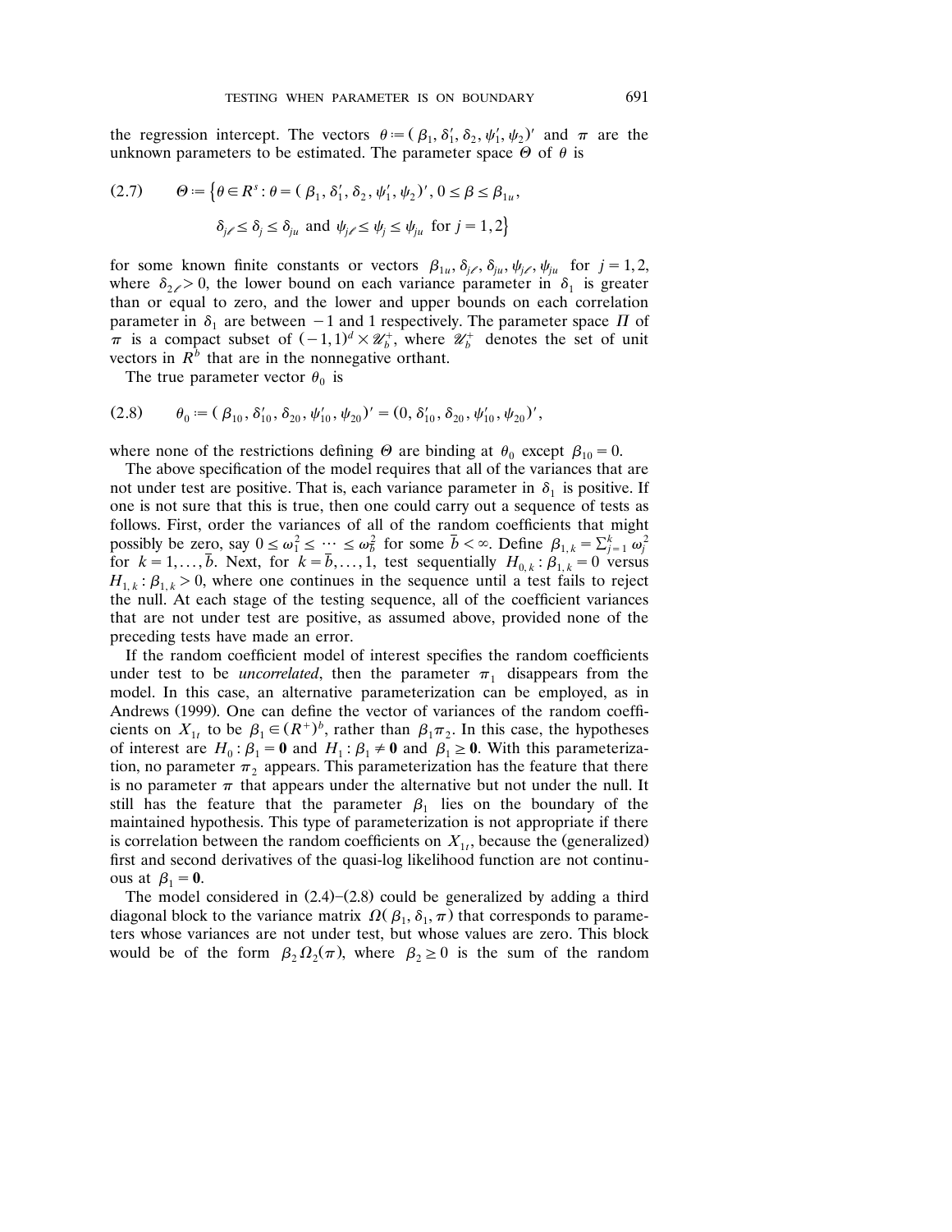the regression intercept. The vectors $\theta := (\beta_1, \delta_1', \delta_2, \psi_1', \psi_2)'$ and $\pi$ are the unknown parameters to be estimated. The parameter space $\Theta$ of $\theta$ is

$$(2.7) \qquad \Theta := \big\{\theta \in R^s : \theta = (\beta_1, \delta_1', \delta_2, \psi_1', \psi_2)', 0 \leq \beta \leq \beta_{1u}, \\ \delta_{j\ell} \leq \delta_j \leq \delta_{ju} \text{ and } \psi_{j\ell} \leq \psi_j \leq \psi_{ju} \text{ for } j = 1, 2\big\}$$

for some known finite constants or vectors $\beta_{1u}, \delta_{j\ell}, \delta_{ju}, \psi_{j\ell}, \psi_{ju}$ for $j = 1, 2$, where $\delta_{2\ell} > 0$, the lower bound on each variance parameter in $\delta_1$ is greater than or equal to zero, and the lower and upper bounds on each correlation parameter in $\delta_1$ are between $-1$ and 1 respectively. The parameter space $\Pi$ of $\pi$ is a compact subset of $(-1, 1)^d \times \mathscr{U}_b^+$, where $\mathscr{U}_b^+$ denotes the set of unit vectors in $R^b$ that are in the nonnegative orthant.

The true parameter vector $\theta_0$ is

$$(2.8) \qquad \theta_0 := (\beta_{10}, \delta_{10}', \delta_{20}, \psi_{10}', \psi_{20})' = (0, \delta_{10}', \delta_{20}, \psi_{10}', \psi_{20})',$$

where none of the restrictions defining $\Theta$ are binding at $\theta_0$ except $\beta_{10} = 0$.

The above specification of the model requires that all of the variances that are not under test are positive. That is, each variance parameter in $\delta_1$ is positive. If one is not sure that this is true, then one could carry out a sequence of tests as follows. First, order the variances of all of the random coefficients that might possibly be zero, say $0 \leq \omega_1^2 \leq \cdots \leq \omega_{\bar{b}}^2$ for some $\bar{b} < \infty$. Define $\beta_{1,k} = \sum_{j=1}^{k} \omega_j^2$ for $k = 1, \ldots, \bar{b}$. Next, for $k = \bar{b}, \ldots, 1$, test sequentially $H_{0,k} : \beta_{1,k} = 0$ versus $H_{1,k} : \beta_{1,k} > 0$, where one continues in the sequence until a test fails to reject the null. At each stage of the testing sequence, all of the coefficient variances that are not under test are positive, as assumed above, provided none of the preceding tests have made an error.

If the random coefficient model of interest specifies the random coefficients under test to be *uncorrelated*, then the parameter $\pi_1$ disappears from the model. In this case, an alternative parameterization can be employed, as in Andrews (1999). One can define the vector of variances of the random coefficients on $X_{1t}$ to be $\beta_1 \in (R^+)^b$, rather than $\beta_1 \pi_2$. In this case, the hypotheses of interest are $H_0 : \beta_1 = \mathbf{0}$ and $H_1 : \beta_1 \neq \mathbf{0}$ and $\beta_1 \geq \mathbf{0}$. With this parameterization, no parameter $\pi_2$ appears. This parameterization has the feature that there is no parameter $\pi$ that appears under the alternative but not under the null. It still has the feature that the parameter $\beta_1$ lies on the boundary of the maintained hypothesis. This type of parameterization is not appropriate if there is correlation between the random coefficients on $X_{1t}$, because the (generalized) first and second derivatives of the quasi-log likelihood function are not continuous at $\beta_1 = \mathbf{0}$.

The model considered in (2.4)–(2.8) could be generalized by adding a third diagonal block to the variance matrix $\Omega(\beta_1, \delta_1, \pi)$ that corresponds to parameters whose variances are not under test, but whose values are zero. This block would be of the form $\beta_2 \Omega_2(\pi)$, where $\beta_2 \geq 0$ is the sum of the random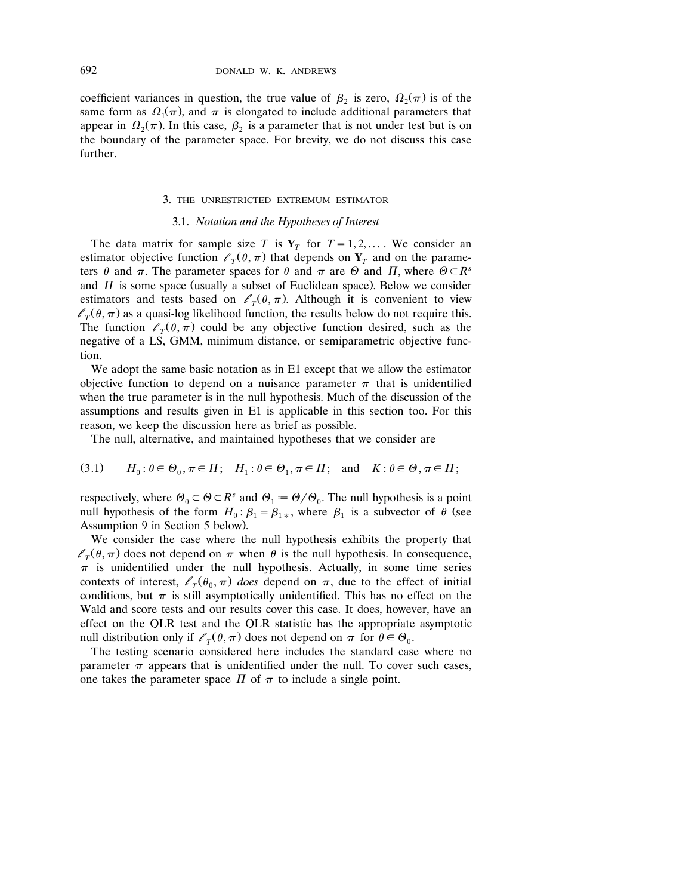coefficient variances in question, the true value of $\beta_2$ is zero, $\Omega_2(\pi)$ is of the same form as $\Omega_1(\pi)$, and $\pi$ is elongated to include additional parameters that appear in $\Omega_2(\pi)$. In this case, $\beta_2$ is a parameter that is not under test but is on the boundary of the parameter space. For brevity, we do not discuss this case further.

## 3. THE UNRESTRICTED EXTREMUM ESTIMATOR

### 3.1. *Notation and the Hypotheses of Interest*

The data matrix for sample size $T$ is $\mathbf{Y}_T$ for $T = 1, 2, \ldots$. We consider an estimator objective function $\ell_T(\theta, \pi)$ that depends on $\mathbf{Y}_T$ and on the parameters $\theta$ and $\pi$. The parameter spaces for $\theta$ and $\pi$ are $\Theta$ and $\Pi$, where $\Theta \subset R^s$ and $\Pi$ is some space (usually a subset of Euclidean space). Below we consider estimators and tests based on $\ell_T(\theta, \pi)$. Although it is convenient to view $\ell_T(\theta, \pi)$ as a quasi-log likelihood function, the results below do not require this. The function $\ell_T(\theta, \pi)$ could be any objective function desired, such as the negative of a LS, GMM, minimum distance, or semiparametric objective function.

We adopt the same basic notation as in E1 except that we allow the estimator objective function to depend on a nuisance parameter $\pi$ that is unidentified when the true parameter is in the null hypothesis. Much of the discussion of the assumptions and results given in E1 is applicable in this section too. For this reason, we keep the discussion here as brief as possible.

The null, alternative, and maintained hypotheses that we consider are

$$(3.1) \qquad H_0 : \theta \in \Theta_0, \pi \in \Pi; \quad H_1 : \theta \in \Theta_1, \pi \in \Pi; \quad \text{and} \quad K : \theta \in \Theta, \pi \in \Pi;$$

respectively, where $\Theta_0 \subset \Theta \subset R^s$ and $\Theta_1 := \Theta / \Theta_0$. The null hypothesis is a point null hypothesis of the form $H_0 : \beta_1 = \beta_{1*}$, where $\beta_1$ is a subvector of $\theta$ (see Assumption 9 in Section 5 below).

We consider the case where the null hypothesis exhibits the property that $\ell_T(\theta, \pi)$ does not depend on $\pi$ when $\theta$ is the null hypothesis. In consequence, $\pi$ is unidentified under the null hypothesis. Actually, in some time series contexts of interest, $\ell_T(\theta_0, \pi)$ *does* depend on $\pi$, due to the effect of initial conditions, but $\pi$ is still asymptotically unidentified. This has no effect on the Wald and score tests and our results cover this case. It does, however, have an effect on the QLR test and the QLR statistic has the appropriate asymptotic null distribution only if $\ell_T(\theta, \pi)$ does not depend on $\pi$ for $\theta \in \Theta_0$.

The testing scenario considered here includes the standard case where no parameter $\pi$ appears that is unidentified under the null. To cover such cases, one takes the parameter space $\Pi$ of $\pi$ to include a single point.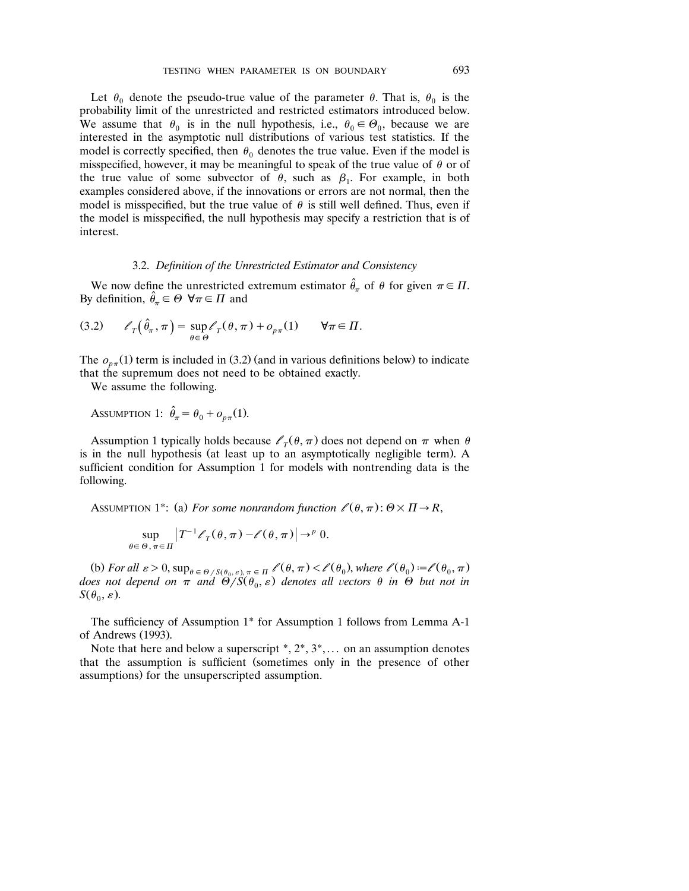Let $\theta_0$ denote the pseudo-true value of the parameter $\theta$. That is, $\theta_0$ is the probability limit of the unrestricted and restricted estimators introduced below. We assume that $\theta_0$ is in the null hypothesis, i.e., $\theta_0 \in \Theta_0$, because we are interested in the asymptotic null distributions of various test statistics. If the model is correctly specified, then $\theta_0$ denotes the true value. Even if the model is misspecified, however, it may be meaningful to speak of the true value of $\theta$ or of the true value of some subvector of $\theta$, such as $\beta_1$. For example, in both examples considered above, if the innovations or errors are not normal, then the model is misspecified, but the true value of $\theta$ is still well defined. Thus, even if the model is misspecified, the null hypothesis may specify a restriction that is of interest.

### 3.2. *Definition of the Unrestricted Estimator and Consistency*

We now define the unrestricted extremum estimator $\hat{\theta}_\pi$ of $\theta$ for given $\pi \in \Pi$. By definition, $\hat{\theta}_\pi \in \Theta \;\; \forall \pi \in \Pi$ and

$$(3.2) \qquad \ell_T(\hat{\theta}_\pi, \pi) = \sup_{\theta \in \Theta} \ell_T(\theta, \pi) + o_{p\pi}(1) \qquad \forall \pi \in \Pi.$$

The $o_{p\pi}(1)$ term is included in (3.2) (and in various definitions below) to indicate that the supremum does not need to be obtained exactly.

We assume the following.

ASSUMPTION 1: $\hat{\theta}_\pi = \theta_0 + o_{p\pi}(1)$.

Assumption 1 typically holds because $\ell_T(\theta, \pi)$ does not depend on $\pi$ when $\theta$ is in the null hypothesis (at least up to an asymptotically negligible term). A sufficient condition for Assumption 1 for models with nontrending data is the following.

ASSUMPTION 1*: (a) *For some nonrandom function* $\ell(\theta, \pi): \Theta \times \Pi \to R$,

$$\sup_{\theta \in \Theta,\, \pi \in \Pi} \left| T^{-1} \ell_T(\theta, \pi) - \ell(\theta, \pi) \right| \to^p 0.$$

(b) *For all* $\varepsilon > 0$, $\sup_{\theta \in \Theta / S(\theta_0, \varepsilon),\, \pi \in \Pi} \ell(\theta, \pi) < \ell(\theta_0)$, *where* $\ell(\theta_0) := \ell(\theta_0, \pi)$ *does not depend on* $\pi$ *and* $\Theta / S(\theta_0, \varepsilon)$ *denotes all vectors* $\theta$ *in* $\Theta$ *but not in* $S(\theta_0, \varepsilon)$.

The sufficiency of Assumption 1* for Assumption 1 follows from Lemma A-1 of Andrews (1993).

Note that here and below a superscript *, 2*, 3*, ... on an assumption denotes that the assumption is sufficient (sometimes only in the presence of other assumptions) for the unsuperscripted assumption.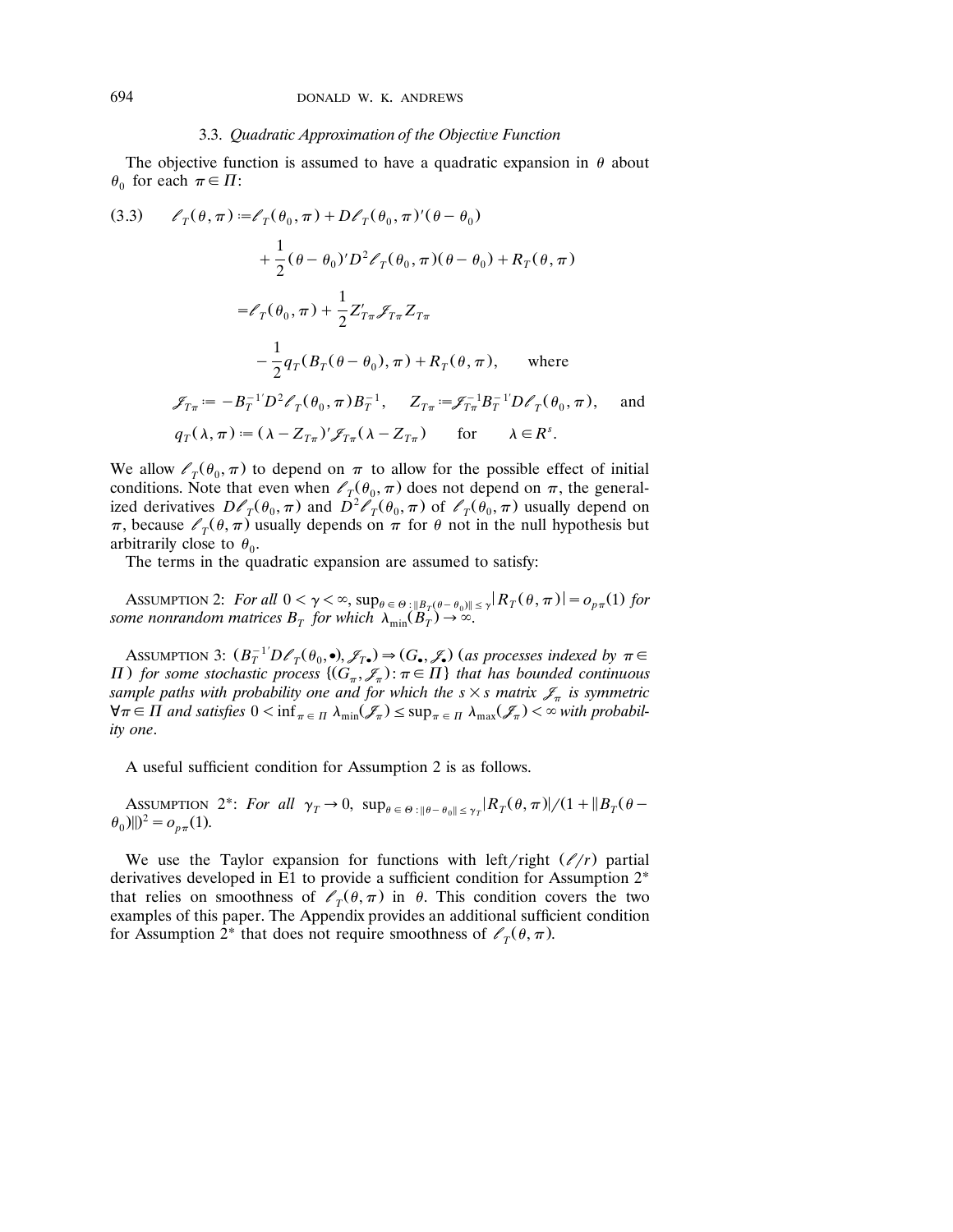### 3.3. *Quadratic Approximation of the Objective Function*

The objective function is assumed to have a quadratic expansion in $\theta$ about $\theta_0$ for each $\pi \in \Pi$:

$$
\begin{aligned}
(3.3) \qquad \ell_T(\theta, \pi) &:= \ell_T(\theta_0, \pi) + D\ell_T(\theta_0, \pi)'(\theta - \theta_0) \\
&\quad + \frac{1}{2}(\theta - \theta_0)' D^2 \ell_T(\theta_0, \pi)(\theta - \theta_0) + R_T(\theta, \pi) \\
&= \ell_T(\theta_0, \pi) + \frac{1}{2} Z_{T\pi}' \mathcal{J}_{T\pi} Z_{T\pi} \\
&\quad - \frac{1}{2} q_T(B_T(\theta - \theta_0), \pi) + R_T(\theta, \pi), \qquad \text{where}
\end{aligned}
$$

$$
\mathcal{J}_{T\pi} := -B_T^{-1'} D^2 \ell_T(\theta_0, \pi) B_T^{-1}, \qquad Z_{T\pi} := \mathcal{J}_{T\pi}^{-1} B_T^{-1'} D\ell_T(\theta_0, \pi), \qquad \text{and}
$$

$$
q_T(\lambda, \pi) := (\lambda - Z_{T\pi})' \mathcal{J}_{T\pi} (\lambda - Z_{T\pi}) \qquad \text{for} \qquad \lambda \in R^s.
$$

We allow $\ell_T(\theta_0, \pi)$ to depend on $\pi$ to allow for the possible effect of initial conditions. Note that even when $\ell_T(\theta_0, \pi)$ does not depend on $\pi$, the generalized derivatives $D\ell_T(\theta_0, \pi)$ and $D^2\ell_T(\theta_0, \pi)$ of $\ell_T(\theta_0, \pi)$ usually depend on $\pi$, because $\ell_T(\theta, \pi)$ usually depends on $\pi$ for $\theta$ not in the null hypothesis but arbitrarily close to $\theta_0$.

The terms in the quadratic expansion are assumed to satisfy:

Assumption 2: *For all* $0 < \gamma < \infty$, $\sup_{\theta \in \Theta : \|B_T(\theta - \theta_0)\| \leq \gamma} |R_T(\theta, \pi)| = o_{p\pi}(1)$ *for some nonrandom matrices* $B_T$ *for which* $\lambda_{\min}(B_T) \to \infty$.

Assumption 3: $(B_T^{-1'} D\ell_T(\theta_0, \bullet), \mathcal{J}_{T\bullet}) \Rightarrow (G_\bullet, \mathcal{J}_\bullet)$ *(as processes indexed by* $\pi \in \Pi$*) for some stochastic process* $\{(G_\pi, \mathcal{J}_\pi) : \pi \in \Pi\}$ *that has bounded continuous sample paths with probability one and for which the* $s \times s$ *matrix* $\mathcal{J}_\pi$ *is symmetric* $\forall \pi \in \Pi$ *and satisfies* $0 < \inf_{\pi \in \Pi} \lambda_{\min}(\mathcal{J}_\pi) \leq \sup_{\pi \in \Pi} \lambda_{\max}(\mathcal{J}_\pi) < \infty$ *with probability one.*

A useful sufficient condition for Assumption 2 is as follows.

Assumption 2*: *For all* $\gamma_T \to 0$, $\sup_{\theta \in \Theta : \|\theta - \theta_0\| \leq \gamma_T} |R_T(\theta, \pi)| / (1 + \|B_T(\theta - \theta_0)\|)^2 = o_{p\pi}(1)$.

We use the Taylor expansion for functions with left/right ($\ell/r$) partial derivatives developed in E1 to provide a sufficient condition for Assumption 2* that relies on smoothness of $\ell_T(\theta, \pi)$ in $\theta$. This condition covers the two examples of this paper. The Appendix provides an additional sufficient condition for Assumption 2* that does not require smoothness of $\ell_T(\theta, \pi)$.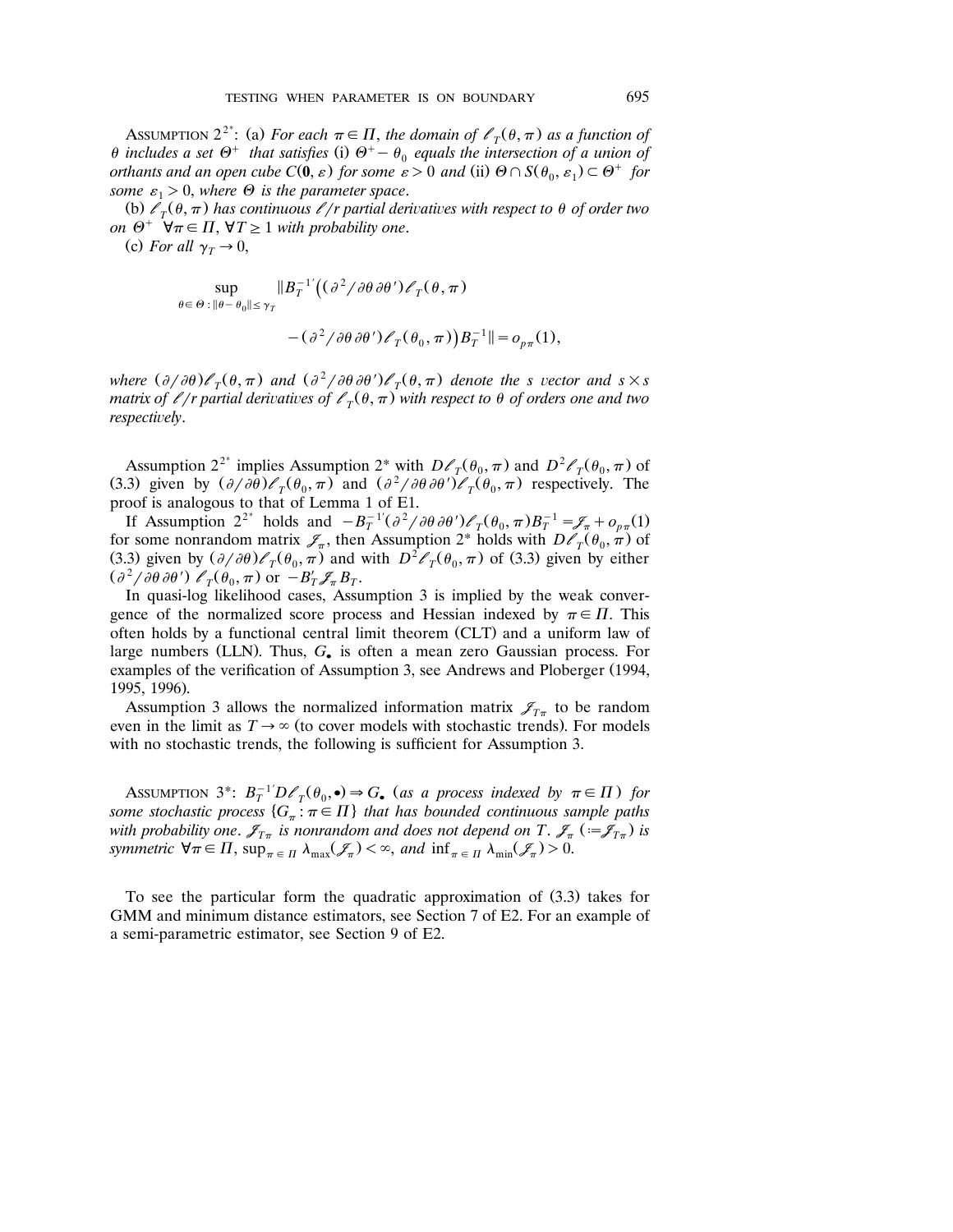ASSUMPTION $2^{2^*}$: (a) *For each* $\pi \in \Pi$, *the domain of* $\ell_T(\theta, \pi)$ *as a function of* $\theta$ *includes a set* $\Theta^+$ *that satisfies* (i) $\Theta^+ - \theta_0$ *equals the intersection of a union of orthants and an open cube* $C(\mathbf{0}, \varepsilon)$ *for some* $\varepsilon > 0$ *and* (ii) $\Theta \cap S(\theta_0, \varepsilon_1) \subset \Theta^+$ *for some* $\varepsilon_1 > 0$, *where* $\Theta$ *is the parameter space*.

(b) $\ell_T(\theta, \pi)$ *has continuous* $\ell/r$ *partial derivatives with respect to* $\theta$ *of order two on* $\Theta^+$ $\forall \pi \in \Pi$, $\forall T \geq 1$ *with probability one*.

(c) *For all* $\gamma_T \to 0$,

$$\sup_{\theta \in \Theta : \|\theta - \theta_0\| \leq \gamma_T} \|B_T^{-1'}\big((\partial^2/\partial\theta\,\partial\theta')\ell_T(\theta, \pi) - (\partial^2/\partial\theta\,\partial\theta')\ell_T(\theta_0, \pi)\big)B_T^{-1}\| = o_{p\pi}(1),$$

*where* $(\partial/\partial\theta)\ell_T(\theta, \pi)$ *and* $(\partial^2/\partial\theta\,\partial\theta')\ell_T(\theta, \pi)$ *denote the* $s$ *vector and* $s \times s$ *matrix of* $\ell/r$ *partial derivatives of* $\ell_T(\theta, \pi)$ *with respect to* $\theta$ *of orders one and two respectively*.

Assumption $2^{2^*}$ implies Assumption $2^*$ with $D\ell_T(\theta_0, \pi)$ and $D^2\ell_T(\theta_0, \pi)$ of (3.3) given by $(\partial/\partial\theta)\ell_T(\theta_0, \pi)$ and $(\partial^2/\partial\theta\,\partial\theta')\ell_T(\theta_0, \pi)$ respectively. The proof is analogous to that of Lemma 1 of E1.

If Assumption $2^{2^*}$ holds and $-B_T^{-1'}(\partial^2/\partial\theta\,\partial\theta')\ell_T(\theta_0, \pi)B_T^{-1} = \mathcal{J}_\pi + o_{p\pi}(1)$ for some nonrandom matrix $\mathcal{J}_\pi$, then Assumption $2^*$ holds with $D\ell_T(\theta_0, \pi)$ of (3.3) given by $(\partial/\partial\theta)\ell_T(\theta_0, \pi)$ and with $D^2\ell_T(\theta_0, \pi)$ of (3.3) given by either $(\partial^2/\partial\theta\,\partial\theta')\,\ell_T(\theta_0, \pi)$ or $-B_T'\mathcal{J}_\pi B_T$.

In quasi-log likelihood cases, Assumption 3 is implied by the weak convergence of the normalized score process and Hessian indexed by $\pi \in \Pi$. This often holds by a functional central limit theorem (CLT) and a uniform law of large numbers (LLN). Thus, $G_\bullet$ is often a mean zero Gaussian process. For examples of the verification of Assumption 3, see Andrews and Ploberger (1994, 1995, 1996).

Assumption 3 allows the normalized information matrix $\mathcal{J}_{T\pi}$ to be random even in the limit as $T \to \infty$ (to cover models with stochastic trends). For models with no stochastic trends, the following is sufficient for Assumption 3.

ASSUMPTION 3*: $B_T^{-1'}D\ell_T(\theta_0, \bullet) \Rightarrow G_\bullet$ (*as a process indexed by* $\pi \in \Pi$) *for some stochastic process* $\{G_\pi : \pi \in \Pi\}$ *that has bounded continuous sample paths with probability one*. $\mathcal{J}_{T\pi}$ *is nonrandom and does not depend on* $T$. $\mathcal{J}_\pi$ $(:= \mathcal{J}_{T\pi})$ *is symmetric* $\forall \pi \in \Pi$, $\sup_{\pi \in \Pi} \lambda_{\max}(\mathcal{J}_\pi) < \infty$, *and* $\inf_{\pi \in \Pi} \lambda_{\min}(\mathcal{J}_\pi) > 0$.

To see the particular form the quadratic approximation of (3.3) takes for GMM and minimum distance estimators, see Section 7 of E2. For an example of a semi-parametric estimator, see Section 9 of E2.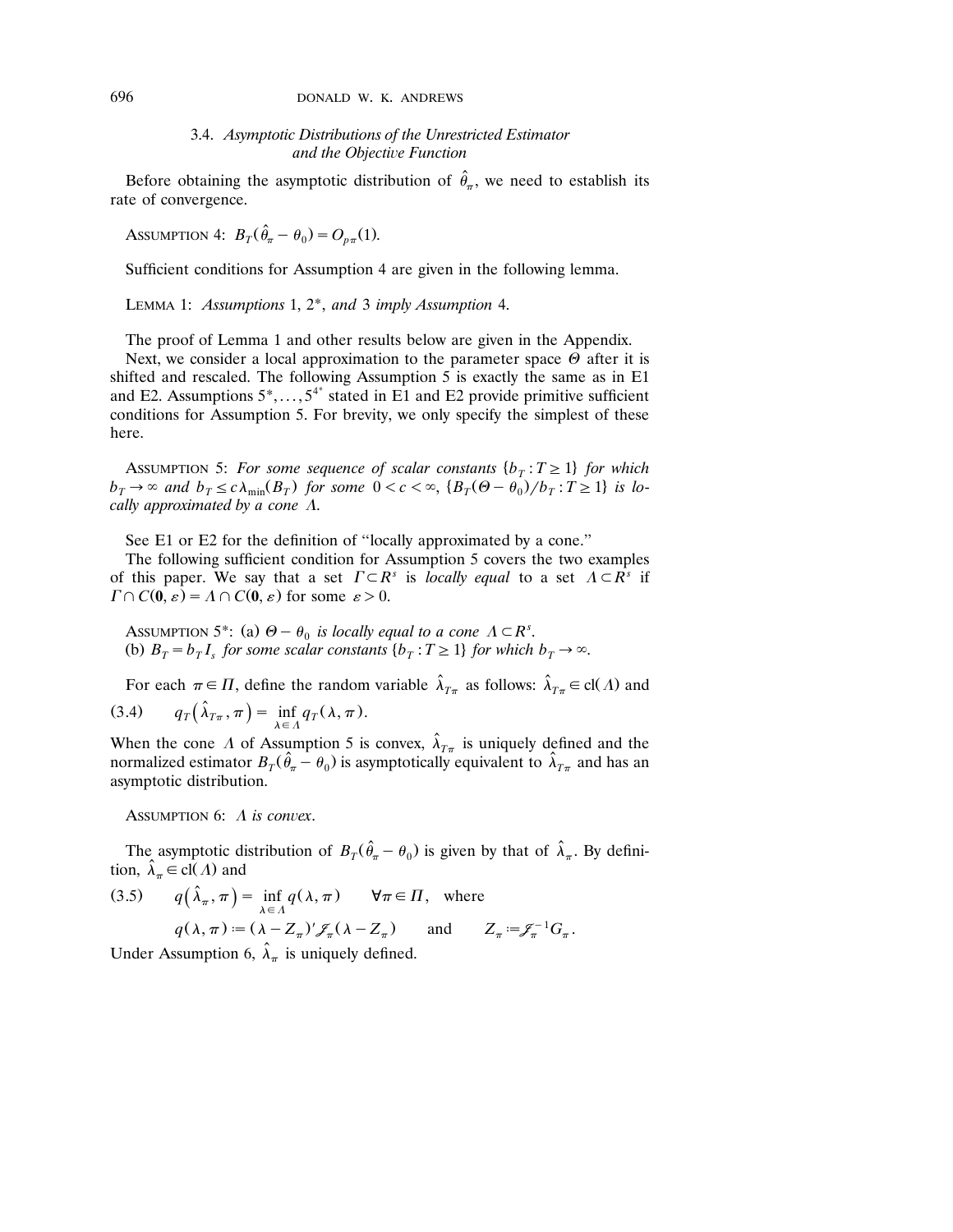### 3.4. *Asymptotic Distributions of the Unrestricted Estimator and the Objective Function*

Before obtaining the asymptotic distribution of $\hat{\theta}_\pi$, we need to establish its rate of convergence.

ASSUMPTION 4: $B_T(\hat{\theta}_\pi - \theta_0) = O_{p\pi}(1)$.

Sufficient conditions for Assumption 4 are given in the following lemma.

LEMMA 1: *Assumptions* 1, 2*, *and* 3 *imply Assumption* 4.

The proof of Lemma 1 and other results below are given in the Appendix.

Next, we consider a local approximation to the parameter space $\Theta$ after it is shifted and rescaled. The following Assumption 5 is exactly the same as in E1 and E2. Assumptions $5^*, \ldots, 5^{4^*}$ stated in E1 and E2 provide primitive sufficient conditions for Assumption 5. For brevity, we only specify the simplest of these here.

ASSUMPTION 5: *For some sequence of scalar constants* $\{b_T : T \geq 1\}$ *for which* $b_T \to \infty$ *and* $b_T \leq c\lambda_{\min}(B_T)$ *for some* $0 < c < \infty$, $\{B_T(\Theta - \theta_0)/b_T : T \geq 1\}$ *is locally approximated by a cone* $\Lambda$.

See E1 or E2 for the definition of "locally approximated by a cone."

The following sufficient condition for Assumption 5 covers the two examples of this paper. We say that a set $\Gamma \subset R^s$ is *locally equal* to a set $\Lambda \subset R^s$ if $\Gamma \cap C(\mathbf{0}, \varepsilon) = \Lambda \cap C(\mathbf{0}, \varepsilon)$ for some $\varepsilon > 0$.

ASSUMPTION 5*: (a) $\Theta - \theta_0$ *is locally equal to a cone* $\Lambda \subset R^s$.
(b) $B_T = b_T I_s$ *for some scalar constants* $\{b_T : T \geq 1\}$ *for which* $b_T \to \infty$.

For each $\pi \in \Pi$, define the random variable $\hat{\lambda}_{T\pi}$ as follows: $\hat{\lambda}_{T\pi} \in \text{cl}(\Lambda)$ and

$$q_T\left(\hat{\lambda}_{T\pi}, \pi\right) = \inf_{\lambda \in \Lambda} q_T(\lambda, \pi). \tag{3.4}$$

When the cone $\Lambda$ of Assumption 5 is convex, $\hat{\lambda}_{T\pi}$ is uniquely defined and the normalized estimator $B_T(\hat{\theta}_\pi - \theta_0)$ is asymptotically equivalent to $\hat{\lambda}_{T\pi}$ and has an asymptotic distribution.

ASSUMPTION 6: $\Lambda$ *is convex*.

The asymptotic distribution of $B_T(\hat{\theta}_\pi - \theta_0)$ is given by that of $\hat{\lambda}_\pi$. By definition, $\hat{\lambda}_\pi \in \text{cl}(\Lambda)$ and

$$q\left(\hat{\lambda}_\pi, \pi\right) = \inf_{\lambda \in \Lambda} q(\lambda, \pi) \qquad \forall \pi \in \Pi, \quad \text{where} \tag{3.5}$$
$$q(\lambda, \pi) := (\lambda - Z_\pi)' \mathcal{J}_\pi (\lambda - Z_\pi) \qquad \text{and} \qquad Z_\pi := \mathcal{J}_\pi^{-1} G_\pi.$$

Under Assumption 6, $\hat{\lambda}_\pi$ is uniquely defined.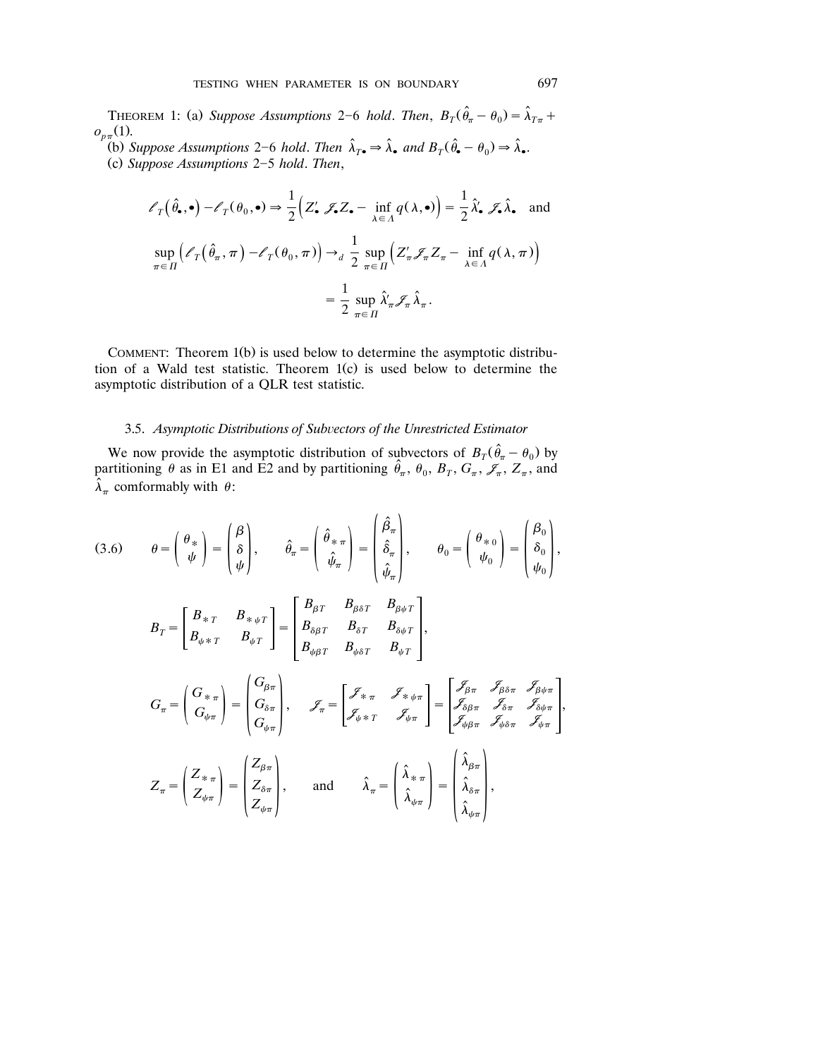THEOREM 1: (a) *Suppose Assumptions* 2–6 *hold*. *Then*, $B_T(\hat{\theta}_\pi - \theta_0) = \hat{\lambda}_{T\pi} + o_{p\pi}(1)$.

(b) *Suppose Assumptions* 2–6 *hold*. *Then* $\hat{\lambda}_{T\bullet} \Rightarrow \hat{\lambda}_\bullet$ *and* $B_T(\hat{\theta}_\bullet - \theta_0) \Rightarrow \hat{\lambda}_\bullet$.

(c) *Suppose Assumptions* 2–5 *hold*. *Then*,

$$\ell_T(\hat{\theta}_\bullet, \bullet) - \ell_T(\theta_0, \bullet) \Rightarrow \frac{1}{2}\Big(Z_\bullet' \mathcal{J}_\bullet Z_\bullet - \inf_{\lambda \in \Lambda} q(\lambda, \bullet)\Big) = \frac{1}{2}\hat{\lambda}_\bullet' \mathcal{J}_\bullet \hat{\lambda}_\bullet \quad \text{and}$$

$$\sup_{\pi \in \Pi}\Big(\ell_T(\hat{\theta}_\pi, \pi) - \ell_T(\theta_0, \pi)\Big) \to_d \frac{1}{2}\sup_{\pi \in \Pi}\Big(Z_\pi' \mathcal{J}_\pi Z_\pi - \inf_{\lambda \in \Lambda} q(\lambda, \pi)\Big)$$

$$= \frac{1}{2}\sup_{\pi \in \Pi}\hat{\lambda}_\pi' \mathcal{J}_\pi \hat{\lambda}_\pi.$$

COMMENT: Theorem 1(b) is used below to determine the asymptotic distribution of a Wald test statistic. Theorem 1(c) is used below to determine the asymptotic distribution of a QLR test statistic.

### 3.5. *Asymptotic Distributions of Subvectors of the Unrestricted Estimator*

We now provide the asymptotic distribution of subvectors of $B_T(\hat{\theta}_\pi - \theta_0)$ by partitioning $\theta$ as in E1 and E2 and by partitioning $\hat{\theta}_\pi$, $\theta_0$, $B_T$, $G_\pi$, $\mathcal{J}_\pi$, $Z_\pi$, and $\hat{\lambda}_\pi$ comformably with $\theta$:

$$(3.6) \qquad \theta = \begin{pmatrix} \theta_* \\ \psi \end{pmatrix} = \begin{pmatrix} \beta \\ \delta \\ \psi \end{pmatrix}, \qquad \hat{\theta}_\pi = \begin{pmatrix} \hat{\theta}_{*\pi} \\ \hat{\psi}_\pi \end{pmatrix} = \begin{pmatrix} \hat{\beta}_\pi \\ \hat{\delta}_\pi \\ \hat{\psi}_\pi \end{pmatrix}, \qquad \theta_0 = \begin{pmatrix} \theta_{*0} \\ \psi_0 \end{pmatrix} = \begin{pmatrix} \beta_0 \\ \delta_0 \\ \psi_0 \end{pmatrix},$$

$$B_T = \begin{bmatrix} B_{*T} & B_{*\psi T} \\ B_{\psi * T} & B_{\psi T} \end{bmatrix} = \begin{bmatrix} B_{\beta T} & B_{\beta\delta T} & B_{\beta\psi T} \\ B_{\delta\beta T} & B_{\delta T} & B_{\delta\psi T} \\ B_{\psi\beta T} & B_{\psi\delta T} & B_{\psi T} \end{bmatrix},$$

$$G_\pi = \begin{pmatrix} G_{*\pi} \\ G_{\psi\pi} \end{pmatrix} = \begin{pmatrix} G_{\beta\pi} \\ G_{\delta\pi} \\ G_{\psi\pi} \end{pmatrix}, \qquad \mathcal{J}_\pi = \begin{bmatrix} \mathcal{J}_{*\pi} & \mathcal{J}_{*\psi\pi} \\ \mathcal{J}_{\psi * T} & \mathcal{J}_{\psi\pi} \end{bmatrix} = \begin{bmatrix} \mathcal{J}_{\beta\pi} & \mathcal{J}_{\beta\delta\pi} & \mathcal{J}_{\beta\psi\pi} \\ \mathcal{J}_{\delta\beta\pi} & \mathcal{J}_{\delta\pi} & \mathcal{J}_{\delta\psi\pi} \\ \mathcal{J}_{\psi\beta\pi} & \mathcal{J}_{\psi\delta\pi} & \mathcal{J}_{\psi\pi} \end{bmatrix},$$

$$Z_\pi = \begin{pmatrix} Z_{*\pi} \\ Z_{\psi\pi} \end{pmatrix} = \begin{pmatrix} Z_{\beta\pi} \\ Z_{\delta\pi} \\ Z_{\psi\pi} \end{pmatrix}, \qquad \text{and} \qquad \hat{\lambda}_\pi = \begin{pmatrix} \hat{\lambda}_{*\pi} \\ \hat{\lambda}_{\psi\pi} \end{pmatrix} = \begin{pmatrix} \hat{\lambda}_{\beta\pi} \\ \hat{\lambda}_{\delta\pi} \\ \hat{\lambda}_{\psi\pi} \end{pmatrix},$$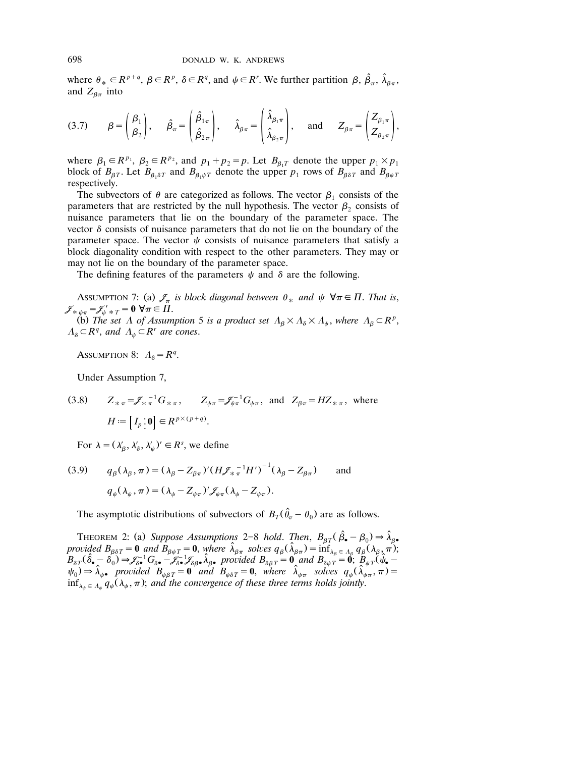where $\theta_* \in R^{p+q}$, $\beta \in R^p$, $\delta \in R^q$, and $\psi \in R^r$. We further partition $\beta$, $\hat{\beta}_\pi$, $\hat{\lambda}_{\beta\pi}$, and $Z_{\beta\pi}$ into

$$
(3.7) \qquad \beta = \begin{pmatrix} \beta_1 \\ \beta_2 \end{pmatrix}, \quad \hat{\beta}_\pi = \begin{pmatrix} \hat{\beta}_{1\pi} \\ \hat{\beta}_{2\pi} \end{pmatrix}, \quad \hat{\lambda}_{\beta\pi} = \begin{pmatrix} \hat{\lambda}_{\beta_1\pi} \\ \hat{\lambda}_{\beta_2\pi} \end{pmatrix}, \quad \text{and} \quad Z_{\beta\pi} = \begin{pmatrix} Z_{\beta_1\pi} \\ Z_{\beta_2\pi} \end{pmatrix},
$$

where $\beta_1 \in R^{p_1}$, $\beta_2 \in R^{p_2}$, and $p_1 + p_2 = p$. Let $B_{\beta_1 T}$ denote the upper $p_1 \times p_1$ block of $B_{\beta T}$. Let $B_{\beta_1 \delta T}$ and $B_{\beta_1 \psi T}$ denote the upper $p_1$ rows of $B_{\beta\delta T}$ and $B_{\beta\psi T}$ respectively.

The subvectors of $\theta$ are categorized as follows. The vector $\beta_1$ consists of the parameters that are restricted by the null hypothesis. The vector $\beta_2$ consists of nuisance parameters that lie on the boundary of the parameter space. The vector $\delta$ consists of nuisance parameters that do not lie on the boundary of the parameter space. The vector $\psi$ consists of nuisance parameters that satisfy a block diagonality condition with respect to the other parameters. They may or may not lie on the boundary of the parameter space.

The defining features of the parameters $\psi$ and $\delta$ are the following.

ASSUMPTION 7: (a) *$\mathcal{J}_\pi$ is block diagonal between $\theta_*$ and $\psi$ $\forall \pi \in \Pi$. That is, $\mathcal{J}_{*\psi\pi} = \mathcal{J}'_{\psi * T} = \mathbf{0}$ $\forall \pi \in \Pi$.*

(b) *The set $\Lambda$ of Assumption 5 is a product set $\Lambda_\beta \times \Lambda_\delta \times \Lambda_\psi$, where $\Lambda_\beta \subset R^p$, $\Lambda_\delta \subset R^q$, and $\Lambda_\psi \subset R^r$ are cones.*

ASSUMPTION 8: $\Lambda_\delta = R^q$.

Under Assumption 7,

$$
(3.8) \qquad Z_{*\pi} = \mathcal{J}_{*\pi}^{-1} G_{*\pi}, \qquad Z_{\psi\pi} = \mathcal{J}_{\psi\pi}^{-1} G_{\psi\pi}, \text{ and } Z_{\beta\pi} = H Z_{*\pi}, \text{ where}
$$
$$
H := \left[ I_p \vdots \mathbf{0} \right] \in R^{p \times (p+q)}.
$$

For $\lambda = (\lambda'_\beta, \lambda'_\delta, \lambda'_\psi)' \in R^s$, we define

$$
(3.9) \qquad q_\beta(\lambda_\beta, \pi) = (\lambda_\beta - Z_{\beta\pi})' (H \mathcal{J}_{*\pi}^{-1} H')^{-1} (\lambda_\beta - Z_{\beta\pi}) \qquad \text{and}
$$
$$
q_\psi(\lambda_\psi, \pi) = (\lambda_\psi - Z_{\psi\pi})' \mathcal{J}_{\psi\pi} (\lambda_\psi - Z_{\psi\pi}).
$$

The asymptotic distributions of subvectors of $B_T(\hat{\theta}_\pi - \theta_0)$ are as follows.

THEOREM 2: (a) *Suppose Assumptions 2–8 hold. Then, $B_{\beta T}(\hat{\beta}_\bullet - \beta_0) \Rightarrow \hat{\lambda}_{\beta\bullet}$ provided $B_{\beta\delta T} = \mathbf{0}$ and $B_{\beta\psi T} = \mathbf{0}$, where $\hat{\lambda}_{\beta\pi}$ solves $q_\beta(\hat{\lambda}_{\beta\pi}) = \inf_{\lambda_\beta \in \Lambda_\beta} q_\beta(\lambda_\beta, \pi)$; $B_{\delta T}(\hat{\delta}_\bullet - \delta_0) \Rightarrow \mathcal{J}_{\delta\bullet}^{-1} G_{\delta\bullet} - \mathcal{J}_{\delta\bullet}^{-1} \mathcal{J}_{\delta\beta\bullet} \hat{\lambda}_{\beta\bullet}$ provided $B_{\delta\beta T} = \mathbf{0}$ and $B_{\delta\psi T} = \mathbf{0}$; $B_{\psi T}(\hat{\psi}_\bullet - \psi_0) \Rightarrow \hat{\lambda}_{\psi\bullet}$ provided $B_{\psi\beta T} = \mathbf{0}$ and $B_{\psi\delta T} = \mathbf{0}$, where $\hat{\lambda}_{\psi\pi}$ solves $q_\psi(\hat{\lambda}_{\psi\pi}, \pi) = \inf_{\lambda_\psi \in \Lambda_\psi} q_\psi(\lambda_\psi, \pi)$; and the convergence of these three terms holds jointly.*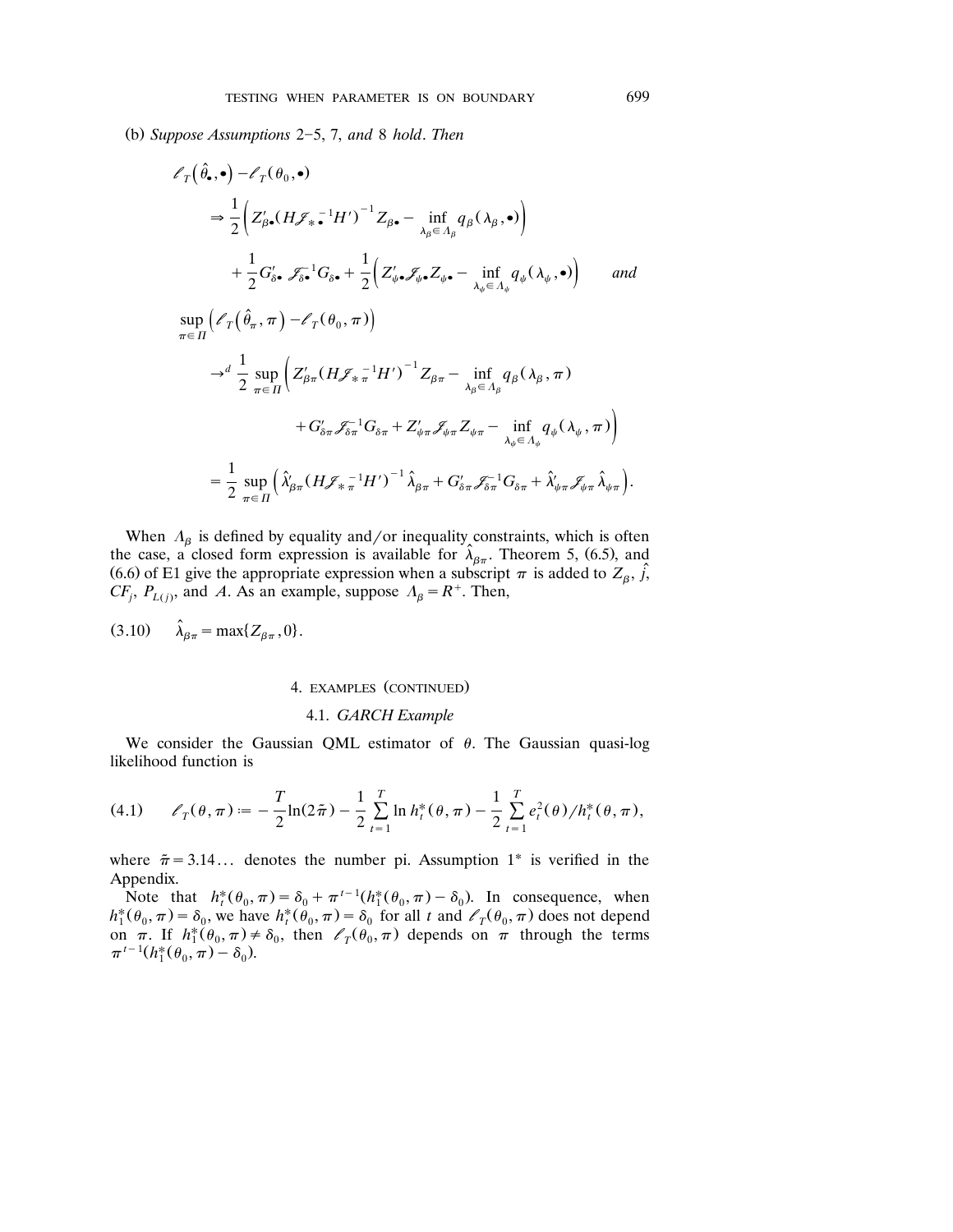(b) *Suppose Assumptions* 2–5, 7, *and* 8 *hold*. *Then*

$$
\begin{aligned}
&\ell_T\left(\hat{\theta}_\bullet,\bullet\right)-\ell_T(\theta_0,\bullet)\\
&\quad\Rightarrow \frac{1}{2}\left(Z'_{\beta\bullet}(H\mathscr{J}_{*\bullet}^{-1}H')^{-1}Z_{\beta\bullet}-\inf_{\lambda_\beta\in\Lambda_\beta}q_\beta(\lambda_\beta,\bullet)\right)\\
&\qquad+\frac{1}{2}G'_{\delta\bullet}\mathscr{J}_{\delta\bullet}^{-1}G_{\delta\bullet}+\frac{1}{2}\left(Z'_{\psi\bullet}\mathscr{J}_{\psi\bullet}Z_{\psi\bullet}-\inf_{\lambda_\psi\in\Lambda_\psi}q_\psi(\lambda_\psi,\bullet)\right)\qquad \textit{and}\\
&\sup_{\pi\in\Pi}\left(\ell_T\left(\hat{\theta}_\pi,\pi\right)-\ell_T(\theta_0,\pi)\right)\\
&\quad\rightarrow^d \frac{1}{2}\sup_{\pi\in\Pi}\left(Z'_{\beta\pi}(H\mathscr{J}_{*\pi}^{-1}H')^{-1}Z_{\beta\pi}-\inf_{\lambda_\beta\in\Lambda_\beta}q_\beta(\lambda_\beta,\pi)\right.\\
&\qquad\qquad\left.+G'_{\delta\pi}\mathscr{J}_{\delta\pi}^{-1}G_{\delta\pi}+Z'_{\psi\pi}\mathscr{J}_{\psi\pi}Z_{\psi\pi}-\inf_{\lambda_\psi\in\Lambda_\psi}q_\psi(\lambda_\psi,\pi)\right)\\
&\quad=\frac{1}{2}\sup_{\pi\in\Pi}\left(\hat{\lambda}'_{\beta\pi}(H\mathscr{J}_{*\pi}^{-1}H')^{-1}\hat{\lambda}_{\beta\pi}+G'_{\delta\pi}\mathscr{J}_{\delta\pi}^{-1}G_{\delta\pi}+\hat{\lambda}'_{\psi\pi}\mathscr{J}_{\psi\pi}\hat{\lambda}_{\psi\pi}\right).
\end{aligned}
$$

When $\Lambda_\beta$ is defined by equality and/or inequality constraints, which is often the case, a closed form expression is available for $\hat{\lambda}_{\beta\pi}$. Theorem 5, (6.5), and (6.6) of E1 give the appropriate expression when a subscript $\pi$ is added to $Z_\beta$, $\hat{j}$, $CF_j$, $P_{L(j)}$, and $A$. As an example, suppose $\Lambda_\beta = R^+$. Then,

$$
(3.10)\qquad \hat{\lambda}_{\beta\pi}=\max\{Z_{\beta\pi},0\}.
$$

## 4. Examples (Continued)

### 4.1. *GARCH Example*

We consider the Gaussian QML estimator of $\theta$. The Gaussian quasi-log likelihood function is

$$
(4.1)\qquad \ell_T(\theta,\pi):=-\frac{T}{2}\ln(2\tilde{\pi})-\frac{1}{2}\sum_{t=1}^{T}\ln h_t^*(\theta,\pi)-\frac{1}{2}\sum_{t=1}^{T}e_t^2(\theta)/h_t^*(\theta,\pi),
$$

where $\tilde{\pi}=3.14\ldots$ denotes the number pi. Assumption $1^*$ is verified in the Appendix.

Note that $h_t^*(\theta_0,\pi)=\delta_0+\pi^{t-1}(h_1^*(\theta_0,\pi)-\delta_0)$. In consequence, when $h_1^*(\theta_0,\pi)=\delta_0$, we have $h_t^*(\theta_0,\pi)=\delta_0$ for all $t$ and $\ell_T(\theta_0,\pi)$ does not depend on $\pi$. If $h_1^*(\theta_0,\pi)\neq\delta_0$, then $\ell_T(\theta_0,\pi)$ depends on $\pi$ through the terms $\pi^{t-1}(h_1^*(\theta_0,\pi)-\delta_0)$.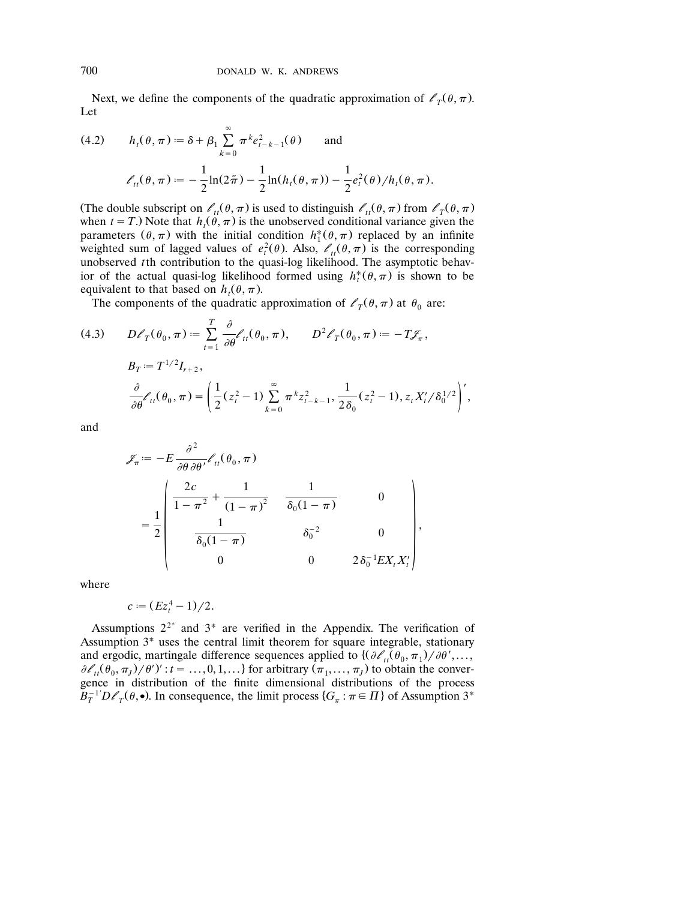Next, we define the components of the quadratic approximation of $\ell_T(\theta, \pi)$. Let

$$
\begin{aligned}
(4.2) \qquad & h_t(\theta, \pi) := \delta + \beta_1 \sum_{k=0}^{\infty} \pi^k e_{t-k-1}^2(\theta) \qquad \text{and} \\
& \ell_{tt}(\theta, \pi) := -\frac{1}{2}\ln(2\tilde{\pi}) - \frac{1}{2}\ln(h_t(\theta, \pi)) - \frac{1}{2} e_t^2(\theta)/h_t(\theta, \pi).
\end{aligned}
$$

(The double subscript on $\ell_{tt}(\theta, \pi)$ is used to distinguish $\ell_{tt}(\theta, \pi)$ from $\ell_T(\theta, \pi)$ when $t = T$.) Note that $h_t(\theta, \pi)$ is the unobserved conditional variance given the parameters $(\theta, \pi)$ with the initial condition $h_1^*(\theta, \pi)$ replaced by an infinite weighted sum of lagged values of $e_t^2(\theta)$. Also, $\ell_{tt}(\theta, \pi)$ is the corresponding unobserved $t$th contribution to the quasi-log likelihood. The asymptotic behavior of the actual quasi-log likelihood formed using $h_t^*(\theta, \pi)$ is shown to be equivalent to that based on $h_t(\theta, \pi)$.

The components of the quadratic approximation of $\ell_T(\theta, \pi)$ at $\theta_0$ are:

$$
\begin{aligned}
(4.3) \qquad & D\ell_T(\theta_0, \pi) := \sum_{t=1}^{T} \frac{\partial}{\partial \theta} \ell_{tt}(\theta_0, \pi), \qquad D^2\ell_T(\theta_0, \pi) := -T\mathscr{J}_\pi, \\
& B_T := T^{1/2} I_{r+2}, \\
& \frac{\partial}{\partial \theta} \ell_{tt}(\theta_0, \pi) = \left( \frac{1}{2}(z_t^2 - 1) \sum_{k=0}^{\infty} \pi^k z_{t-k-1}^2, \frac{1}{2\delta_0}(z_t^2 - 1), z_t X_t'/\delta_0^{1/2} \right)',
\end{aligned}
$$

and

$$
\begin{aligned}
\mathscr{J}_\pi &:= -E \frac{\partial^2}{\partial \theta \partial \theta'} \ell_{tt}(\theta_0, \pi) \\
&= \frac{1}{2} \begin{pmatrix} \dfrac{2c}{1-\pi^2} + \dfrac{1}{(1-\pi)^2} & \dfrac{1}{\delta_0(1-\pi)} & 0 \\ \dfrac{1}{\delta_0(1-\pi)} & \delta_0^{-2} & 0 \\ 0 & 0 & 2\delta_0^{-1} E X_t X_t' \end{pmatrix},
\end{aligned}
$$

where

$$
c := (E z_t^4 - 1)/2.
$$

Assumptions $2^{2^*}$ and $3^*$ are verified in the Appendix. The verification of Assumption $3^*$ uses the central limit theorem for square integrable, stationary and ergodic, martingale difference sequences applied to $\{(\partial \ell_{tt}(\theta_0, \pi_1)/\partial \theta', \ldots, \partial \ell_{tt}(\theta_0, \pi_J)/\theta')' : t = \ldots, 0, 1, \ldots\}$ for arbitrary $(\pi_1, \ldots, \pi_J)$ to obtain the convergence in distribution of the finite dimensional distributions of the process $B_T^{-1'} D\ell_T(\theta, \bullet)$. In consequence, the limit process $\{G_\pi : \pi \in \Pi\}$ of Assumption $3^*$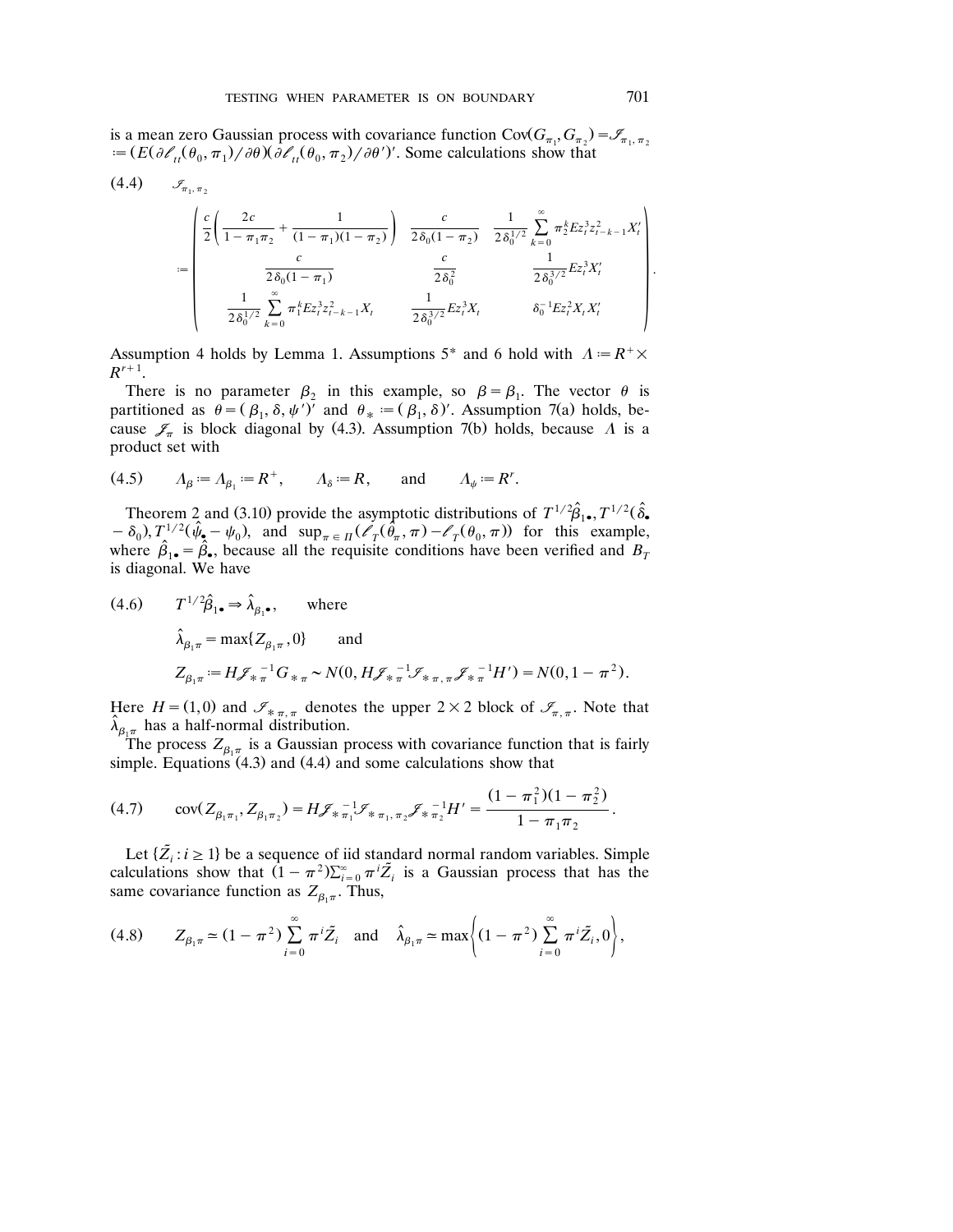is a mean zero Gaussian process with covariance function $\text{Cov}(G_{\pi_1}, G_{\pi_2}) = \mathscr{I}_{\pi_1, \pi_2} := (E(\partial \ell_{tt}(\theta_0, \pi_1)/\partial \theta)(\partial \ell_{tt}(\theta_0, \pi_2)/\partial \theta')'$. Some calculations show that

$$
(4.4) \qquad \mathscr{I}_{\pi_1, \pi_2}
$$

$$
:= \begin{pmatrix} \dfrac{c}{2}\left( \dfrac{2c}{1-\pi_1\pi_2} + \dfrac{1}{(1-\pi_1)(1-\pi_2)} \right) & \dfrac{c}{2\delta_0(1-\pi_2)} & \dfrac{1}{2\delta_0^{1/2}} \displaystyle\sum_{k=0}^{\infty} \pi_2^k E z_t^3 z_{t-k-1}^2 X_t' \\ \dfrac{c}{2\delta_0(1-\pi_1)} & \dfrac{c}{2\delta_0^2} & \dfrac{1}{2\delta_0^{3/2}} E z_t^3 X_t' \\ \dfrac{1}{2\delta_0^{1/2}} \displaystyle\sum_{k=0}^{\infty} \pi_1^k E z_t^3 z_{t-k-1}^2 X_t & \dfrac{1}{2\delta_0^{3/2}} E z_t^3 X_t & \delta_0^{-1} E z_t^2 X_t X_t' \end{pmatrix}.
$$

Assumption 4 holds by Lemma 1. Assumptions 5* and 6 hold with $\Lambda := R^+ \times R^{r+1}$.

There is no parameter $\beta_2$ in this example, so $\beta = \beta_1$. The vector $\theta$ is partitioned as $\theta = (\beta_1, \delta, \psi')'$ and $\theta_* := (\beta_1, \delta)'$. Assumption 7(a) holds, because $\mathscr{J}_\pi$ is block diagonal by (4.3). Assumption 7(b) holds, because $\Lambda$ is a product set with

$$
(4.5) \qquad \Lambda_\beta := \Lambda_{\beta_1} := R^+, \qquad \Lambda_\delta := R, \qquad \text{and} \qquad \Lambda_\psi := R^r.
$$

Theorem 2 and (3.10) provide the asymptotic distributions of $T^{1/2}\hat{\beta}_{1\bullet}, T^{1/2}(\hat{\delta}_\bullet - \delta_0), T^{1/2}(\hat{\psi}_\bullet - \psi_0)$, and $\sup_{\pi \in \Pi}(\ell_T(\hat{\theta}_\pi, \pi) - \ell_T(\theta_0, \pi))$ for this example, where $\hat{\beta}_{1\bullet} = \hat{\beta}_\bullet$, because all the requisite conditions have been verified and $B_T$ is diagonal. We have

$$
(4.6) \qquad T^{1/2}\hat{\beta}_{1\bullet} \Rightarrow \hat{\lambda}_{\beta_1\bullet}, \qquad \text{where}
$$

$$
\hat{\lambda}_{\beta_1\pi} = \max\{Z_{\beta_1\pi}, 0\} \qquad \text{and}
$$

$$
Z_{\beta_1\pi} := H\mathscr{J}_{*\pi}^{-1} G_{*\pi} \sim N(0, H\mathscr{J}_{*\pi}^{-1}\mathscr{I}_{*\pi,\pi}\mathscr{J}_{*\pi}^{-1}H') = N(0, 1-\pi^2).
$$

Here $H = (1, 0)$ and $\mathscr{I}_{*\pi,\pi}$ denotes the upper $2 \times 2$ block of $\mathscr{I}_{\pi,\pi}$. Note that $\hat{\lambda}_{\beta_1\pi}$ has a half-normal distribution.

The process $Z_{\beta_1\pi}$ is a Gaussian process with covariance function that is fairly simple. Equations (4.3) and (4.4) and some calculations show that

$$
(4.7) \qquad \text{cov}(Z_{\beta_1\pi_1}, Z_{\beta_1\pi_2}) = H\mathscr{J}_{*\pi_1}^{-1}\mathscr{I}_{*\pi_1,\pi_2}\mathscr{J}_{*\pi_2}^{-1}H' = \frac{(1-\pi_1^2)(1-\pi_2^2)}{1-\pi_1\pi_2}.
$$

Let $\{\tilde{Z}_i : i \geq 1\}$ be a sequence of iid standard normal random variables. Simple calculations show that $(1-\pi^2)\sum_{i=0}^{\infty} \pi^i \tilde{Z}_i$ is a Gaussian process that has the same covariance function as $Z_{\beta_1\pi}$. Thus,

$$
(4.8) \qquad Z_{\beta_1\pi} \simeq (1-\pi^2)\sum_{i=0}^{\infty} \pi^i \tilde{Z}_i \quad \text{and} \quad \hat{\lambda}_{\beta_1\pi} \simeq \max\left\{(1-\pi^2)\sum_{i=0}^{\infty} \pi^i \tilde{Z}_i, 0\right\},
$$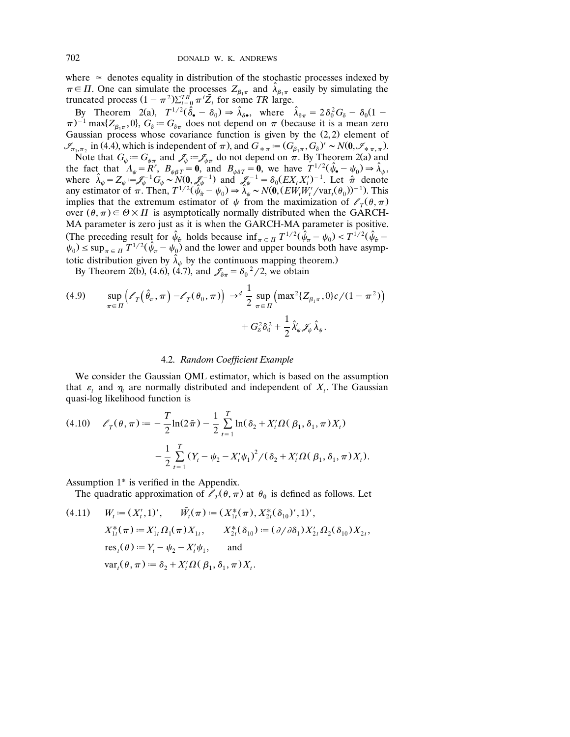where $\simeq$ denotes equality in distribution of the stochastic processes indexed by $\pi \in \Pi$. One can simulate the processes $Z_{\beta_1 \pi}$ and $\hat{\lambda}_{\beta_1 \pi}$ easily by simulating the truncated process $(1-\pi^2)\sum_{i=0}^{TR} \pi^i \tilde{Z}_i$ for some $TR$ large.

By Theorem 2(a), $T^{1/2}(\hat{\delta}_\bullet - \delta_0) \Rightarrow \hat{\lambda}_{\delta \bullet}$, where $\hat{\lambda}_{\delta\pi} = 2\delta_0^2 G_\delta - \delta_0(1-\pi)^{-1}\max\{Z_{\beta_1\pi}, 0\}$, $G_\delta := G_{\delta\pi}$ does not depend on $\pi$ (because it is a mean zero Gaussian process whose covariance function is given by the $(2,2)$ element of $\mathscr{I}_{\pi_1,\pi_2}$ in (4.4), which is independent of $\pi$), and $G_{*\pi} := (G_{\beta_1\pi}, G_\delta)' \sim N(\mathbf{0}, \mathscr{I}_{*\pi,\pi})$.

Note that $G_\psi := G_{\psi\pi}$ and $\mathscr{J}_\psi := \mathscr{J}_{\psi\pi}$ do not depend on $\pi$. By Theorem 2(a) and the fact that $\Lambda_\psi = R^r$, $B_{\psi\beta T} = \mathbf{0}$, and $B_{\psi\delta T} = \mathbf{0}$, we have $T^{1/2}(\hat{\psi}_\bullet - \psi_0) \Rightarrow \hat{\lambda}_\psi$, where $\hat{\lambda}_\psi = Z_\psi := \mathscr{J}_\psi^{-1} G_\psi \sim N(\mathbf{0}, \mathscr{J}_\psi^{-1})$ and $\mathscr{J}_\psi^{-1} = \delta_0(EX_tX_t')^{-1}$. Let $\hat{\pi}$ denote any estimator of $\pi$. Then, $T^{1/2}(\hat{\psi}_{\hat{\pi}} - \psi_0) \Rightarrow \hat{\lambda}_\psi \sim N(\mathbf{0}, (EW_tW_t'/\mathrm{var}_t(\theta_0))^{-1})$. This implies that the extremum estimator of $\psi$ from the maximization of $\ell_T(\theta, \pi)$ over $(\theta, \pi) \in \Theta \times \Pi$ is asymptotically normally distributed when the GARCH-MA parameter is zero just as it is when the GARCH-MA parameter is positive. (The preceding result for $\hat{\psi}_{\hat{\pi}}$ holds because $\inf_{\pi\in\Pi} T^{1/2}(\hat{\psi}_\pi - \psi_0) \le T^{1/2}(\hat{\psi}_{\hat{\pi}} - \psi_0) \le \sup_{\pi\in\Pi} T^{1/2}(\hat{\psi}_\pi - \psi_0)$ and the lower and upper bounds both have asymptotic distribution given by $\hat{\lambda}_\psi$ by the continuous mapping theorem.)

By Theorem 2(b), (4.6), (4.7), and $\mathscr{J}_{\delta\pi} = \delta_0^{-2}/2$, we obtain

$$
\begin{aligned}
(4.9) \qquad \sup_{\pi\in\Pi}\left(\ell_T(\hat{\theta}_\pi, \pi) - \ell_T(\theta_0, \pi)\right) \to^d\ & \frac{1}{2}\sup_{\pi\in\Pi}\left(\max{}^2\{Z_{\beta_1\pi}, 0\}c/(1-\pi^2)\right) \\
&+ G_\delta^2\delta_0^2 + \frac{1}{2}\hat{\lambda}_\psi' \mathscr{J}_\psi \hat{\lambda}_\psi.
\end{aligned}
$$

### 4.2. *Random Coefficient Example*

We consider the Gaussian QML estimator, which is based on the assumption that $\varepsilon_t$ and $\eta_t$ are normally distributed and independent of $X_t$. The Gaussian quasi-log likelihood function is

$$
\begin{aligned}
(4.10) \qquad \ell_T(\theta, \pi) := & -\frac{T}{2}\ln(2\tilde{\pi}) - \frac{1}{2}\sum_{t=1}^T \ln(\delta_2 + X_t'\Omega(\beta_1, \delta_1, \pi)X_t) \\
& - \frac{1}{2}\sum_{t=1}^T (Y_t - \psi_2 - X_t'\psi_1)^2/(\delta_2 + X_t'\Omega(\beta_1, \delta_1, \pi)X_t).
\end{aligned}
$$

Assumption 1* is verified in the Appendix.

The quadratic approximation of $\ell_T(\theta, \pi)$ at $\theta_0$ is defined as follows. Let

$$
\begin{aligned}
(4.11) \qquad & W_t := (X_t', 1)', \qquad \tilde{W}_t(\pi) := (X_{1t}^*(\pi), X_{2t}^*(\delta_{10})', 1)', \\
& X_{1t}^*(\pi) := X_{1t}'\Omega_1(\pi)X_{1t}, \qquad X_{2t}^*(\delta_{10}) := (\partial/\partial\delta_1)X_{2t}'\Omega_2(\delta_{10})X_{2t}, \\
& \mathrm{res}_t(\theta) := Y_t - \psi_2 - X_t'\psi_1, \qquad \text{and} \\
& \mathrm{var}_t(\theta, \pi) := \delta_2 + X_t'\Omega(\beta_1, \delta_1, \pi)X_t.
\end{aligned}
$$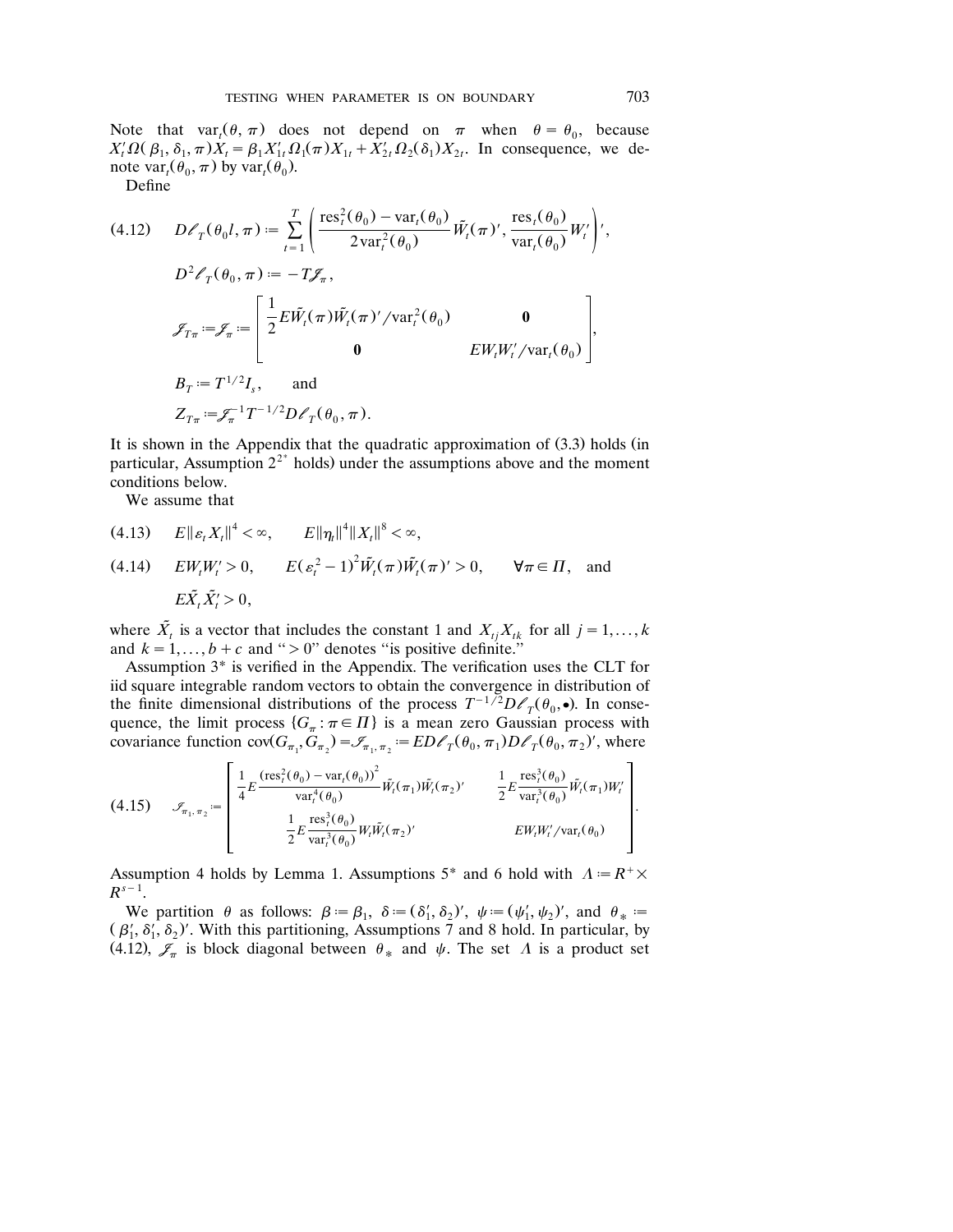Note that $\text{var}_t(\theta, \pi)$ does not depend on $\pi$ when $\theta = \theta_0$, because $X_t' \Omega(\beta_1, \delta_1, \pi) X_t = \beta_1 X_{1t}' \Omega_1(\pi) X_{1t} + X_{2t}' \Omega_2(\delta_1) X_{2t}$. In consequence, we denote $\text{var}_t(\theta_0, \pi)$ by $\text{var}_t(\theta_0)$.

Define

$$
\begin{aligned}
(4.12) \quad & D\ell_T(\theta_0 l, \pi) := \sum_{t=1}^{T} \left( \frac{\text{res}_t^2(\theta_0) - \text{var}_t(\theta_0)}{2\,\text{var}_t^2(\theta_0)} \tilde{W}_t(\pi)', \frac{\text{res}_t(\theta_0)}{\text{var}_t(\theta_0)} W_t' \right)', \\
& D^2 \ell_T(\theta_0, \pi) := -T \mathscr{J}_\pi, \\
& \mathscr{J}_{T\pi} := \mathscr{J}_\pi := \begin{bmatrix} \frac{1}{2} E\tilde{W}_t(\pi)\tilde{W}_t(\pi)'/\text{var}_t^2(\theta_0) & \mathbf{0} \\ \mathbf{0} & EW_t W_t'/\text{var}_t(\theta_0) \end{bmatrix}, \\
& B_T := T^{1/2} I_s, \qquad \text{and} \\
& Z_{T\pi} := \mathscr{J}_\pi^{-1} T^{-1/2} D\ell_T(\theta_0, \pi).
\end{aligned}
$$

It is shown in the Appendix that the quadratic approximation of (3.3) holds (in particular, Assumption $2^{2^*}$ holds) under the assumptions above and the moment conditions below.

We assume that

$$
(4.13) \quad E\|\varepsilon_t X_t\|^4 < \infty, \qquad E\|\eta_t\|^4 \|X_t\|^8 < \infty,
$$

$$
(4.14) \quad EW_t W_t' > 0, \qquad E(\varepsilon_t^2 - 1)^2 \tilde{W}_t(\pi)\tilde{W}_t(\pi)' > 0, \qquad \forall \pi \in \Pi, \quad \text{and} \quad E\tilde{X}_t \tilde{X}_t' > 0,
$$

where $\tilde{X}_t$ is a vector that includes the constant 1 and $X_{tj} X_{tk}$ for all $j = 1, \ldots, k$ and $k = 1, \ldots, b + c$ and "$> 0$" denotes "is positive definite."

Assumption 3* is verified in the Appendix. The verification uses the CLT for iid square integrable random vectors to obtain the convergence in distribution of the finite dimensional distributions of the process $T^{-1/2} D\ell_T(\theta_0, \bullet)$. In consequence, the limit process $\{G_\pi : \pi \in \Pi\}$ is a mean zero Gaussian process with covariance function $\text{cov}(G_{\pi_1}, G_{\pi_2}) = \mathscr{I}_{\pi_1, \pi_2} := ED\ell_T(\theta_0, \pi_1) D\ell_T(\theta_0, \pi_2)'$, where

$$
(4.15) \quad \mathscr{I}_{\pi_1, \pi_2} := \begin{bmatrix} \frac{1}{4} E \frac{(\text{res}_t^2(\theta_0) - \text{var}_t(\theta_0))^2}{\text{var}_t^4(\theta_0)} \tilde{W}_t(\pi_1)\tilde{W}_t(\pi_2)' & \frac{1}{2} E \frac{\text{res}_t^3(\theta_0)}{\text{var}_t^3(\theta_0)} \tilde{W}_t(\pi_1) W_t' \\ \frac{1}{2} E \frac{\text{res}_t^3(\theta_0)}{\text{var}_t^3(\theta_0)} W_t \tilde{W}_t(\pi_2)' & EW_t W_t'/\text{var}_t(\theta_0) \end{bmatrix}.
$$

Assumption 4 holds by Lemma 1. Assumptions 5* and 6 hold with $\Lambda := R^+ \times R^{s-1}$.

We partition $\theta$ as follows: $\beta := \beta_1$, $\delta := (\delta_1', \delta_2)'$, $\psi := (\psi_1', \psi_2)'$, and $\theta_* := (\beta_1', \delta_1', \delta_2)'$. With this partitioning, Assumptions 7 and 8 hold. In particular, by (4.12), $\mathscr{J}_\pi$ is block diagonal between $\theta_*$ and $\psi$. The set $\Lambda$ is a product set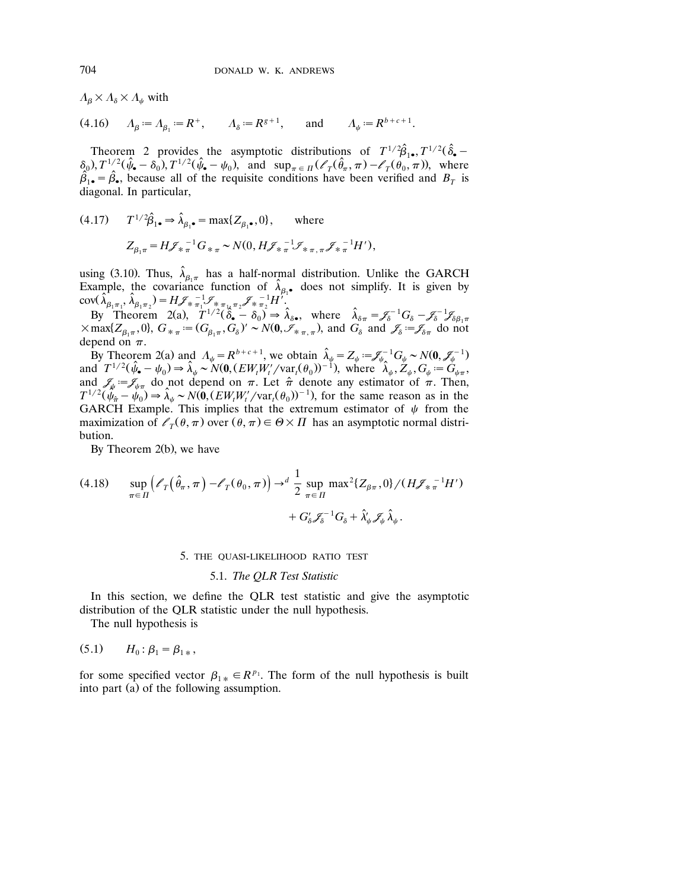$\Lambda_\beta \times \Lambda_\delta \times \Lambda_\psi$ with

$$\Lambda_\beta := \Lambda_{\beta_1} := R^+, \qquad \Lambda_\delta := R^{g+1}, \qquad \text{and} \qquad \Lambda_\psi := R^{b+c+1}. \tag{4.16}$$

Theorem 2 provides the asymptotic distributions of $T^{1/2}\hat{\beta}_{1\bullet}, T^{1/2}(\hat{\delta}_\bullet - \delta_0), T^{1/2}(\hat{\psi}_\bullet - \delta_0), T^{1/2}(\hat{\psi}_\bullet - \psi_0)$, and $\sup_{\pi \in \Pi}(\ell_T(\hat{\theta}_\pi, \pi) - \ell_T(\theta_0, \pi))$, where $\hat{\beta}_{1\bullet} = \hat{\beta}_\bullet$, because all of the requisite conditions have been verified and $B_T$ is diagonal. In particular,

$$T^{1/2}\hat{\beta}_{1\bullet} \Rightarrow \hat{\lambda}_{\beta_1\bullet} = \max\{Z_{\beta_1\bullet}, 0\}, \qquad \text{where} \tag{4.17}$$

$$Z_{\beta_1\pi} = H\mathscr{I}_{*\pi}^{-1}G_{*\pi} \sim N(0, H\mathscr{I}_{*\pi}^{-1}\mathscr{I}_{*\pi,\pi}\mathscr{I}_{*\pi}^{-1}H'),$$

using (3.10). Thus, $\hat{\lambda}_{\beta_1\pi}$ has a half-normal distribution. Unlike the GARCH Example, the covariance function of $\hat{\lambda}_{\beta_1\bullet}$ does not simplify. It is given by $\text{cov}(\hat{\lambda}_{\beta_1\pi_1}, \hat{\lambda}_{\beta_1\pi_2}) = H\mathscr{I}_{*\pi_1}^{-1}\mathscr{I}_{*\pi_1,\pi_2}\mathscr{I}_{*\pi_2}^{-1}H'$.

By Theorem 2(a), $T^{1/2}(\hat{\delta}_\bullet - \delta_0) \Rightarrow \hat{\lambda}_{\delta\bullet}$, where $\hat{\lambda}_{\delta\pi} = \mathscr{I}_\delta^{-1}G_\delta - \mathscr{I}_\delta^{-1}\mathscr{I}_{\delta\beta_1\pi} \times \max\{Z_{\beta_1\pi}, 0\}$, $G_{*\pi} := (G_{\beta_1\pi}, G_\delta)' \sim N(\mathbf{0}, \mathscr{I}_{*\pi,\pi})$, and $G_\delta$ and $\mathscr{I}_\delta := \mathscr{I}_{\delta\pi}$ do not depend on $\pi$.

By Theorem 2(a) and $\Lambda_\psi = R^{b+c+1}$, we obtain $\hat{\lambda}_\psi = Z_\psi := \mathscr{I}_\psi^{-1}G_\psi \sim N(\mathbf{0}, \mathscr{I}_\psi^{-1})$ and $T^{1/2}(\hat{\psi}_\bullet - \psi_0) \Rightarrow \hat{\lambda}_\psi \sim N(\mathbf{0}, (EW_tW_t'/\text{var}_t(\theta_0))^{-1})$, where $\hat{\lambda}_\psi, Z_\psi, G_\psi := G_{\psi\pi}$, and $\mathscr{I}_\psi := \mathscr{I}_{\psi\pi}$ do not depend on $\pi$. Let $\hat{\pi}$ denote any estimator of $\pi$. Then, $T^{1/2}(\hat{\psi}_{\hat{\pi}} - \psi_0) \Rightarrow \hat{\lambda}_\psi \sim N(\mathbf{0}, (EW_tW_t'/\text{var}_t(\theta_0))^{-1})$, for the same reason as in the GARCH Example. This implies that the extremum estimator of $\psi$ from the maximization of $\ell_T(\theta, \pi)$ over $(\theta, \pi) \in \Theta \times \Pi$ has an asymptotic normal distribution.

By Theorem 2(b), we have

$$\sup_{\pi \in \Pi}\left(\ell_T(\hat{\theta}_\pi, \pi) - \ell_T(\theta_0, \pi)\right) \to^d \frac{1}{2}\sup_{\pi \in \Pi}\max{}^2\{Z_{\beta\pi}, 0\}/(H\mathscr{I}_{*\pi}^{-1}H') + G_\delta'\mathscr{I}_\delta^{-1}G_\delta + \hat{\lambda}_\psi'\mathscr{I}_\psi\hat{\lambda}_\psi. \tag{4.18}$$

## 5. THE QUASI-LIKELIHOOD RATIO TEST

### 5.1. *The QLR Test Statistic*

In this section, we define the QLR test statistic and give the asymptotic distribution of the QLR statistic under the null hypothesis.

The null hypothesis is

$$H_0 : \beta_1 = \beta_{1*}, \tag{5.1}$$

for some specified vector $\beta_{1*} \in R^{p_1}$. The form of the null hypothesis is built into part (a) of the following assumption.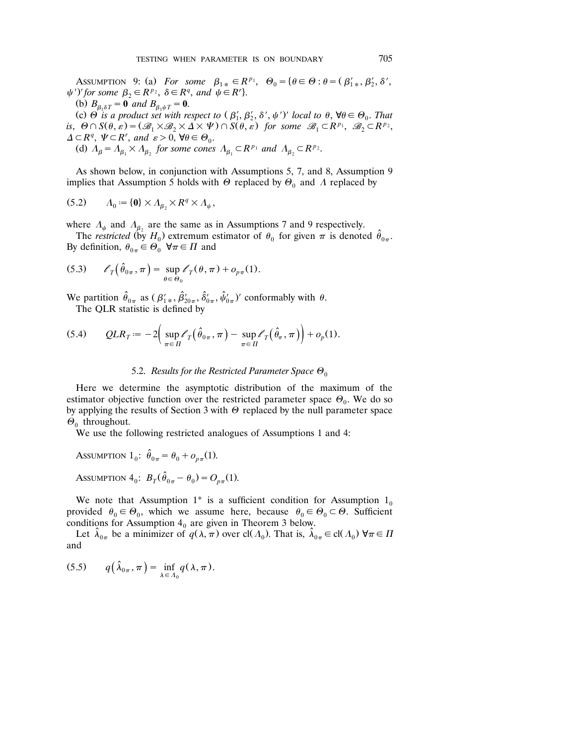ASSUMPTION 9: (a) *For some* $\beta_{1*} \in R^{p_1}$, $\Theta_0 = \{\theta \in \Theta : \theta = (\beta_{1*}', \beta_2', \delta', \psi')'$ *for some* $\beta_2 \in R^{p_2}$, $\delta \in R^q$, *and* $\psi \in R^r\}$.

(b) $B_{\beta_1 \delta T} = \mathbf{0}$ *and* $B_{\beta_1 \psi T} = \mathbf{0}$.

(c) $\Theta$ *is a product set with respect to* $(\beta_1', \beta_2', \delta', \psi')'$ *local to* $\theta$, $\forall \theta \in \Theta_0$. *That is*, $\Theta \cap S(\theta, \varepsilon) = (\mathscr{B}_1 \times \mathscr{B}_2 \times \Delta \times \Psi) \cap S(\theta, \varepsilon)$ *for some* $\mathscr{B}_1 \subset R^{p_1}$, $\mathscr{B}_2 \subset R^{p_2}$, $\Delta \subset R^q$, $\Psi \subset R^r$, *and* $\varepsilon > 0$, $\forall \theta \in \Theta_0$.

(d) $\Lambda_\beta = \Lambda_{\beta_1} \times \Lambda_{\beta_2}$ *for some cones* $\Lambda_{\beta_1} \subset R^{p_1}$ *and* $\Lambda_{\beta_2} \subset R^{p_2}$.

As shown below, in conjunction with Assumptions 5, 7, and 8, Assumption 9 implies that Assumption 5 holds with $\Theta$ replaced by $\Theta_0$ and $\Lambda$ replaced by

$$(5.2) \qquad \Lambda_0 := \{\mathbf{0}\} \times \Lambda_{\beta_2} \times R^q \times \Lambda_\psi,$$

where $\Lambda_\psi$ and $\Lambda_{\beta_2}$ are the same as in Assumptions 7 and 9 respectively.

The *restricted* (by $H_0$) extremum estimator of $\theta_0$ for given $\pi$ is denoted $\hat{\theta}_{0\pi}$. By definition, $\theta_{0\pi} \in \Theta_0 \ \forall \pi \in \Pi$ and

$$(5.3) \qquad \ell_T(\hat{\theta}_{0\pi}, \pi) = \sup_{\theta \in \Theta_0} \ell_T(\theta, \pi) + o_{p\pi}(1).$$

We partition $\hat{\theta}_{0\pi}$ as $(\beta_{1*}', \hat{\beta}_{20\pi}', \hat{\delta}_{0\pi}', \hat{\psi}_{0\pi}')'$ conformably with $\theta$.

The QLR statistic is defined by

$$(5.4) \qquad QLR_T := -2\Big(\sup_{\pi \in \Pi} \ell_T(\hat{\theta}_{0\pi}, \pi) - \sup_{\pi \in \Pi} \ell_T(\hat{\theta}_\pi, \pi)\Big) + o_p(1).$$

## 5.2. *Results for the Restricted Parameter Space* $\Theta_0$

Here we determine the asymptotic distribution of the maximum of the estimator objective function over the restricted parameter space $\Theta_0$. We do so by applying the results of Section 3 with $\Theta$ replaced by the null parameter space $\Theta_0$ throughout.

We use the following restricted analogues of Assumptions 1 and 4:

ASSUMPTION $1_0$: $\hat{\theta}_{0\pi} = \theta_0 + o_{p\pi}(1)$.

ASSUMPTION $4_0$: $B_T(\hat{\theta}_{0\pi} - \theta_0) = O_{p\pi}(1)$.

We note that Assumption $1^*$ is a sufficient condition for Assumption $1_0$ provided $\theta_0 \in \Theta_0$, which we assume here, because $\theta_0 \in \Theta_0 \subset \Theta$. Sufficient conditions for Assumption $4_0$ are given in Theorem 3 below.

Let $\hat{\lambda}_{0\pi}$ be a minimizer of $q(\lambda, \pi)$ over $\mathrm{cl}(\Lambda_0)$. That is, $\hat{\lambda}_{0\pi} \in \mathrm{cl}(\Lambda_0) \ \forall \pi \in \Pi$ and

$$(5.5) \qquad q(\hat{\lambda}_{0\pi}, \pi) = \inf_{\lambda \in \Lambda_0} q(\lambda, \pi).$$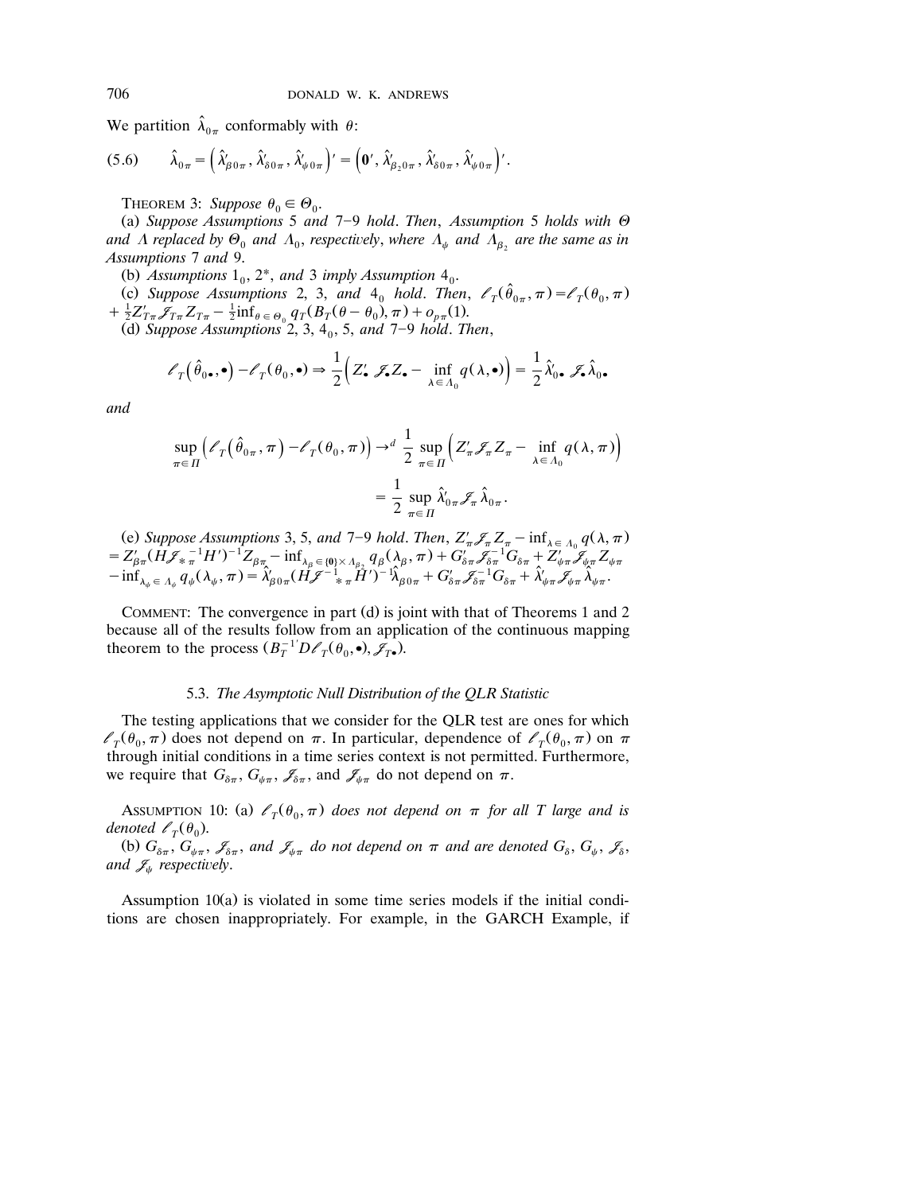We partition $\hat{\lambda}_{0\pi}$ conformably with $\theta$:

$$(5.6) \qquad \hat{\lambda}_{0\pi} = \left(\hat{\lambda}'_{\beta 0\pi}, \hat{\lambda}'_{\delta 0\pi}, \hat{\lambda}'_{\psi 0\pi}\right)' = \left(\mathbf{0}', \hat{\lambda}'_{\beta_2 0\pi}, \hat{\lambda}'_{\delta 0\pi}, \hat{\lambda}'_{\psi 0\pi}\right)'.$$

THEOREM 3: *Suppose* $\theta_0 \in \Theta_0$.

(a) *Suppose Assumptions* 5 *and* 7–9 *hold. Then, Assumption* 5 *holds with* $\Theta$ *and* $\Lambda$ *replaced by* $\Theta_0$ *and* $\Lambda_0$, *respectively, where* $\Lambda_\psi$ *and* $\Lambda_{\beta_2}$ *are the same as in Assumptions* 7 *and* 9.

(b) *Assumptions* $1_0$, $2^*$, *and* 3 *imply Assumption* $4_0$.

(c) *Suppose Assumptions* 2, 3, *and* $4_0$ *hold. Then,* $\ell_T(\hat{\theta}_{0\pi}, \pi) = \ell_T(\theta_0, \pi) + \frac{1}{2} Z'_{T\pi} \mathscr{J}_{T\pi} Z_{T\pi} - \frac{1}{2} \inf_{\theta \in \Theta_0} q_T(B_T(\theta - \theta_0), \pi) + o_{p\pi}(1)$.

(d) *Suppose Assumptions* 2, 3, $4_0$, 5, *and* 7–9 *hold. Then,*

$$\ell_T\left(\hat{\theta}_{0\bullet}, \bullet\right) - \ell_T(\theta_0, \bullet) \Rightarrow \frac{1}{2}\left(Z'_\bullet \mathscr{J}_\bullet Z_\bullet - \inf_{\lambda \in \Lambda_0} q(\lambda, \bullet)\right) = \frac{1}{2} \hat{\lambda}'_{0\bullet} \mathscr{J}_\bullet \hat{\lambda}_{0\bullet}$$

*and*

$$\sup_{\pi \in \Pi}\left(\ell_T\left(\hat{\theta}_{0\pi}, \pi\right) - \ell_T(\theta_0, \pi)\right) \to^d \frac{1}{2} \sup_{\pi \in \Pi}\left(Z'_\pi \mathscr{J}_\pi Z_\pi - \inf_{\lambda \in \Lambda_0} q(\lambda, \pi)\right)$$
$$= \frac{1}{2} \sup_{\pi \in \Pi} \hat{\lambda}'_{0\pi} \mathscr{J}_\pi \hat{\lambda}_{0\pi}.$$

(e) *Suppose Assumptions* 3, 5, *and* 7–9 *hold. Then,* $Z'_\pi \mathscr{J}_\pi Z_\pi - \inf_{\lambda \in \Lambda_0} q(\lambda, \pi) = Z'_{\beta\pi}(H \mathscr{J}_{*\pi}^{-1} H')^{-1} Z_{\beta\pi} - \inf_{\lambda_\beta \in \{\mathbf{0}\} \times \Lambda_{\beta_2}} q_\beta(\lambda_\beta, \pi) + G'_{\delta\pi} \mathscr{J}_{\delta\pi}^{-1} G_{\delta\pi} + Z'_{\psi\pi} \mathscr{J}_{\psi\pi} Z_{\psi\pi} - \inf_{\lambda_\psi \in \Lambda_\psi} q_\psi(\lambda_\psi, \pi) = \hat{\lambda}'_{\beta 0\pi}(H \mathscr{J}_{*\pi}^{-1} H')^{-1} \hat{\lambda}_{\beta 0\pi} + G'_{\delta\pi} \mathscr{J}_{\delta\pi}^{-1} G_{\delta\pi} + \hat{\lambda}'_{\psi\pi} \mathscr{J}_{\psi\pi} \hat{\lambda}_{\psi\pi}$.

COMMENT: The convergence in part (d) is joint with that of Theorems 1 and 2 because all of the results follow from an application of the continuous mapping theorem to the process $(B_T^{-1'} D\ell_T(\theta_0, \bullet), \mathscr{J}_{T\bullet})$.

### 5.3. *The Asymptotic Null Distribution of the QLR Statistic*

The testing applications that we consider for the QLR test are ones for which $\ell_T(\theta_0, \pi)$ does not depend on $\pi$. In particular, dependence of $\ell_T(\theta_0, \pi)$ on $\pi$ through initial conditions in a time series context is not permitted. Furthermore, we require that $G_{\delta\pi}$, $G_{\psi\pi}$, $\mathscr{J}_{\delta\pi}$, and $\mathscr{J}_{\psi\pi}$ do not depend on $\pi$.

ASSUMPTION 10: (a) $\ell_T(\theta_0, \pi)$ *does not depend on* $\pi$ *for all* $T$ *large and is denoted* $\ell_T(\theta_0)$.

(b) $G_{\delta\pi}$, $G_{\psi\pi}$, $\mathscr{J}_{\delta\pi}$, *and* $\mathscr{J}_{\psi\pi}$ *do not depend on* $\pi$ *and are denoted* $G_\delta$, $G_\psi$, $\mathscr{J}_\delta$, *and* $\mathscr{J}_\psi$ *respectively.*

Assumption 10(a) is violated in some time series models if the initial conditions are chosen inappropriately. For example, in the GARCH Example, if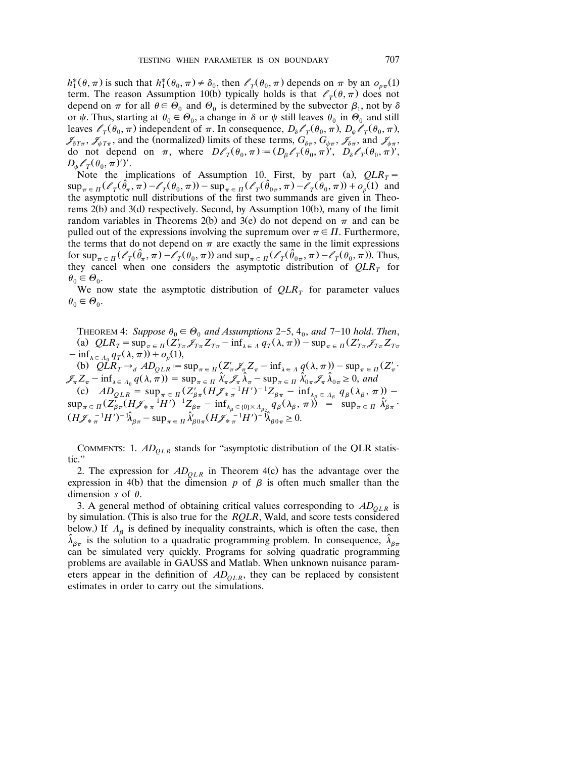$h_1^*(\theta, \pi)$ is such that $h_1^*(\theta_0, \pi) \neq \delta_0$, then $\ell_T(\theta_0, \pi)$ depends on $\pi$ by an $o_{p\pi}(1)$ term. The reason Assumption 10(b) typically holds is that $\ell_T(\theta, \pi)$ does not depend on $\pi$ for all $\theta \in \Theta_0$ and $\Theta_0$ is determined by the subvector $\beta_1$, not by $\delta$ or $\psi$. Thus, starting at $\theta_0 \in \Theta_0$, a change in $\delta$ or $\psi$ still leaves $\theta_0$ in $\Theta_0$ and still leaves $\ell_T(\theta_0, \pi)$ independent of $\pi$. In consequence, $D_\delta \ell_T(\theta_0, \pi)$, $D_\psi \ell_T(\theta_0, \pi)$, $\mathscr{J}_{\delta T \pi}$, $\mathscr{J}_{\psi T \pi}$, and the (normalized) limits of these terms, $G_{\delta\pi}$, $G_{\psi\pi}$, $\mathscr{J}_{\delta\pi}$, and $\mathscr{J}_{\psi\pi}$, do not depend on $\pi$, where $D\ell_T(\theta_0, \pi) := (D_\beta \ell_T(\theta_0, \pi)', \ D_\delta \ell_T(\theta_0, \pi)', D_\psi \ell_T(\theta_0, \pi)')'$.

Note the implications of Assumption 10. First, by part (a), $QLR_T = \sup_{\pi \in \Pi}(\ell_T(\hat{\theta}_\pi, \pi) - \ell_T(\theta_0, \pi)) - \sup_{\pi \in \Pi}(\ell_T(\hat{\theta}_{0\pi}, \pi) - \ell_T(\theta_0, \pi)) + o_p(1)$ and the asymptotic null distributions of the first two summands are given in Theorems 2(b) and 3(d) respectively. Second, by Assumption 10(b), many of the limit random variables in Theorems 2(b) and 3(e) do not depend on $\pi$ and can be pulled out of the expressions involving the supremum over $\pi \in \Pi$. Furthermore, the terms that do not depend on $\pi$ are exactly the same in the limit expressions for $\sup_{\pi \in \Pi}(\ell_T(\hat{\theta}_\pi, \pi) - \ell_T(\theta_0, \pi))$ and $\sup_{\pi \in \Pi}(\ell_T(\hat{\theta}_{0\pi}, \pi) - \ell_T(\theta_0, \pi))$. Thus, they cancel when one considers the asymptotic distribution of $QLR_T$ for $\theta_0 \in \Theta_0$.

We now state the asymptotic distribution of $QLR_T$ for parameter values $\theta_0 \in \Theta_0$.

Theorem 4: *Suppose $\theta_0 \in \Theta_0$ and Assumptions 2–5, $4_0$, and 7–10 hold. Then,*
(a) $QLR_T = \sup_{\pi \in \Pi}(Z_{T\pi}' \mathscr{J}_{T\pi} Z_{T\pi} - \inf_{\lambda \in \Lambda} q_T(\lambda, \pi)) - \sup_{\pi \in \Pi}(Z_{T\pi}' \mathscr{J}_{T\pi} Z_{T\pi} - \inf_{\lambda \in \Lambda_0} q_T(\lambda, \pi)) + o_p(1)$,
(b) $QLR_T \to_d AD_{QLR} := \sup_{\pi \in \Pi}(Z_\pi' \mathscr{J}_\pi Z_\pi - \inf_{\lambda \in \Lambda} q(\lambda, \pi)) - \sup_{\pi \in \Pi}(Z_\pi' \mathscr{J}_\pi Z_\pi - \inf_{\lambda \in \Lambda_0} q(\lambda, \pi)) = \sup_{\pi \in \Pi} \hat{\lambda}_\pi' \mathscr{J}_\pi \hat{\lambda}_\pi - \sup_{\pi \in \Pi} \hat{\lambda}_{0\pi}' \mathscr{J}_\pi \hat{\lambda}_{0\pi} \geq 0$, *and*
(c) $AD_{QLR} = \sup_{\pi \in \Pi}(Z_{\beta\pi}'(H\mathscr{J}_{*\pi}^{-1}H')^{-1}Z_{\beta\pi} - \inf_{\lambda_\beta \in \Lambda_\beta} q_\beta(\lambda_\beta, \pi)) - \sup_{\pi \in \Pi}(Z_{\beta\pi}'(H\mathscr{J}_{*\pi}^{-1}H')^{-1}Z_{\beta\pi} - \inf_{\lambda_\beta \in \{0\} \times \Lambda_{\beta_2}} q_\beta(\lambda_\beta, \pi)) = \sup_{\pi \in \Pi} \hat{\lambda}_{\beta\pi}' (H\mathscr{J}_{*\pi}^{-1}H')^{-1}\hat{\lambda}_{\beta\pi} - \sup_{\pi \in \Pi} \hat{\lambda}_{\beta 0\pi}'(H\mathscr{J}_{*\pi}^{-1}H')^{-1}\hat{\lambda}_{\beta 0\pi} \geq 0.$

Comments: 1. $AD_{QLR}$ stands for "asymptotic distribution of the QLR statistic."

2. The expression for $AD_{QLR}$ in Theorem 4(c) has the advantage over the expression in 4(b) that the dimension $p$ of $\beta$ is often much smaller than the dimension $s$ of $\theta$.

3. A general method of obtaining critical values corresponding to $AD_{QLR}$ is by simulation. (This is also true for the *RQLR*, Wald, and score tests considered below.) If $\Lambda_\beta$ is defined by inequality constraints, which is often the case, then $\hat{\lambda}_{\beta\pi}$ is the solution to a quadratic programming problem. In consequence, $\hat{\lambda}_{\beta\pi}$ can be simulated very quickly. Programs for solving quadratic programming problems are available in GAUSS and Matlab. When unknown nuisance parameters appear in the definition of $AD_{QLR}$, they can be replaced by consistent estimates in order to carry out the simulations.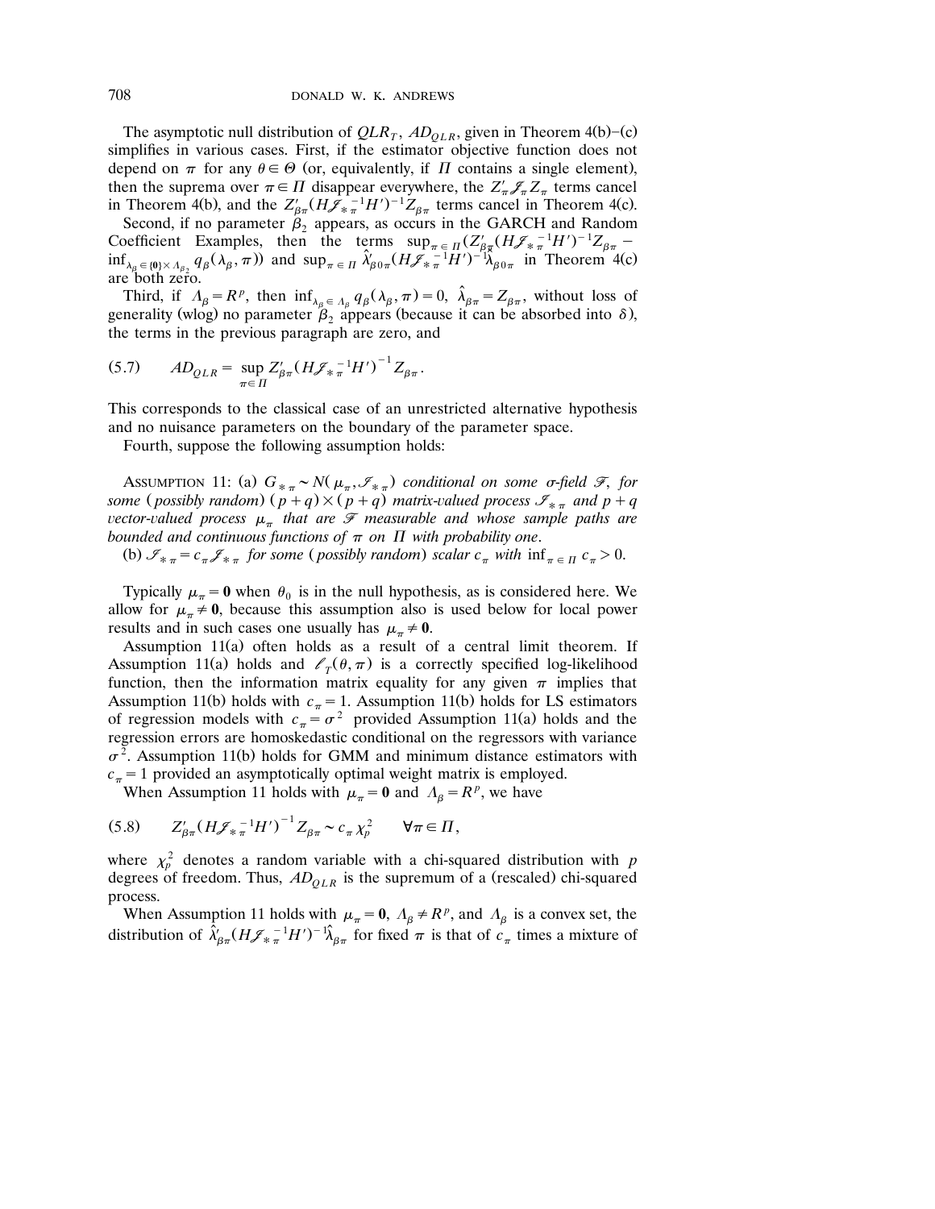The asymptotic null distribution of $QLR_T$, $AD_{QLR}$, given in Theorem 4(b)–(c) simplifies in various cases. First, if the estimator objective function does not depend on $\pi$ for any $\theta \in \Theta$ (or, equivalently, if $\Pi$ contains a single element), then the suprema over $\pi \in \Pi$ disappear everywhere, the $Z'_\pi \mathscr{J}_\pi Z_\pi$ terms cancel in Theorem 4(b), and the $Z'_{\beta\pi}(H\mathscr{J}_{*\pi}^{-1}H')^{-1}Z_{\beta\pi}$ terms cancel in Theorem 4(c).

Second, if no parameter $\beta_2$ appears, as occurs in the GARCH and Random Coefficient Examples, then the terms $\sup_{\pi \in \Pi}(Z'_{\beta\pi}(H\mathscr{J}_{*\pi}^{-1}H')^{-1}Z_{\beta\pi} - \inf_{\lambda_\beta \in \{\mathbf{0}\} \times \Lambda_{\beta_2}} q_\beta(\lambda_\beta, \pi))$ and $\sup_{\pi \in \Pi} \hat{\lambda}'_{\beta 0 \pi}(H\mathscr{J}_{*\pi}^{-1}H')^{-1}\hat{\lambda}_{\beta 0 \pi}$ in Theorem 4(c) are both zero.

Third, if $\Lambda_\beta = R^p$, then $\inf_{\lambda_\beta \in \Lambda_\beta} q_\beta(\lambda_\beta, \pi) = 0$, $\hat{\lambda}_{\beta\pi} = Z_{\beta\pi}$, without loss of generality (wlog) no parameter $\beta_2$ appears (because it can be absorbed into $\delta$), the terms in the previous paragraph are zero, and

$$AD_{QLR} = \sup_{\pi \in \Pi} Z'_{\beta\pi}(H\mathscr{J}_{*\pi}^{-1}H')^{-1}Z_{\beta\pi}. \tag{5.7}$$

This corresponds to the classical case of an unrestricted alternative hypothesis and no nuisance parameters on the boundary of the parameter space.

Fourth, suppose the following assumption holds:

Assumption 11: (a) *$G_{*\pi} \sim N(\mu_\pi, \mathscr{I}_{*\pi})$ conditional on some $\sigma$-field $\mathscr{F}$, for some (possibly random) $(p+q) \times (p+q)$ matrix-valued process $\mathscr{I}_{*\pi}$ and $p+q$ vector-valued process $\mu_\pi$ that are $\mathscr{F}$ measurable and whose sample paths are bounded and continuous functions of $\pi$ on $\Pi$ with probability one.*

(b) *$\mathscr{I}_{*\pi} = c_\pi \mathscr{J}_{*\pi}$ for some (possibly random) scalar $c_\pi$ with $\inf_{\pi \in \Pi} c_\pi > 0$.*

Typically $\mu_\pi = \mathbf{0}$ when $\theta_0$ is in the null hypothesis, as is considered here. We allow for $\mu_\pi \neq \mathbf{0}$, because this assumption also is used below for local power results and in such cases one usually has $\mu_\pi \neq \mathbf{0}$.

Assumption 11(a) often holds as a result of a central limit theorem. If Assumption 11(a) holds and $\ell_T(\theta, \pi)$ is a correctly specified log-likelihood function, then the information matrix equality for any given $\pi$ implies that Assumption 11(b) holds with $c_\pi = 1$. Assumption 11(b) holds for LS estimators of regression models with $c_\pi = \sigma^2$ provided Assumption 11(a) holds and the regression errors are homoskedastic conditional on the regressors with variance $\sigma^2$. Assumption 11(b) holds for GMM and minimum distance estimators with $c_\pi = 1$ provided an asymptotically optimal weight matrix is employed.

When Assumption 11 holds with $\mu_\pi = \mathbf{0}$ and $\Lambda_\beta = R^p$, we have

$$Z'_{\beta\pi}(H\mathscr{J}_{*\pi}^{-1}H')^{-1}Z_{\beta\pi} \sim c_\pi \chi^2_p \qquad \forall \pi \in \Pi, \tag{5.8}$$

where $\chi^2_p$ denotes a random variable with a chi-squared distribution with $p$ degrees of freedom. Thus, $AD_{QLR}$ is the supremum of a (rescaled) chi-squared process.

When Assumption 11 holds with $\mu_\pi = \mathbf{0}$, $\Lambda_\beta \neq R^p$, and $\Lambda_\beta$ is a convex set, the distribution of $\hat{\lambda}'_{\beta\pi}(H\mathscr{J}_{*\pi}^{-1}H')^{-1}\hat{\lambda}_{\beta\pi}$ for fixed $\pi$ is that of $c_\pi$ times a mixture of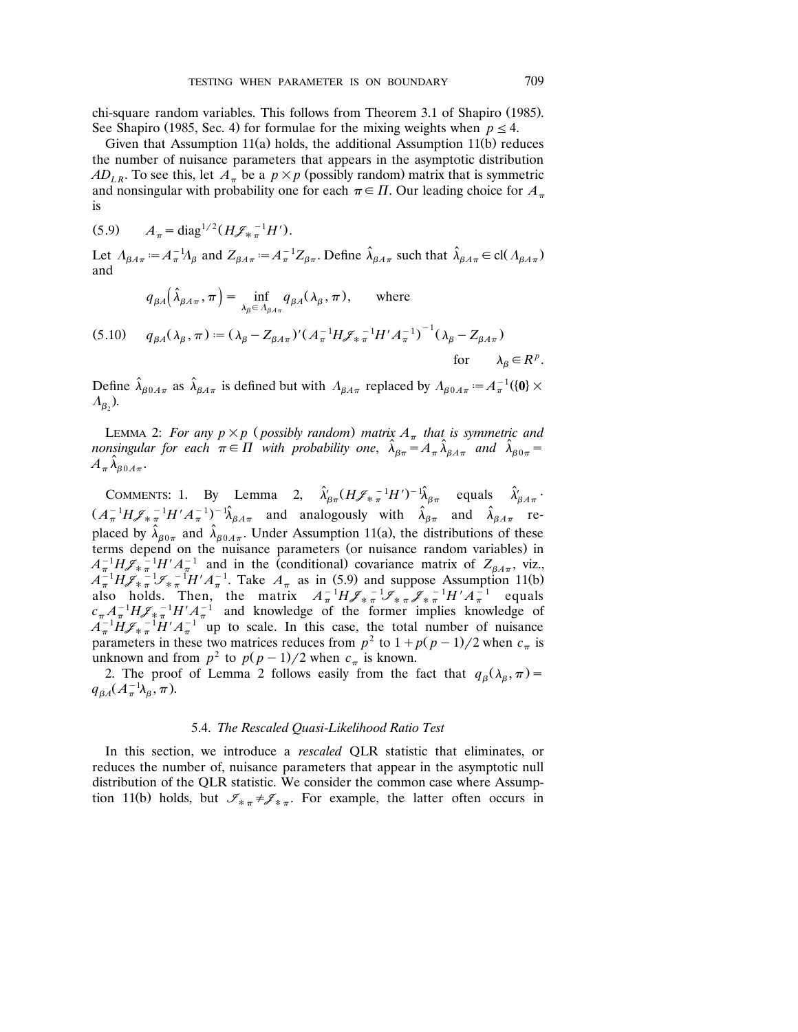chi-square random variables. This follows from Theorem 3.1 of Shapiro (1985). See Shapiro (1985, Sec. 4) for formulae for the mixing weights when $p \le 4$.

Given that Assumption 11(a) holds, the additional Assumption 11(b) reduces the number of nuisance parameters that appears in the asymptotic distribution $AD_{LR}$. To see this, let $A_\pi$ be a $p \times p$ (possibly random) matrix that is symmetric and nonsingular with probability one for each $\pi \in \Pi$. Our leading choice for $A_\pi$ is

$$(5.9) \qquad A_\pi = \operatorname{diag}^{1/2}(H \mathscr{J}_{*\pi}^{-1} H').$$

Let $\Lambda_{\beta A \pi} := A_\pi^{-1} \Lambda_\beta$ and $Z_{\beta A \pi} := A_\pi^{-1} Z_{\beta \pi}$. Define $\hat{\lambda}_{\beta A \pi}$ such that $\hat{\lambda}_{\beta A \pi} \in \operatorname{cl}(\Lambda_{\beta A \pi})$ and

$$q_{\beta A}\left(\hat{\lambda}_{\beta A \pi}, \pi\right) = \inf_{\lambda_\beta \in \Lambda_{\beta A \pi}} q_{\beta A}(\lambda_\beta, \pi), \qquad \text{where}$$

$$(5.10) \qquad q_{\beta A}(\lambda_\beta, \pi) := (\lambda_\beta - Z_{\beta A \pi})'\left(A_\pi^{-1} H \mathscr{J}_{*\pi}^{-1} H' A_\pi^{-1}\right)^{-1}(\lambda_\beta - Z_{\beta A \pi}) \qquad \text{for} \quad \lambda_\beta \in R^p.$$

Define $\hat{\lambda}_{\beta 0 A \pi}$ as $\hat{\lambda}_{\beta A \pi}$ is defined but with $\Lambda_{\beta A \pi}$ replaced by $\Lambda_{\beta 0 A \pi} := A_\pi^{-1}(\{\mathbf{0}\} \times \Lambda_{\beta_2})$.

Lemma 2: *For any $p \times p$ (possibly random) matrix $A_\pi$ that is symmetric and nonsingular for each $\pi \in \Pi$ with probability one, $\hat{\lambda}_{\beta \pi} = A_\pi \hat{\lambda}_{\beta A \pi}$ and $\hat{\lambda}_{\beta 0 \pi} = A_\pi \hat{\lambda}_{\beta 0 A \pi}$.*

Comments: 1. By Lemma 2, $\hat{\lambda}_{\beta\pi}'(H \mathscr{J}_{*\pi}^{-1} H')^{-1} \hat{\lambda}_{\beta \pi}$ equals $\hat{\lambda}_{\beta A \pi}' \cdot (A_\pi^{-1} H \mathscr{J}_{*\pi}^{-1} H' A_\pi^{-1})^{-1} \hat{\lambda}_{\beta A \pi}$ and analogously with $\hat{\lambda}_{\beta \pi}$ and $\hat{\lambda}_{\beta A \pi}$ replaced by $\hat{\lambda}_{\beta 0 \pi}$ and $\hat{\lambda}_{\beta 0 A \pi}$. Under Assumption 11(a), the distributions of these terms depend on the nuisance parameters (or nuisance random variables) in $A_\pi^{-1} H \mathscr{J}_{*\pi}^{-1} H' A_\pi^{-1}$ and in the (conditional) covariance matrix of $Z_{\beta A \pi}$, viz., $A_\pi^{-1} H \mathscr{J}_{*\pi}^{-1} \mathscr{I}_{*\pi} \mathscr{J}_{*\pi}^{-1} H' A_\pi^{-1}$. Take $A_\pi$ as in (5.9) and suppose Assumption 11(b) also holds. Then, the matrix $A_\pi^{-1} H \mathscr{J}_{*\pi}^{-1} \mathscr{I}_{*\pi} \mathscr{J}_{*\pi}^{-1} H' A_\pi^{-1}$ equals $c_\pi A_\pi^{-1} H \mathscr{J}_{*\pi}^{-1} H' A_\pi^{-1}$ and knowledge of the former implies knowledge of $A_\pi^{-1} H \mathscr{J}_{*\pi}^{-1} H' A_\pi^{-1}$ up to scale. In this case, the total number of nuisance parameters in these two matrices reduces from $p^2$ to $1 + p(p-1)/2$ when $c_\pi$ is unknown and from $p^2$ to $p(p-1)/2$ when $c_\pi$ is known.

2. The proof of Lemma 2 follows easily from the fact that $q_\beta(\lambda_\beta, \pi) = q_{\beta A}(A_\pi^{-1} \lambda_\beta, \pi)$.

### 5.4. *The Rescaled Quasi-Likelihood Ratio Test*

In this section, we introduce a *rescaled* QLR statistic that eliminates, or reduces the number of, nuisance parameters that appear in the asymptotic null distribution of the QLR statistic. We consider the common case where Assumption 11(b) holds, but $\mathscr{I}_{*\pi} \neq \mathscr{J}_{*\pi}$. For example, the latter often occurs in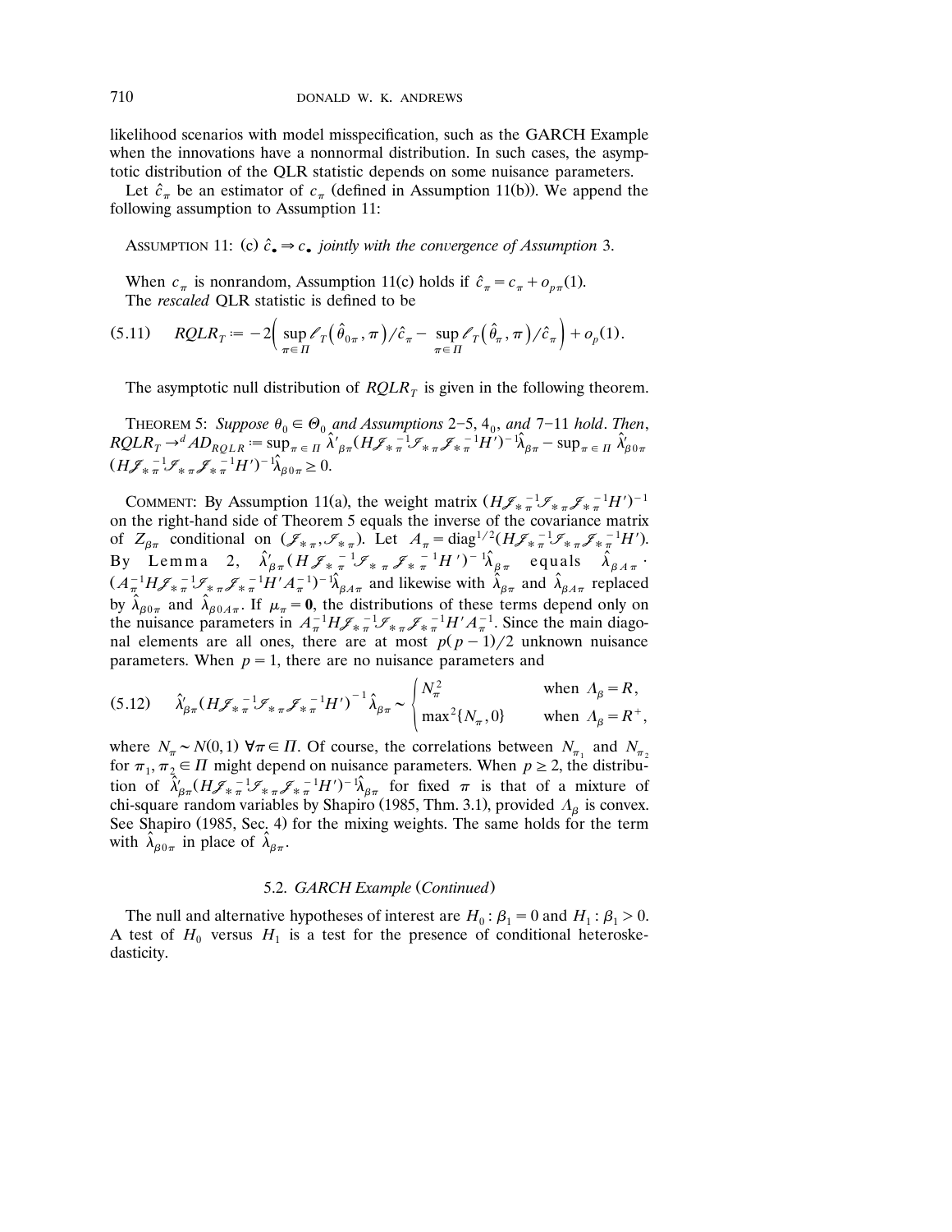likelihood scenarios with model misspecification, such as the GARCH Example when the innovations have a nonnormal distribution. In such cases, the asymptotic distribution of the QLR statistic depends on some nuisance parameters.

Let $\hat{c}_\pi$ be an estimator of $c_\pi$ (defined in Assumption 11(b)). We append the following assumption to Assumption 11:

ASSUMPTION 11: (c) $\hat{c}_\bullet \Rightarrow c_\bullet$ *jointly with the convergence of Assumption* 3.

When $c_\pi$ is nonrandom, Assumption 11(c) holds if $\hat{c}_\pi = c_\pi + o_{p\pi}(1)$.

The *rescaled* QLR statistic is defined to be

$$(5.11) \qquad RQLR_T := -2\left( \sup_{\pi \in \Pi} \ell_T\left(\hat{\theta}_{0\pi}, \pi\right)/\hat{c}_\pi - \sup_{\pi \in \Pi} \ell_T\left(\hat{\theta}_\pi, \pi\right)/\hat{c}_\pi \right) + o_p(1).$$

The asymptotic null distribution of $RQLR_T$ is given in the following theorem.

THEOREM 5: *Suppose* $\theta_0 \in \Theta_0$ *and Assumptions* 2–5, $4_0$, *and* 7–11 *hold. Then*, $RQLR_T \to^d AD_{RQLR} := \sup_{\pi \in \Pi} \hat{\lambda}'_{\beta\pi}(H\mathscr{J}_{*\pi}^{-1}\mathscr{I}_{*\pi}\mathscr{J}_{*\pi}^{-1}H')^{-1}\hat{\lambda}_{\beta\pi} - \sup_{\pi \in \Pi} \hat{\lambda}'_{\beta 0\pi} (H\mathscr{J}_{*\pi}^{-1}\mathscr{I}_{*\pi}\mathscr{J}_{*\pi}^{-1}H')^{-1}\hat{\lambda}_{\beta 0\pi} \geq 0.$

COMMENT: By Assumption 11(a), the weight matrix $(H\mathscr{J}_{*\pi}^{-1}\mathscr{I}_{*\pi}\mathscr{J}_{*\pi}^{-1}H')^{-1}$ on the right-hand side of Theorem 5 equals the inverse of the covariance matrix of $Z_{\beta\pi}$ conditional on $(\mathscr{J}_{*\pi}, \mathscr{I}_{*\pi})$. Let $A_\pi = \text{diag}^{1/2}(H\mathscr{J}_{*\pi}^{-1}\mathscr{I}_{*\pi}\mathscr{J}_{*\pi}^{-1}H')$. By Lemma 2, $\hat{\lambda}'_{\beta\pi}(H\mathscr{J}_{*\pi}^{-1}\mathscr{I}_{*\pi}\mathscr{J}_{*\pi}^{-1}H')^{-1}\hat{\lambda}_{\beta\pi}$ equals $\hat{\lambda}_{\beta A\pi} \cdot (A_\pi^{-1}H\mathscr{J}_{*\pi}^{-1}\mathscr{I}_{*\pi}\mathscr{J}_{*\pi}^{-1}H'A_\pi^{-1})^{-1}\hat{\lambda}_{\beta A\pi}$ and likewise with $\hat{\lambda}_{\beta\pi}$ and $\hat{\lambda}_{\beta A\pi}$ replaced by $\hat{\lambda}_{\beta 0\pi}$ and $\hat{\lambda}_{\beta 0 A\pi}$. If $\mu_\pi = \mathbf{0}$, the distributions of these terms depend only on the nuisance parameters in $A_\pi^{-1}H\mathscr{J}_{*\pi}^{-1}\mathscr{I}_{*\pi}\mathscr{J}_{*\pi}^{-1}H'A_\pi^{-1}$. Since the main diagonal elements are all ones, there are at most $p(p-1)/2$ unknown nuisance parameters. When $p = 1$, there are no nuisance parameters and

$$(5.12) \qquad \hat{\lambda}'_{\beta\pi}(H\mathscr{J}_{*\pi}^{-1}\mathscr{I}_{*\pi}\mathscr{J}_{*\pi}^{-1}H')^{-1}\hat{\lambda}_{\beta\pi} \sim \begin{cases} N_\pi^2 & \text{when } \Lambda_\beta = R, \\ \max^2\{N_\pi, 0\} & \text{when } \Lambda_\beta = R^+, \end{cases}$$

where $N_\pi \sim N(0,1)\ \forall \pi \in \Pi$. Of course, the correlations between $N_{\pi_1}$ and $N_{\pi_2}$ for $\pi_1, \pi_2 \in \Pi$ might depend on nuisance parameters. When $p \geq 2$, the distribution of $\hat{\lambda}'_{\beta\pi}(H\mathscr{J}_{*\pi}^{-1}\mathscr{I}_{*\pi}\mathscr{J}_{*\pi}^{-1}H')^{-1}\hat{\lambda}_{\beta\pi}$ for fixed $\pi$ is that of a mixture of chi-square random variables by Shapiro (1985, Thm. 3.1), provided $\Lambda_\beta$ is convex. See Shapiro (1985, Sec. 4) for the mixing weights. The same holds for the term with $\hat{\lambda}_{\beta 0\pi}$ in place of $\hat{\lambda}_{\beta\pi}$.

## 5.2. *GARCH Example* (*Continued*)

The null and alternative hypotheses of interest are $H_0: \beta_1 = 0$ and $H_1: \beta_1 > 0$. A test of $H_0$ versus $H_1$ is a test for the presence of conditional heteroskedasticity.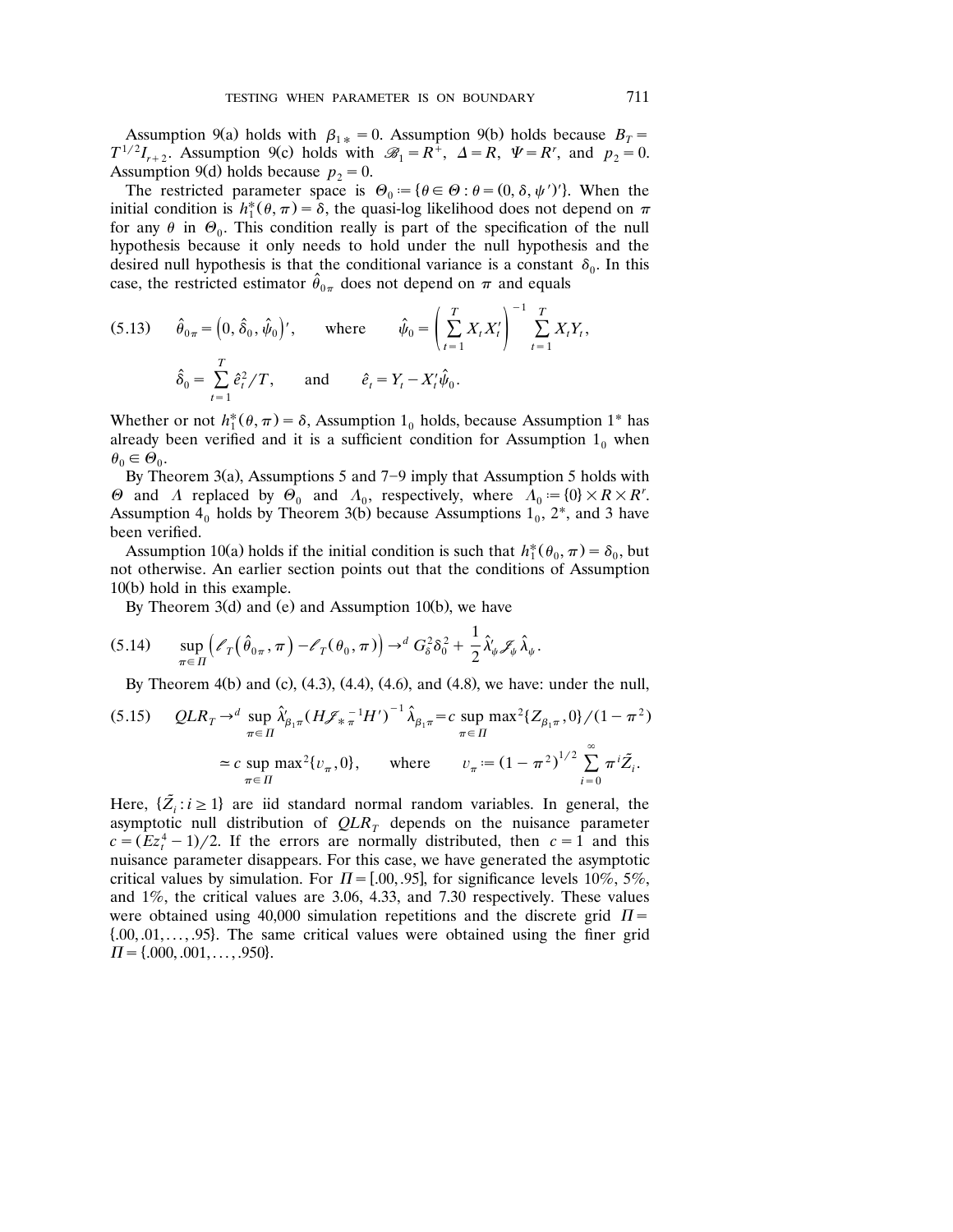Assumption 9(a) holds with $\beta_{1*} = 0$. Assumption 9(b) holds because $B_T = T^{1/2} I_{r+2}$. Assumption 9(c) holds with $\mathscr{B}_1 = R^+$, $\Delta = R$, $\Psi = R^r$, and $p_2 = 0$. Assumption 9(d) holds because $p_2 = 0$.

The restricted parameter space is $\Theta_0 := \{\theta \in \Theta : \theta = (0, \delta, \psi')'\}$. When the initial condition is $h_1^*(\theta, \pi) = \delta$, the quasi-log likelihood does not depend on $\pi$ for any $\theta$ in $\Theta_0$. This condition really is part of the specification of the null hypothesis because it only needs to hold under the null hypothesis and the desired null hypothesis is that the conditional variance is a constant $\delta_0$. In this case, the restricted estimator $\hat{\theta}_{0\pi}$ does not depend on $\pi$ and equals

$$
(5.13) \qquad \hat{\theta}_{0\pi} = \left(0, \hat{\delta}_0, \hat{\psi}_0\right)', \qquad \text{where} \qquad \hat{\psi}_0 = \left( \sum_{t=1}^{T} X_t X_t' \right)^{-1} \sum_{t=1}^{T} X_t Y_t,
$$

$$
\hat{\delta}_0 = \sum_{t=1}^{T} \hat{e}_t^2 / T, \qquad \text{and} \qquad \hat{e}_t = Y_t - X_t' \hat{\psi}_0.
$$

Whether or not $h_1^*(\theta, \pi) = \delta$, Assumption $1_0$ holds, because Assumption $1^*$ has already been verified and it is a sufficient condition for Assumption $1_0$ when $\theta_0 \in \Theta_0$.

By Theorem 3(a), Assumptions 5 and 7–9 imply that Assumption 5 holds with $\Theta$ and $\Lambda$ replaced by $\Theta_0$ and $\Lambda_0$, respectively, where $\Lambda_0 := \{0\} \times R \times R^r$. Assumption $4_0$ holds by Theorem 3(b) because Assumptions $1_0$, $2^*$, and 3 have been verified.

Assumption 10(a) holds if the initial condition is such that $h_1^*(\theta_0, \pi) = \delta_0$, but not otherwise. An earlier section points out that the conditions of Assumption 10(b) hold in this example.

By Theorem 3(d) and (e) and Assumption 10(b), we have

$$
(5.14) \qquad \sup_{\pi \in \Pi} \left( \ell_T\left(\hat{\theta}_{0\pi}, \pi\right) - \ell_T(\theta_0, \pi) \right) \to^d G_\delta^2 \delta_0^2 + \frac{1}{2} \hat{\lambda}_\psi' \mathscr{J}_\psi \hat{\lambda}_\psi.
$$

By Theorem 4(b) and (c), (4.3), (4.4), (4.6), and (4.8), we have: under the null,

$$
(5.15) \qquad QLR_T \to^d \sup_{\pi \in \Pi} \hat{\lambda}_{\beta_1 \pi}' (H \mathscr{J}_{*\pi}^{-1} H')^{-1} \hat{\lambda}_{\beta_1 \pi} = c \sup_{\pi \in \Pi} \max{}^2\{Z_{\beta_1 \pi}, 0\} / (1 - \pi^2)
$$

$$
\simeq c \sup_{\pi \in \Pi} \max{}^2\{v_\pi, 0\}, \qquad \text{where} \qquad v_\pi := (1 - \pi^2)^{1/2} \sum_{i=0}^{\infty} \pi^i \tilde{Z}_i.
$$

Here, $\{\tilde{Z}_i : i \geq 1\}$ are iid standard normal random variables. In general, the asymptotic null distribution of $QLR_T$ depends on the nuisance parameter $c = (Ez_t^4 - 1)/2$. If the errors are normally distributed, then $c = 1$ and this nuisance parameter disappears. For this case, we have generated the asymptotic critical values by simulation. For $\Pi = [.00, .95]$, for significance levels 10%, 5%, and 1%, the critical values are 3.06, 4.33, and 7.30 respectively. These values were obtained using 40,000 simulation repetitions and the discrete grid $\Pi = \{.00, .01, \ldots, .95\}$. The same critical values were obtained using the finer grid $\Pi = \{.000, .001, \ldots, .950\}$.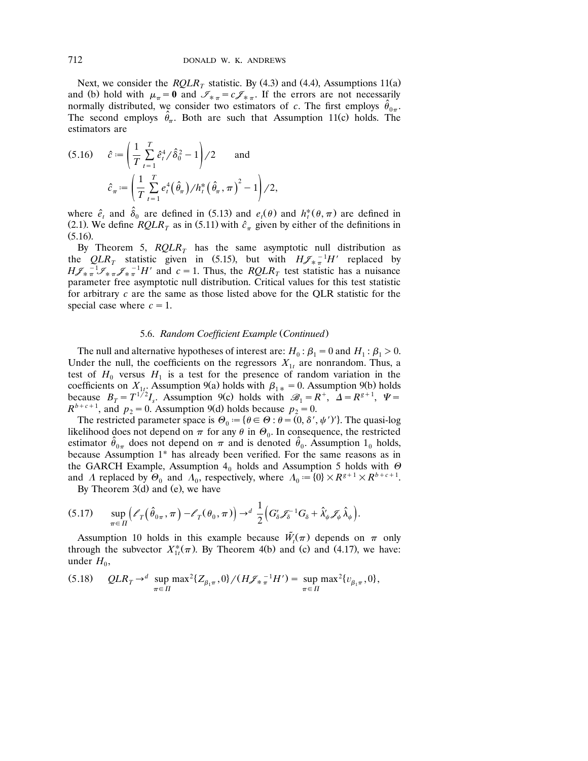Next, we consider the $RQLR_T$ statistic. By (4.3) and (4.4), Assumptions 11(a) and (b) hold with $\mu_\pi = \mathbf{0}$ and $\mathcal{I}_{*\pi} = c\mathcal{J}_{*\pi}$. If the errors are not necessarily normally distributed, we consider two estimators of $c$. The first employs $\hat{\theta}_{0\pi}$. The second employs $\hat{\theta}_\pi$. Both are such that Assumption 11(c) holds. The estimators are

$$
(5.16)\qquad \hat{c} := \left( \frac{1}{T} \sum_{t=1}^{T} \hat{e}_t^4 / \hat{\delta}_0^2 - 1 \right) \Big/ 2 \qquad \text{and}
$$

$$
\hat{c}_\pi := \left( \frac{1}{T} \sum_{t=1}^{T} e_t^4\left(\hat{\theta}_\pi\right) / h_t^*\left(\hat{\theta}_\pi, \pi\right)^2 - 1 \right) \Big/ 2,
$$

where $\hat{e}_t$ and $\hat{\delta}_0$ are defined in (5.13) and $e_t(\theta)$ and $h_t^*(\theta, \pi)$ are defined in (2.1). We define $RQLR_T$ as in (5.11) with $\hat{c}_\pi$ given by either of the definitions in (5.16).

By Theorem 5, $RQLR_T$ has the same asymptotic null distribution as the $QLR_T$ statistic given in (5.15), but with $H\mathcal{J}_{*\pi}^{-1}H'$ replaced by $H\mathcal{J}_{*\pi}^{-1}\mathcal{I}_{*\pi}\mathcal{J}_{*\pi}^{-1}H'$ and $c = 1$. Thus, the $RQLR_T$ test statistic has a nuisance parameter free asymptotic null distribution. Critical values for this test statistic for arbitrary $c$ are the same as those listed above for the QLR statistic for the special case where $c = 1$.

### 5.6. *Random Coefficient Example* (*Continued*)

The null and alternative hypotheses of interest are: $H_0: \beta_1 = 0$ and $H_1: \beta_1 > 0$. Under the null, the coefficients on the regressors $X_{1t}$ are nonrandom. Thus, a test of $H_0$ versus $H_1$ is a test for the presence of random variation in the coefficients on $X_{1t}$. Assumption 9(a) holds with $\beta_{1*} = 0$. Assumption 9(b) holds because $B_T = T^{1/2} I_s$. Assumption 9(c) holds with $\mathscr{B}_1 = R^+$, $\Delta = R^{g+1}$, $\Psi = R^{b+c+1}$, and $p_2 = 0$. Assumption 9(d) holds because $p_2 = 0$.

The restricted parameter space is $\Theta_0 := \{\theta \in \Theta : \theta = (0, \delta', \psi')'\}$. The quasi-log likelihood does not depend on $\pi$ for any $\theta$ in $\Theta_0$. In consequence, the restricted estimator $\hat{\theta}_{0\pi}$ does not depend on $\pi$ and is denoted $\hat{\theta}_0$. Assumption $1_0$ holds, because Assumption 1* has already been verified. For the same reasons as in the GARCH Example, Assumption $4_0$ holds and Assumption 5 holds with $\Theta$ and $\Lambda$ replaced by $\Theta_0$ and $\Lambda_0$, respectively, where $\Lambda_0 := \{0\} \times R^{g+1} \times R^{b+c+1}$.

By Theorem 3(d) and (e), we have

$$
(5.17)\qquad \sup_{\pi \in \Pi} \left( \ell_T\left(\hat{\theta}_{0\pi}, \pi\right) - \ell_T(\theta_0, \pi) \right) \to^d \frac{1}{2}\left( G_\delta' \mathcal{J}_\delta^{-1} G_\delta + \hat{\lambda}_\psi' \mathcal{J}_\psi \hat{\lambda}_\psi \right).
$$

Assumption 10 holds in this example because $\tilde{W}_t(\pi)$ depends on $\pi$ only through the subvector $X_{1t}^*(\pi)$. By Theorem 4(b) and (c) and (4.17), we have: under $H_0$,

$$
(5.18)\qquad QLR_T \to^d \sup_{\pi \in \Pi} \max{}^2\{Z_{\beta_1\pi}, 0\} / (H\mathcal{J}_{*\pi}^{-1}H') = \sup_{\pi \in \Pi} \max{}^2\{v_{\beta_1\pi}, 0\},
$$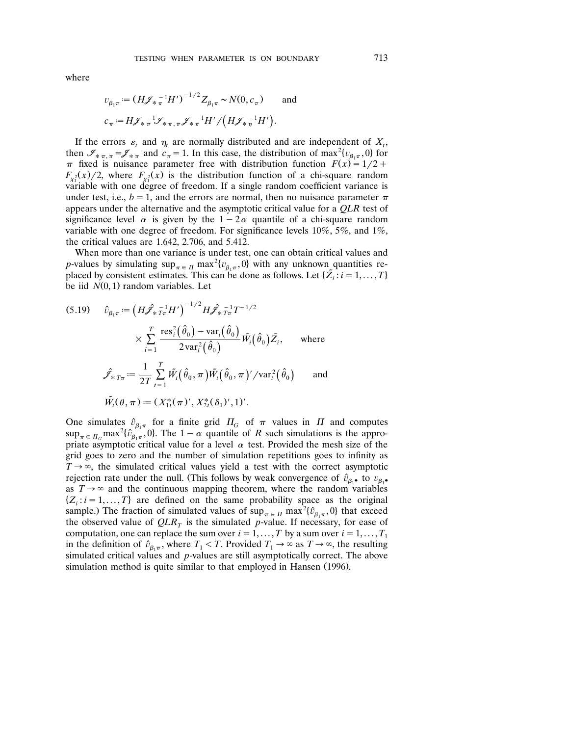where

$$v_{\beta_1\pi} := \left(H\mathscr{J}_{*\pi}^{-1}H'\right)^{-1/2} Z_{\beta_1\pi} \sim N(0, c_\pi) \qquad \text{and}$$

$$c_\pi := H\mathscr{J}_{*\pi}^{-1}\mathscr{I}_{*\pi,\pi}\mathscr{J}_{*\pi}^{-1}H' / \left(H\mathscr{J}_{*\eta}^{-1}H'\right).$$

If the errors $\varepsilon_t$ and $\eta_t$ are normally distributed and are independent of $X_t$, then $\mathscr{I}_{*\pi,\pi} = \mathscr{J}_{*\pi}$ and $c_\pi = 1$. In this case, the distribution of $\max^2\{v_{\beta_1\pi}, 0\}$ for $\pi$ fixed is nuisance parameter free with distribution function $F(x) = 1/2 + F_{\chi_1^2}(x)/2$, where $F_{\chi_1^2}(x)$ is the distribution function of a chi-square random variable with one degree of freedom. If a single random coefficient variance is under test, i.e., $b = 1$, and the errors are normal, then no nuisance parameter $\pi$ appears under the alternative and the asymptotic critical value for a *QLR* test of significance level $\alpha$ is given by the $1 - 2\alpha$ quantile of a chi-square random variable with one degree of freedom. For significance levels 10%, 5%, and 1%, the critical values are 1.642, 2.706, and 5.412.

When more than one variance is under test, one can obtain critical values and $p$-values by simulating $\sup_{\pi \in \Pi} \max^2\{v_{\beta_1\pi}, 0\}$ with any unknown quantities replaced by consistent estimates. This can be done as follows. Let $\{\tilde{Z}_i : i = 1, \ldots, T\}$ be iid $N(0,1)$ random variables. Let

$$(5.19) \qquad \hat{v}_{\beta_1\pi} := \left(H\hat{\mathscr{J}}_{*T\pi}^{-1}H'\right)^{-1/2} H\hat{\mathscr{J}}_{*T\pi}^{-1}T^{-1/2} \times \sum_{i=1}^{T} \frac{\text{res}_i^2(\hat{\theta}_0) - \text{var}_i(\hat{\theta}_0)}{2\,\text{var}_i^2(\hat{\theta}_0)} \tilde{W}_i(\hat{\theta}_0)\tilde{Z}_i, \qquad \text{where}$$

$$\hat{\mathscr{J}}_{*T\pi} := \frac{1}{2T}\sum_{t=1}^{T} \tilde{W}_t(\hat{\theta}_0, \pi)\tilde{W}_t(\hat{\theta}_0, \pi)'/\text{var}_t^2(\hat{\theta}_0) \qquad \text{and}$$

$$\tilde{W}_t(\theta, \pi) := (X_{1t}^*(\pi)', X_{2t}^*(\delta_1)', 1)'.$$

One simulates $\hat{v}_{\beta_1\pi}$ for a finite grid $\Pi_G$ of $\pi$ values in $\Pi$ and computes $\sup_{\pi \in \Pi_G} \max^2\{\hat{v}_{\beta_1\pi}, 0\}$. The $1 - \alpha$ quantile of $R$ such simulations is the appropriate asymptotic critical value for a level $\alpha$ test. Provided the mesh size of the grid goes to zero and the number of simulation repetitions goes to infinity as $T \to \infty$, the simulated critical values yield a test with the correct asymptotic rejection rate under the null. (This follows by weak convergence of $\hat{v}_{\beta_1\bullet}$ to $v_{\beta_1\bullet}$ as $T \to \infty$ and the continuous mapping theorem, where the random variables $\{Z_i : i = 1, \ldots, T\}$ are defined on the same probability space as the original sample.) The fraction of simulated values of $\sup_{\pi \in \Pi} \max^2\{\hat{v}_{\beta_1\pi}, 0\}$ that exceed the observed value of $QLR_T$ is the simulated $p$-value. If necessary, for ease of computation, one can replace the sum over $i = 1, \ldots, T$ by a sum over $i = 1, \ldots, T_1$ in the definition of $\hat{v}_{\beta_1\pi}$, where $T_1 < T$. Provided $T_1 \to \infty$ as $T \to \infty$, the resulting simulated critical values and $p$-values are still asymptotically correct. The above simulation method is quite similar to that employed in Hansen (1996).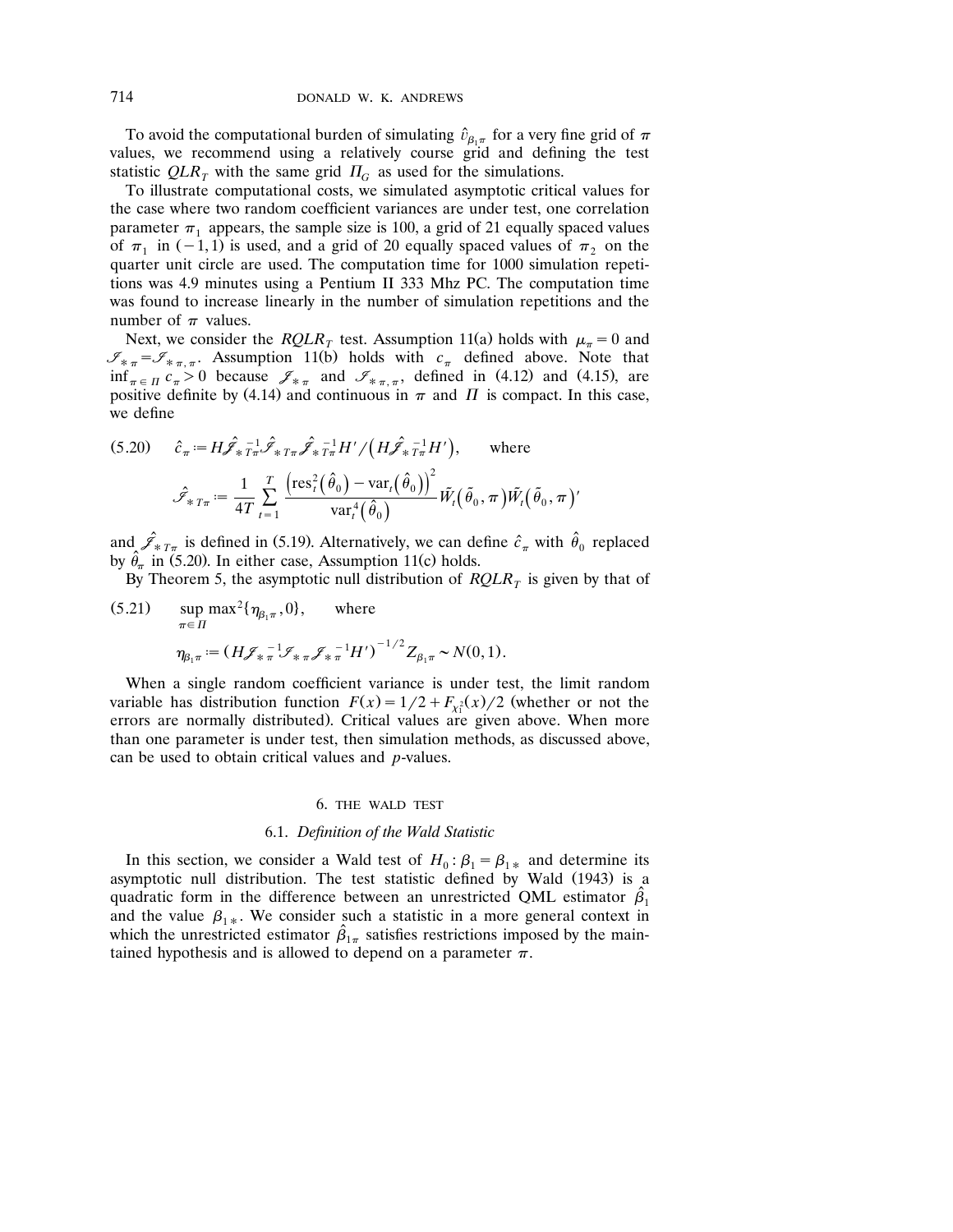To avoid the computational burden of simulating $\hat{\upsilon}_{\beta_1 \pi}$ for a very fine grid of $\pi$ values, we recommend using a relatively course grid and defining the test statistic $QLR_T$ with the same grid $\Pi_G$ as used for the simulations.

To illustrate computational costs, we simulated asymptotic critical values for the case where two random coefficient variances are under test, one correlation parameter $\pi_1$ appears, the sample size is 100, a grid of 21 equally spaced values of $\pi_1$ in $(-1,1)$ is used, and a grid of 20 equally spaced values of $\pi_2$ on the quarter unit circle are used. The computation time for 1000 simulation repetitions was 4.9 minutes using a Pentium II 333 Mhz PC. The computation time was found to increase linearly in the number of simulation repetitions and the number of $\pi$ values.

Next, we consider the $RQLR_T$ test. Assumption 11(a) holds with $\mu_\pi = 0$ and $\mathscr{I}_{*\pi} = \mathscr{I}_{*\pi,\pi}$. Assumption 11(b) holds with $c_\pi$ defined above. Note that $\inf_{\pi \in \Pi} c_\pi > 0$ because $\mathscr{J}_{*\pi}$ and $\mathscr{I}_{*\pi,\pi}$, defined in (4.12) and (4.15), are positive definite by (4.14) and continuous in $\pi$ and $\Pi$ is compact. In this case, we define

$$
(5.20) \qquad \hat{c}_\pi := H \hat{\mathscr{J}}_{*T\pi}^{-1} \hat{\mathscr{I}}_{*T\pi} \hat{\mathscr{J}}_{*T\pi}^{-1} H' / \left( H \hat{\mathscr{J}}_{*T\pi}^{-1} H' \right), \qquad \text{where}
$$

$$
\hat{\mathscr{I}}_{*T\pi} := \frac{1}{4T} \sum_{t=1}^{T} \frac{\left(\text{res}_t^2\left(\hat{\theta}_0\right) - \text{var}_t\left(\hat{\theta}_0\right)\right)^2}{\text{var}_t^4\left(\hat{\theta}_0\right)} \tilde{W}_t\left(\tilde{\theta}_0, \pi\right) \tilde{W}_t\left(\tilde{\theta}_0, \pi\right)'
$$

and $\hat{\mathscr{J}}_{*T\pi}$ is defined in (5.19). Alternatively, we can define $\hat{c}_\pi$ with $\hat{\theta}_0$ replaced by $\hat{\theta}_\pi$ in (5.20). In either case, Assumption 11(c) holds.

By Theorem 5, the asymptotic null distribution of $RQLR_T$ is given by that of

$$
(5.21) \qquad \sup_{\pi \in \Pi} \max{}^2\{\eta_{\beta_1 \pi}, 0\}, \qquad \text{where}
$$

$$
\eta_{\beta_1 \pi} := \left( H \mathscr{J}_{*\pi}^{-1} \mathscr{I}_{*\pi} \mathscr{J}_{*\pi}^{-1} H' \right)^{-1/2} Z_{\beta_1 \pi} \sim N(0,1).
$$

When a single random coefficient variance is under test, the limit random variable has distribution function $F(x) = 1/2 + F_{\chi_1^2}(x)/2$ (whether or not the errors are normally distributed). Critical values are given above. When more than one parameter is under test, then simulation methods, as discussed above, can be used to obtain critical values and $p$-values.

## 6. THE WALD TEST

### 6.1. *Definition of the Wald Statistic*

In this section, we consider a Wald test of $H_0: \beta_1 = \beta_{1*}$ and determine its asymptotic null distribution. The test statistic defined by Wald (1943) is a quadratic form in the difference between an unrestricted QML estimator $\hat{\beta}_1$ and the value $\beta_{1*}$. We consider such a statistic in a more general context in which the unrestricted estimator $\hat{\beta}_{1\pi}$ satisfies restrictions imposed by the maintained hypothesis and is allowed to depend on a parameter $\pi$.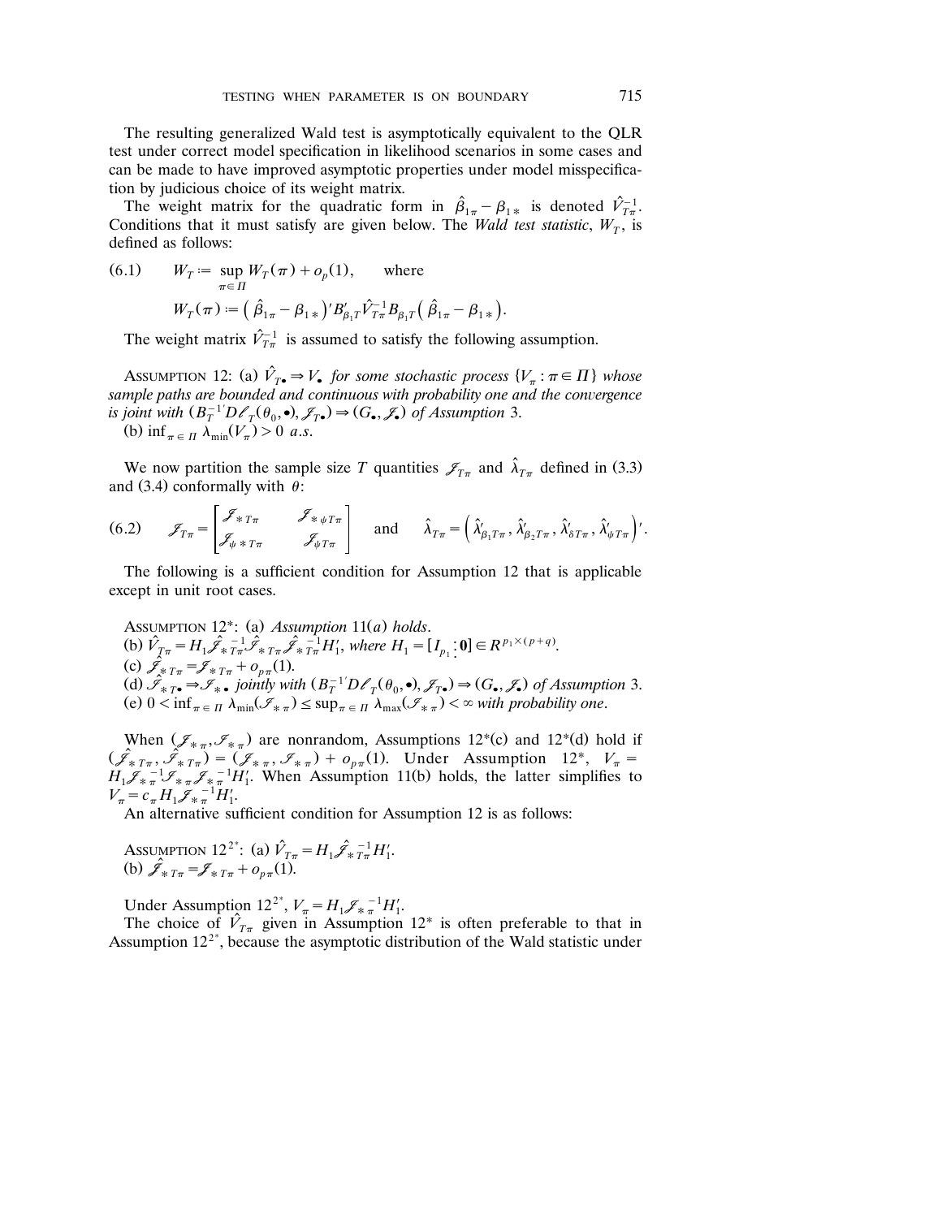The resulting generalized Wald test is asymptotically equivalent to the QLR test under correct model specification in likelihood scenarios in some cases and can be made to have improved asymptotic properties under model misspecification by judicious choice of its weight matrix.

The weight matrix for the quadratic form in $\hat{\beta}_{1\pi} - \beta_{1*}$ is denoted $\hat{V}_{T\pi}^{-1}$. Conditions that it must satisfy are given below. The *Wald test statistic*, $W_T$, is defined as follows:

$$
\text{(6.1)} \qquad W_T := \sup_{\pi \in \Pi} W_T(\pi) + o_p(1), \qquad \text{where}
$$

$$
W_T(\pi) := \left(\hat{\beta}_{1\pi} - \beta_{1*}\right)' B_{\beta_1 T}' \hat{V}_{T\pi}^{-1} B_{\beta_1 T}\left(\hat{\beta}_{1\pi} - \beta_{1*}\right).
$$

The weight matrix $\hat{V}_{T\pi}^{-1}$ is assumed to satisfy the following assumption.

ASSUMPTION 12: (a) $\hat{V}_{T\bullet} \Rightarrow V_\bullet$ *for some stochastic process* $\{V_\pi : \pi \in \Pi\}$ *whose sample paths are bounded and continuous with probability one and the convergence is joint with* $(B_T^{-1'} D\ell_T(\theta_0, \bullet), \mathcal{J}_{T\bullet}) \Rightarrow (G_\bullet, \mathcal{J}_\bullet)$ *of Assumption* 3.
(b) $\inf_{\pi \in \Pi} \lambda_{\min}(V_\pi) > 0$ *a.s.*

We now partition the sample size $T$ quantities $\mathcal{J}_{T\pi}$ and $\hat{\lambda}_{T\pi}$ defined in (3.3) and (3.4) conformally with $\theta$:

$$
\text{(6.2)} \qquad \mathcal{J}_{T\pi} = \begin{bmatrix} \mathcal{J}_{*T\pi} & \mathcal{J}_{*\psi T\pi} \\ \mathcal{J}_{\psi * T\pi} & \mathcal{J}_{\psi T\pi} \end{bmatrix} \quad \text{and} \quad \hat{\lambda}_{T\pi} = \left(\hat{\lambda}_{\beta_1 T\pi}', \hat{\lambda}_{\beta_2 T\pi}', \hat{\lambda}_{\delta T\pi}', \hat{\lambda}_{\psi T\pi}'\right)'.
$$

The following is a sufficient condition for Assumption 12 that is applicable except in unit root cases.

ASSUMPTION 12*: (a) *Assumption* 11(*a*) *holds*.
(b) $\hat{V}_{T\pi} = H_1 \hat{\mathcal{J}}_{*T\pi}^{-1} \hat{\mathcal{I}}_{*T\pi} \hat{\mathcal{J}}_{*T\pi}^{-1} H_1'$, *where* $H_1 = [I_{p_1} \vdots \mathbf{0}] \in R^{p_1 \times (p+q)}$.
(c) $\hat{\mathcal{J}}_{*T\pi} = \mathcal{J}_{*T\pi} + o_{p\pi}(1)$.
(d) $\hat{\mathcal{I}}_{*T\bullet} \Rightarrow \mathcal{I}_{*\bullet}$ *jointly with* $(B_T^{-1'} D\ell_T(\theta_0, \bullet), \mathcal{J}_{T\bullet}) \Rightarrow (G_\bullet, \mathcal{J}_\bullet)$ *of Assumption* 3.
(e) $0 < \inf_{\pi \in \Pi} \lambda_{\min}(\mathcal{I}_{*\pi}) \leq \sup_{\pi \in \Pi} \lambda_{\max}(\mathcal{I}_{*\pi}) < \infty$ *with probability one*.

When $(\mathcal{J}_{*\pi}, \mathcal{I}_{*\pi})$ are nonrandom, Assumptions 12*(c) and 12*(d) hold if $(\hat{\mathcal{J}}_{*T\pi}, \hat{\mathcal{I}}_{*T\pi}) = (\mathcal{J}_{*\pi}, \mathcal{I}_{*\pi}) + o_{p\pi}(1)$. Under Assumption 12*, $V_\pi = H_1 \mathcal{J}_{*\pi}^{-1} \mathcal{I}_{*\pi} \mathcal{J}_{*\pi}^{-1} H_1'$. When Assumption 11(b) holds, the latter simplifies to $V_\pi = c_\pi H_1 \mathcal{J}_{*\pi}^{-1} H_1'$.

An alternative sufficient condition for Assumption 12 is as follows:

ASSUMPTION $12^{2^*}$: (a) $\hat{V}_{T\pi} = H_1 \hat{\mathcal{J}}_{*T\pi}^{-1} H_1'$.
(b) $\hat{\mathcal{J}}_{*T\pi} = \mathcal{J}_{*T\pi} + o_{p\pi}(1)$.

Under Assumption $12^{2^*}$, $V_\pi = H_1 \mathcal{J}_{*\pi}^{-1} H_1'$.

The choice of $\hat{V}_{T\pi}$ given in Assumption 12* is often preferable to that in Assumption $12^{2^*}$, because the asymptotic distribution of the Wald statistic under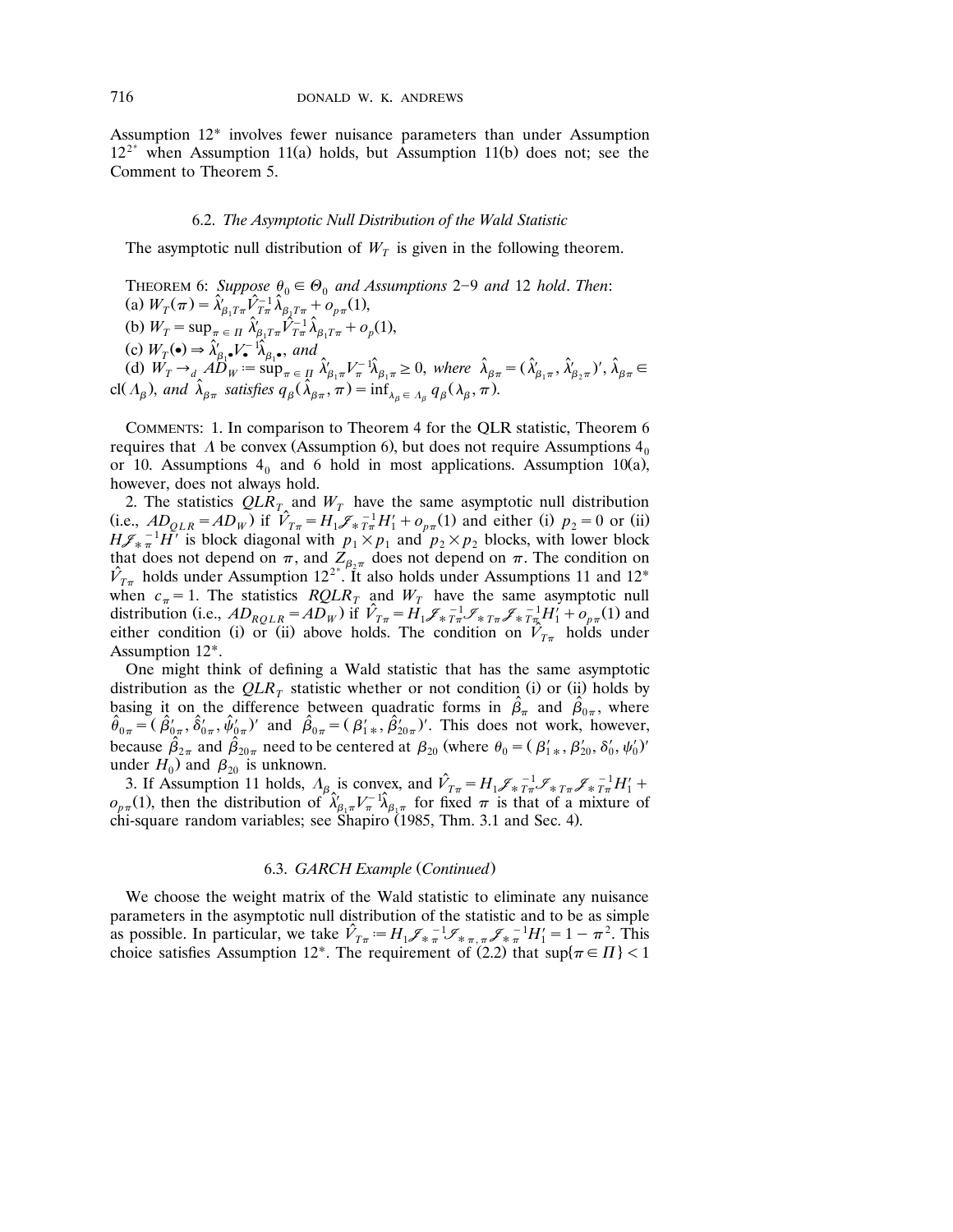Assumption 12* involves fewer nuisance parameters than under Assumption $12^{2^*}$ when Assumption 11(a) holds, but Assumption 11(b) does not; see the Comment to Theorem 5.

### 6.2. *The Asymptotic Null Distribution of the Wald Statistic*

The asymptotic null distribution of $W_T$ is given in the following theorem.

THEOREM 6: *Suppose $\theta_0 \in \Theta_0$ and Assumptions 2–9 and 12 hold. Then*:

(a) $W_T(\pi) = \hat{\lambda}'_{\beta_1 T\pi} \hat{V}_{T\pi}^{-1} \hat{\lambda}_{\beta_1 T\pi} + o_{p\pi}(1)$,

(b) $W_T = \sup_{\pi \in \Pi} \hat{\lambda}'_{\beta_1 T\pi} \hat{V}_{T\pi}^{-1} \hat{\lambda}_{\beta_1 T\pi} + o_p(1)$,

(c) $W_T(\bullet) \Rightarrow \hat{\lambda}'_{\beta_1 \bullet} V_{\bullet}^{-1} \hat{\lambda}_{\beta_1 \bullet}$, *and*

(d) $W_T \to_d AD_W := \sup_{\pi \in \Pi} \hat{\lambda}'_{\beta_1 \pi} V_{\pi}^{-1} \hat{\lambda}_{\beta_1 \pi} \geq 0$, *where* $\hat{\lambda}_{\beta\pi} = (\hat{\lambda}'_{\beta_1 \pi}, \hat{\lambda}'_{\beta_2 \pi})'$, $\hat{\lambda}_{\beta\pi} \in \mathrm{cl}(\Lambda_\beta)$, *and* $\hat{\lambda}_{\beta\pi}$ *satisfies* $q_\beta(\hat{\lambda}_{\beta\pi}, \pi) = \inf_{\lambda_\beta \in \Lambda_\beta} q_\beta(\lambda_\beta, \pi)$.

COMMENTS: 1. In comparison to Theorem 4 for the QLR statistic, Theorem 6 requires that $\Lambda$ be convex (Assumption 6), but does not require Assumptions $4_0$ or 10. Assumptions $4_0$ and 6 hold in most applications. Assumption 10(a), however, does not always hold.

2. The statistics $QLR_T$ and $W_T$ have the same asymptotic null distribution (i.e., $AD_{QLR} = AD_W$) if $\hat{V}_{T\pi} = H_1 \mathscr{J}_{*T\pi}^{-1} H_1' + o_{p\pi}(1)$ and either (i) $p_2 = 0$ or (ii) $H \mathscr{J}_{*\pi}^{-1} H'$ is block diagonal with $p_1 \times p_1$ and $p_2 \times p_2$ blocks, with lower block that does not depend on $\pi$, and $Z_{\beta_2 \pi}$ does not depend on $\pi$. The condition on $\hat{V}_{T\pi}$ holds under Assumption $12^{2^*}$. It also holds under Assumptions 11 and 12* when $c_\pi = 1$. The statistics $RQLR_T$ and $W_T$ have the same asymptotic null distribution (i.e., $AD_{RQLR} = AD_W$) if $\hat{V}_{T\pi} = H_1 \mathscr{J}_{*T\pi}^{-1} \mathscr{I}_{*T\pi} \mathscr{J}_{*T\pi}^{-1} H_1' + o_{p\pi}(1)$ and either condition (i) or (ii) above holds. The condition on $\hat{V}_{T\pi}$ holds under Assumption 12*.

One might think of defining a Wald statistic that has the same asymptotic distribution as the $QLR_T$ statistic whether or not condition (i) or (ii) holds by basing it on the difference between quadratic forms in $\hat{\beta}_\pi$ and $\hat{\beta}_{0\pi}$, where $\hat{\theta}_{0\pi} = (\hat{\beta}'_{0\pi}, \hat{\delta}'_{0\pi}, \hat{\psi}'_{0\pi})'$ and $\hat{\beta}_{0\pi} = (\beta'_{1*}, \hat{\beta}'_{20\pi})'$. This does not work, however, because $\hat{\beta}_{2\pi}$ and $\hat{\beta}_{20\pi}$ need to be centered at $\beta_{20}$ (where $\theta_0 = (\beta'_{1*}, \beta'_{20}, \delta'_0, \psi'_0)'$ under $H_0$) and $\beta_{20}$ is unknown.

3. If Assumption 11 holds, $\Lambda_\beta$ is convex, and $\hat{V}_{T\pi} = H_1 \mathscr{J}_{*T\pi}^{-1} \mathscr{I}_{*T\pi} \mathscr{J}_{*T\pi}^{-1} H_1' + o_{p\pi}(1)$, then the distribution of $\hat{\lambda}'_{\beta_1 \pi} V_\pi^{-1} \hat{\lambda}_{\beta_1 \pi}$ for fixed $\pi$ is that of a mixture of chi-square random variables; see Shapiro (1985, Thm. 3.1 and Sec. 4).

### 6.3. *GARCH Example (Continued)*

We choose the weight matrix of the Wald statistic to eliminate any nuisance parameters in the asymptotic null distribution of the statistic and to be as simple as possible. In particular, we take $\hat{V}_{T\pi} := H_1 \mathscr{J}_{*\pi}^{-1} \mathscr{I}_{*\pi,\pi} \mathscr{J}_{*\pi}^{-1} H_1' = 1 - \pi^2$. This choice satisfies Assumption 12*. The requirement of (2.2) that $\sup\{\pi \in \Pi\} < 1$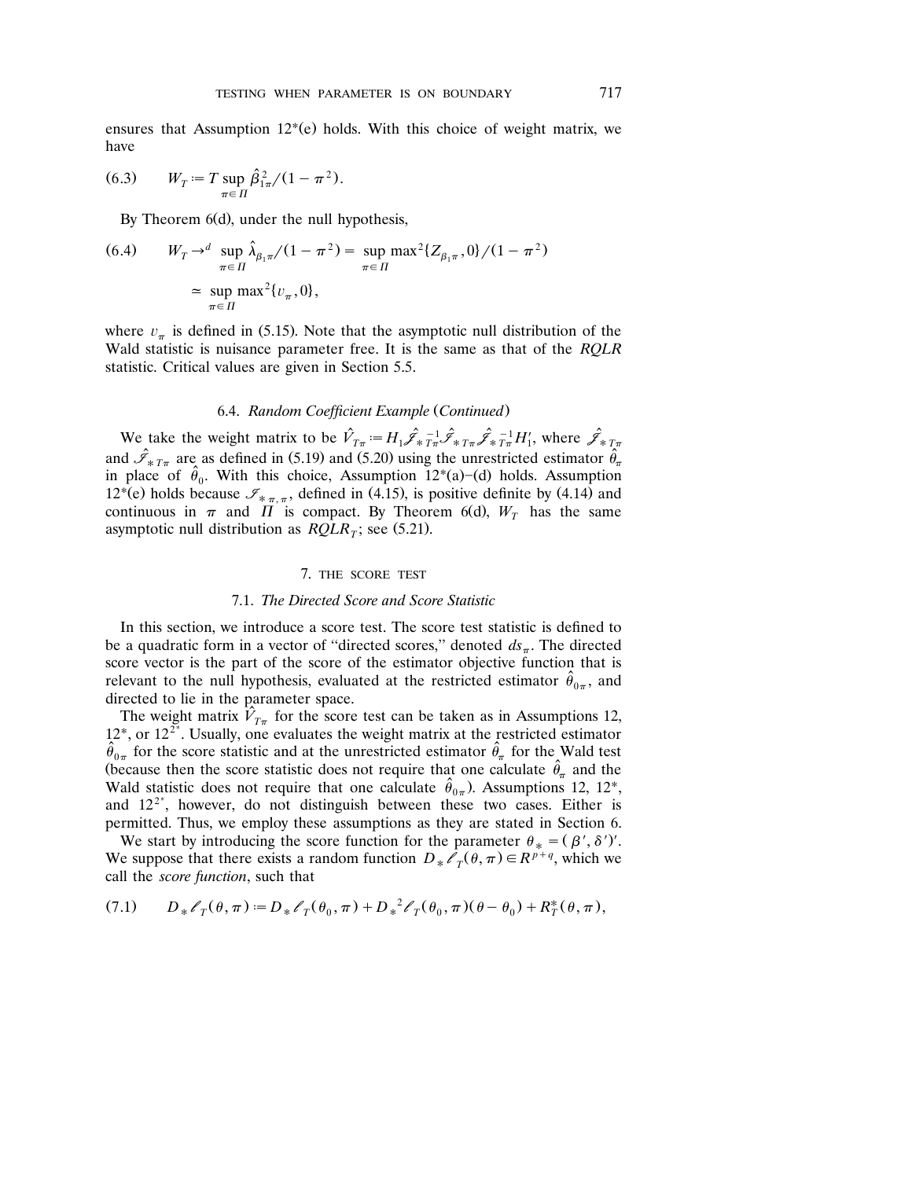ensures that Assumption 12*(e) holds. With this choice of weight matrix, we have

$$
(6.3) \qquad W_T := T \sup_{\pi \in \Pi} \hat{\beta}_{1\pi}^2 / (1 - \pi^2).
$$

By Theorem 6(d), under the null hypothesis,

$$
\begin{aligned}
(6.4) \qquad W_T &\to^d \sup_{\pi \in \Pi} \hat{\lambda}_{\beta_1 \pi} / (1 - \pi^2) = \sup_{\pi \in \Pi} \max{}^2\{Z_{\beta_1 \pi}, 0\} / (1 - \pi^2) \\
&\simeq \sup_{\pi \in \Pi} \max{}^2\{v_\pi, 0\},
\end{aligned}
$$

where $v_\pi$ is defined in (5.15). Note that the asymptotic null distribution of the Wald statistic is nuisance parameter free. It is the same as that of the *RQLR* statistic. Critical values are given in Section 5.5.

### 6.4. *Random Coefficient Example* (*Continued*)

We take the weight matrix to be $\hat{V}_{T\pi} := H_1 \hat{\mathscr{J}}_{*T\pi}^{-1} \hat{\mathscr{I}}_{*T\pi} \hat{\mathscr{J}}_{*T\pi}^{-1} H_1'$, where $\hat{\mathscr{J}}_{*T\pi}$ and $\hat{\mathscr{I}}_{*T\pi}$ are as defined in (5.19) and (5.20) using the unrestricted estimator $\hat{\theta}_\pi$ in place of $\hat{\theta}_0$. With this choice, Assumption 12*(a)–(d) holds. Assumption 12*(e) holds because $\mathscr{I}_{*\pi,\pi}$, defined in (4.15), is positive definite by (4.14) and continuous in $\pi$ and $\Pi$ is compact. By Theorem 6(d), $W_T$ has the same asymptotic null distribution as $RQLR_T$; see (5.21).

## 7. THE SCORE TEST

### 7.1. *The Directed Score and Score Statistic*

In this section, we introduce a score test. The score test statistic is defined to be a quadratic form in a vector of "directed scores," denoted $ds_\pi$. The directed score vector is the part of the score of the estimator objective function that is relevant to the null hypothesis, evaluated at the restricted estimator $\hat{\theta}_{0\pi}$, and directed to lie in the parameter space.

The weight matrix $\hat{V}_{T\pi}$ for the score test can be taken as in Assumptions 12, 12*, or $12^{2^*}$. Usually, one evaluates the weight matrix at the restricted estimator $\hat{\theta}_{0\pi}$ for the score statistic and at the unrestricted estimator $\hat{\theta}_\pi$ for the Wald test (because then the score statistic does not require that one calculate $\hat{\theta}_\pi$ and the Wald statistic does not require that one calculate $\hat{\theta}_{0\pi}$). Assumptions 12, 12*, and $12^{2^*}$, however, do not distinguish between these two cases. Either is permitted. Thus, we employ these assumptions as they are stated in Section 6.

We start by introducing the score function for the parameter $\theta_* = (\beta', \delta')'$. We suppose that there exists a random function $D_* \ell_T(\theta, \pi) \in R^{p+q}$, which we call the *score function*, such that

$$
(7.1) \qquad D_* \ell_T(\theta, \pi) := D_* \ell_T(\theta_0, \pi) + D_*^2 \ell_T(\theta_0, \pi)(\theta - \theta_0) + R_T^*(\theta, \pi),
$$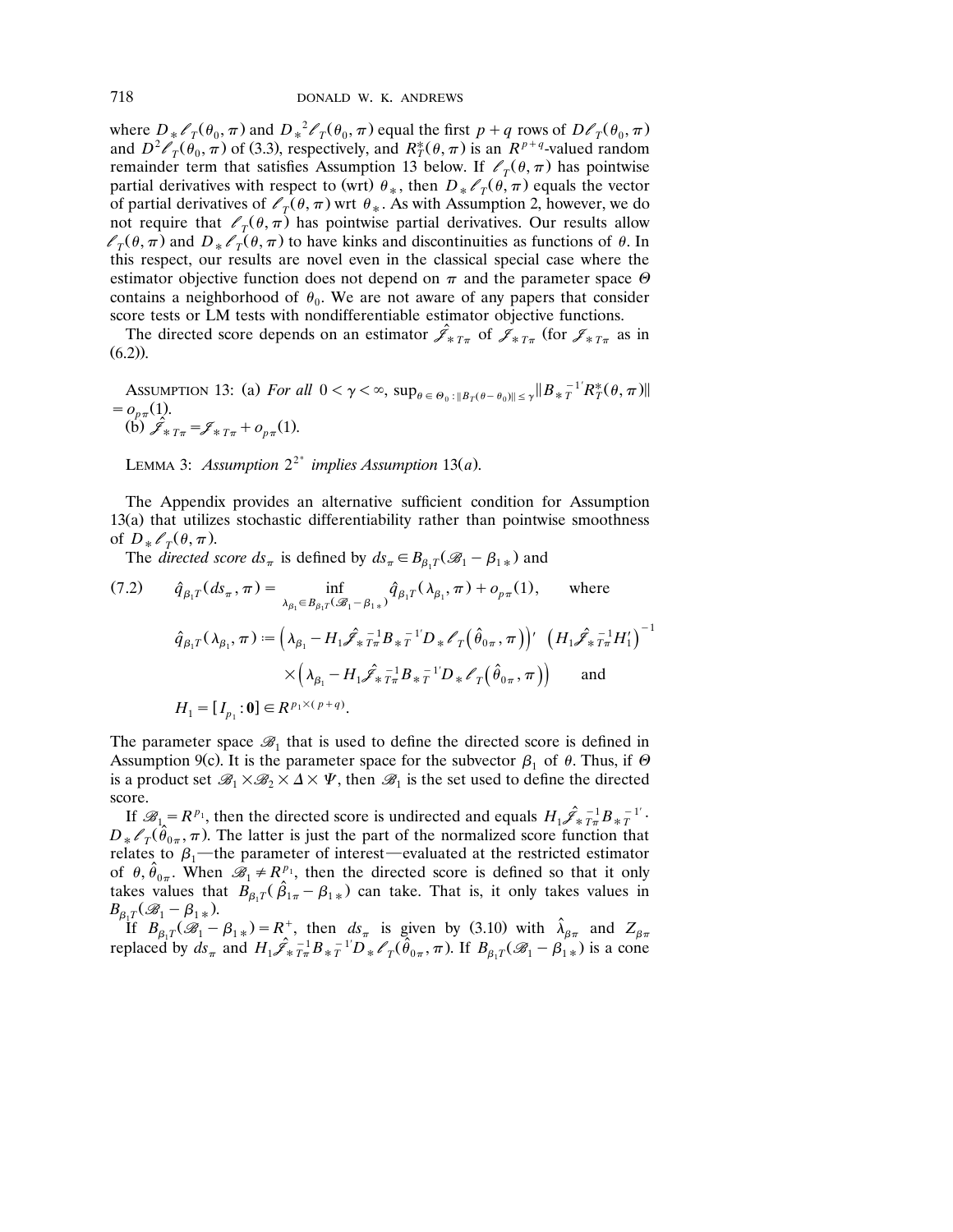where $D_* \ell_T(\theta_0, \pi)$ and $D_*^2 \ell_T(\theta_0, \pi)$ equal the first $p+q$ rows of $D\ell_T(\theta_0, \pi)$ and $D^2\ell_T(\theta_0, \pi)$ of (3.3), respectively, and $R_T^*(\theta, \pi)$ is an $R^{p+q}$-valued random remainder term that satisfies Assumption 13 below. If $\ell_T(\theta, \pi)$ has pointwise partial derivatives with respect to (wrt) $\theta_*$, then $D_* \ell_T(\theta, \pi)$ equals the vector of partial derivatives of $\ell_T(\theta, \pi)$ wrt $\theta_*$. As with Assumption 2, however, we do not require that $\ell_T(\theta, \pi)$ has pointwise partial derivatives. Our results allow $\ell_T(\theta, \pi)$ and $D_* \ell_T(\theta, \pi)$ to have kinks and discontinuities as functions of $\theta$. In this respect, our results are novel even in the classical special case where the estimator objective function does not depend on $\pi$ and the parameter space $\Theta$ contains a neighborhood of $\theta_0$. We are not aware of any papers that consider score tests or LM tests with nondifferentiable estimator objective functions.

The directed score depends on an estimator $\hat{\mathscr{J}}_{*T\pi}$ of $\mathscr{J}_{*T\pi}$ (for $\mathscr{J}_{*T\pi}$ as in (6.2)).

ASSUMPTION 13: (a) *For all* $0 < \gamma < \infty$, $\sup_{\theta \in \Theta_0 : \|B_T(\theta - \theta_0)\| \le \gamma} \|B_{*T}^{-1'} R_T^*(\theta, \pi)\| = o_{p\pi}(1)$.
(b) $\hat{\mathscr{J}}_{*T\pi} = \mathscr{J}_{*T\pi} + o_{p\pi}(1)$.

LEMMA 3: *Assumption* $2^{2^*}$ *implies Assumption* 13(*a*).

The Appendix provides an alternative sufficient condition for Assumption 13(a) that utilizes stochastic differentiability rather than pointwise smoothness of $D_* \ell_T(\theta, \pi)$.

The *directed score* $ds_\pi$ is defined by $ds_\pi \in B_{\beta_1 T}(\mathscr{B}_1 - \beta_{1*})$ and

$$
(7.2) \qquad \hat{q}_{\beta_1 T}(ds_\pi, \pi) = \inf_{\lambda_{\beta_1} \in B_{\beta_1 T}(\mathscr{B}_1 - \beta_{1*})} \hat{q}_{\beta_1 T}(\lambda_{\beta_1}, \pi) + o_{p\pi}(1), \qquad \text{where}
$$

$$
\hat{q}_{\beta_1 T}(\lambda_{\beta_1}, \pi) := \left(\lambda_{\beta_1} - H_1 \hat{\mathscr{J}}_{*T\pi}^{-1} B_{*T}^{-1'} D_* \ell_T\left(\hat{\theta}_{0\pi}, \pi\right)\right)' \left(H_1 \hat{\mathscr{J}}_{*T\pi}^{-1} H_1'\right)^{-1} \times \left(\lambda_{\beta_1} - H_1 \hat{\mathscr{J}}_{*T\pi}^{-1} B_{*T}^{-1'} D_* \ell_T\left(\hat{\theta}_{0\pi}, \pi\right)\right) \qquad \text{and}
$$

$$
H_1 = [I_{p_1} : \mathbf{0}] \in R^{p_1 \times (p+q)}.
$$

The parameter space $\mathscr{B}_1$ that is used to define the directed score is defined in Assumption 9(c). It is the parameter space for the subvector $\beta_1$ of $\theta$. Thus, if $\Theta$ is a product set $\mathscr{B}_1 \times \mathscr{B}_2 \times \Delta \times \Psi$, then $\mathscr{B}_1$ is the set used to define the directed score.

If $\mathscr{B}_1 = R^{p_1}$, then the directed score is undirected and equals $H_1 \hat{\mathscr{J}}_{*T\pi}^{-1} B_{*T}^{-1'} \cdot D_* \ell_T(\hat{\theta}_{0\pi}, \pi)$. The latter is just the part of the normalized score function that relates to $\beta_1$—the parameter of interest—evaluated at the restricted estimator of $\theta$, $\hat{\theta}_{0\pi}$. When $\mathscr{B}_1 \neq R^{p_1}$, then the directed score is defined so that it only takes values that $B_{\beta_1 T}(\hat{\beta}_{1\pi} - \beta_{1*})$ can take. That is, it only takes values in $B_{\beta_1 T}(\mathscr{B}_1 - \beta_{1*})$.

If $B_{\beta_1 T}(\mathscr{B}_1 - \beta_{1*}) = R^+$, then $ds_\pi$ is given by (3.10) with $\hat{\lambda}_{\beta\pi}$ and $Z_{\beta\pi}$ replaced by $ds_\pi$ and $H_1 \hat{\mathscr{J}}_{*T\pi}^{-1} B_{*T}^{-1'} D_* \ell_T(\hat{\theta}_{0\pi}, \pi)$. If $B_{\beta_1 T}(\mathscr{B}_1 - \beta_{1*})$ is a cone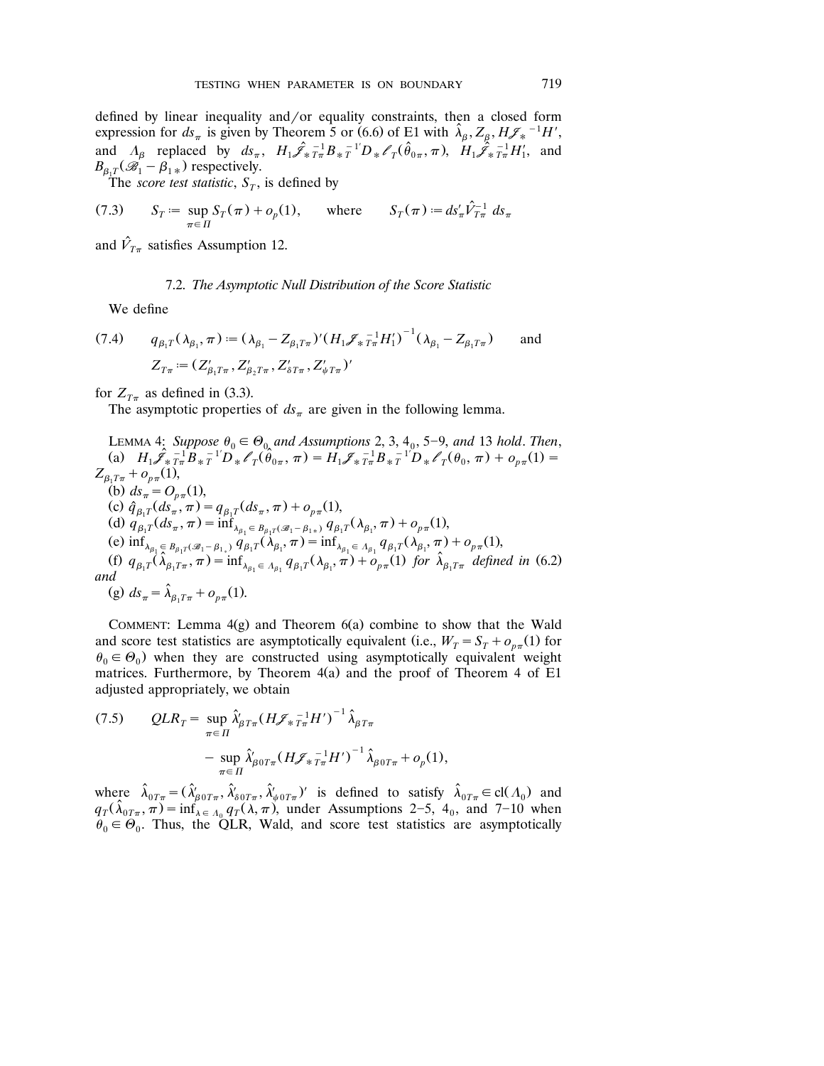defined by linear inequality and/or equality constraints, then a closed form expression for $ds_\pi$ is given by Theorem 5 or (6.6) of E1 with $\hat{\lambda}_\beta, Z_\beta, H\mathscr{J}_*^{-1}H'$, and $\Lambda_\beta$ replaced by $ds_\pi$, $H_1\hat{\mathscr{J}}_{*T\pi}^{-1}B_{*T}^{-1'}D_*\ell_T(\hat{\theta}_{0\pi},\pi)$, $H_1\hat{\mathscr{J}}_{*T\pi}^{-1}H_1'$, and $B_{\beta_1T}(\mathscr{B}_1-\beta_{1*})$ respectively.

The *score test statistic*, $S_T$, is defined by

$$(7.3)\qquad S_T := \sup_{\pi\in\Pi} S_T(\pi) + o_p(1), \qquad \text{where} \qquad S_T(\pi) := ds_\pi'\hat{V}_{T\pi}^{-1}\, ds_\pi$$

and $\hat{V}_{T\pi}$ satisfies Assumption 12.

### 7.2. *The Asymptotic Null Distribution of the Score Statistic*

We define

$$(7.4)\qquad q_{\beta_1T}(\lambda_{\beta_1},\pi) := (\lambda_{\beta_1}-Z_{\beta_1T\pi})'(H_1\mathscr{J}_{*T\pi}^{-1}H_1')^{-1}(\lambda_{\beta_1}-Z_{\beta_1T\pi}) \qquad \text{and}$$
$$Z_{T\pi} := (Z_{\beta_1T\pi}', Z_{\beta_2T\pi}', Z_{\delta T\pi}', Z_{\psi T\pi}')'$$

for $Z_{T\pi}$ as defined in (3.3).

The asymptotic properties of $ds_\pi$ are given in the following lemma.

LEMMA 4: *Suppose $\theta_0\in\Theta_0$ and Assumptions* 2, 3, $4_0$, 5–9, *and* 13 *hold. Then,*

(a) $H_1\hat{\mathscr{J}}_{*T\pi}^{-1}B_{*T}^{-1'}D_*\ell_T(\hat{\theta}_{0\pi},\pi) = H_1\mathscr{J}_{*T\pi}^{-1}B_{*T}^{-1'}D_*\ell_T(\theta_0,\pi)+o_{p\pi}(1) = Z_{\beta_1T\pi}+o_{p\pi}(1)$,

(b) $ds_\pi = O_{p\pi}(1)$,

(c) $\hat{q}_{\beta_1T}(ds_\pi,\pi) = q_{\beta_1T}(ds_\pi,\pi)+o_{p\pi}(1)$,

(d) $q_{\beta_1T}(ds_\pi,\pi) = \inf_{\lambda_{\beta_1}\in B_{\beta_1T}(\mathscr{B}_1-\beta_{1*})} q_{\beta_1T}(\lambda_{\beta_1},\pi)+o_{p\pi}(1)$,

(e) $\inf_{\lambda_{\beta_1}\in B_{\beta_1T}(\mathscr{B}_1-\beta_{1*})} q_{\beta_1T}(\lambda_{\beta_1},\pi) = \inf_{\lambda_{\beta_1}\in\Lambda_{\beta_1}} q_{\beta_1T}(\lambda_{\beta_1},\pi)+o_{p\pi}(1)$,

(f) $q_{\beta_1T}(\hat{\lambda}_{\beta_1T\pi},\pi) = \inf_{\lambda_{\beta_1}\in\Lambda_{\beta_1}} q_{\beta_1T}(\lambda_{\beta_1},\pi)+o_{p\pi}(1)$ *for $\hat{\lambda}_{\beta_1T\pi}$ defined in* (6.2) *and*

(g) $ds_\pi = \hat{\lambda}_{\beta_1T\pi}+o_{p\pi}(1)$.

COMMENT: Lemma 4(g) and Theorem 6(a) combine to show that the Wald and score test statistics are asymptotically equivalent (i.e., $W_T = S_T + o_{p\pi}(1)$ for $\theta_0\in\Theta_0$) when they are constructed using asymptotically equivalent weight matrices. Furthermore, by Theorem 4(a) and the proof of Theorem 4 of E1 adjusted appropriately, we obtain

$$(7.5)\qquad QLR_T = \sup_{\pi\in\Pi}\hat{\lambda}_{\beta T\pi}'(H\mathscr{J}_{*T\pi}^{-1}H')^{-1}\hat{\lambda}_{\beta T\pi} - \sup_{\pi\in\Pi}\hat{\lambda}_{\beta 0T\pi}'(H\mathscr{J}_{*T\pi}^{-1}H')^{-1}\hat{\lambda}_{\beta 0T\pi}+o_p(1),$$

where $\hat{\lambda}_{0T\pi} = (\hat{\lambda}_{\beta 0T\pi}', \hat{\lambda}_{\delta 0T\pi}', \hat{\lambda}_{\psi 0T\pi}')'$ is defined to satisfy $\hat{\lambda}_{0T\pi}\in \mathrm{cl}(\Lambda_0)$ and $q_T(\hat{\lambda}_{0T\pi},\pi) = \inf_{\lambda\in\Lambda_0} q_T(\lambda,\pi)$, under Assumptions 2–5, $4_0$, and 7–10 when $\theta_0\in\Theta_0$. Thus, the QLR, Wald, and score test statistics are asymptotically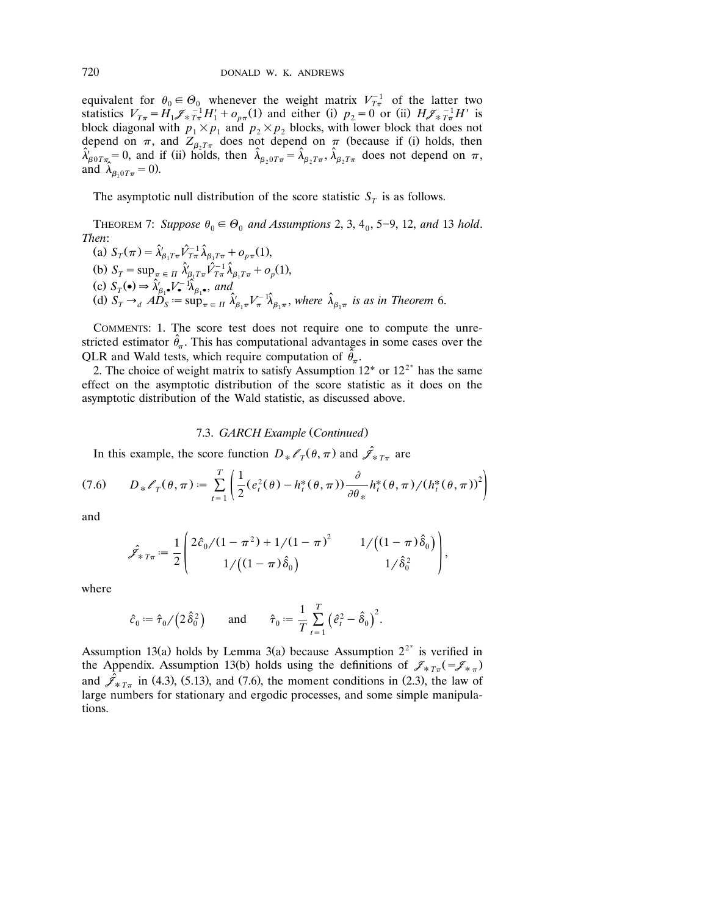equivalent for $\theta_0 \in \Theta_0$ whenever the weight matrix $V_{T\pi}^{-1}$ of the latter two statistics $V_{T\pi} = H_1 \mathscr{J}_{*T\pi}^{-1} H_1' + o_{p\pi}(1)$ and either (i) $p_2 = 0$ or (ii) $H \mathscr{J}_{*T\pi}^{-1} H'$ is block diagonal with $p_1 \times p_1$ and $p_2 \times p_2$ blocks, with lower block that does not depend on $\pi$, and $Z_{\beta_2 T\pi}$ does not depend on $\pi$ (because if (i) holds, then $\hat{\lambda}_{\beta 0 T\pi}' = 0$, and if (ii) holds, then $\hat{\lambda}_{\beta_2 0 T\pi} = \hat{\lambda}_{\beta_2 T\pi}$, $\hat{\lambda}_{\beta_2 T\pi}$ does not depend on $\pi$, and $\hat{\lambda}_{\beta_1 0 T\pi} = 0$).

The asymptotic null distribution of the score statistic $S_T$ is as follows.

THEOREM 7: *Suppose $\theta_0 \in \Theta_0$ and Assumptions* 2, 3, $4_0$, 5–9, 12, *and* 13 *hold. Then*:

(a) $S_T(\pi) = \hat{\lambda}_{\beta_1 T\pi}' \hat{V}_{T\pi}^{-1} \hat{\lambda}_{\beta_1 T\pi} + o_{p\pi}(1)$,

(b) $S_T = \sup_{\pi \in \Pi} \hat{\lambda}_{\beta_1 T\pi}' \hat{V}_{T\pi}^{-1} \hat{\lambda}_{\beta_1 T\pi} + o_p(1)$,

(c) $S_T(\bullet) \Rightarrow \hat{\lambda}_{\beta_1 \bullet}' V_{\bullet}^{-1} \hat{\lambda}_{\beta_1 \bullet}$, *and*

(d) $S_T \to_d AD_S := \sup_{\pi \in \Pi} \hat{\lambda}_{\beta_1 \pi}' V_{\pi}^{-1} \hat{\lambda}_{\beta_1 \pi}$, *where $\hat{\lambda}_{\beta_1 \pi}$ is as in Theorem* 6.

COMMENTS: 1. The score test does not require one to compute the unrestricted estimator $\hat{\theta}_\pi$. This has computational advantages in some cases over the QLR and Wald tests, which require computation of $\hat{\theta}_\pi$.

2. The choice of weight matrix to satisfy Assumption $12^*$ or $12^{2*}$ has the same effect on the asymptotic distribution of the score statistic as it does on the asymptotic distribution of the Wald statistic, as discussed above.

### 7.3. *GARCH Example* (*Continued*)

In this example, the score function $D_* \ell_T(\theta, \pi)$ and $\hat{\mathscr{J}}_{*T\pi}$ are

$$
(7.6) \qquad D_* \ell_T(\theta, \pi) := \sum_{t=1}^{T} \left( \frac{1}{2} (e_t^2(\theta) - h_t^*(\theta, \pi)) \frac{\partial}{\partial \theta_*} h_t^*(\theta, \pi) / (h_t^*(\theta, \pi))^2 \right)
$$

and

$$
\hat{\mathscr{J}}_{*T\pi} := \frac{1}{2} \begin{pmatrix} 2\hat{c}_0/(1-\pi^2) + 1/(1-\pi)^2 & 1/\big((1-\pi)\hat{\delta}_0\big) \\ 1/\big((1-\pi)\hat{\delta}_0\big) & 1/\hat{\delta}_0^2 \end{pmatrix},
$$

where

$$
\hat{c}_0 := \hat{\tau}_0 / \big(2\hat{\delta}_0^2\big) \qquad \text{and} \qquad \hat{\tau}_0 := \frac{1}{T} \sum_{t=1}^{T} \big(\hat{e}_t^2 - \hat{\delta}_0\big)^2.
$$

Assumption 13(a) holds by Lemma 3(a) because Assumption $2^{2*}$ is verified in the Appendix. Assumption 13(b) holds using the definitions of $\mathscr{J}_{*T\pi} (= \mathscr{J}_{*\pi})$ and $\hat{\mathscr{J}}_{*T\pi}$ in (4.3), (5.13), and (7.6), the moment conditions in (2.3), the law of large numbers for stationary and ergodic processes, and some simple manipulations.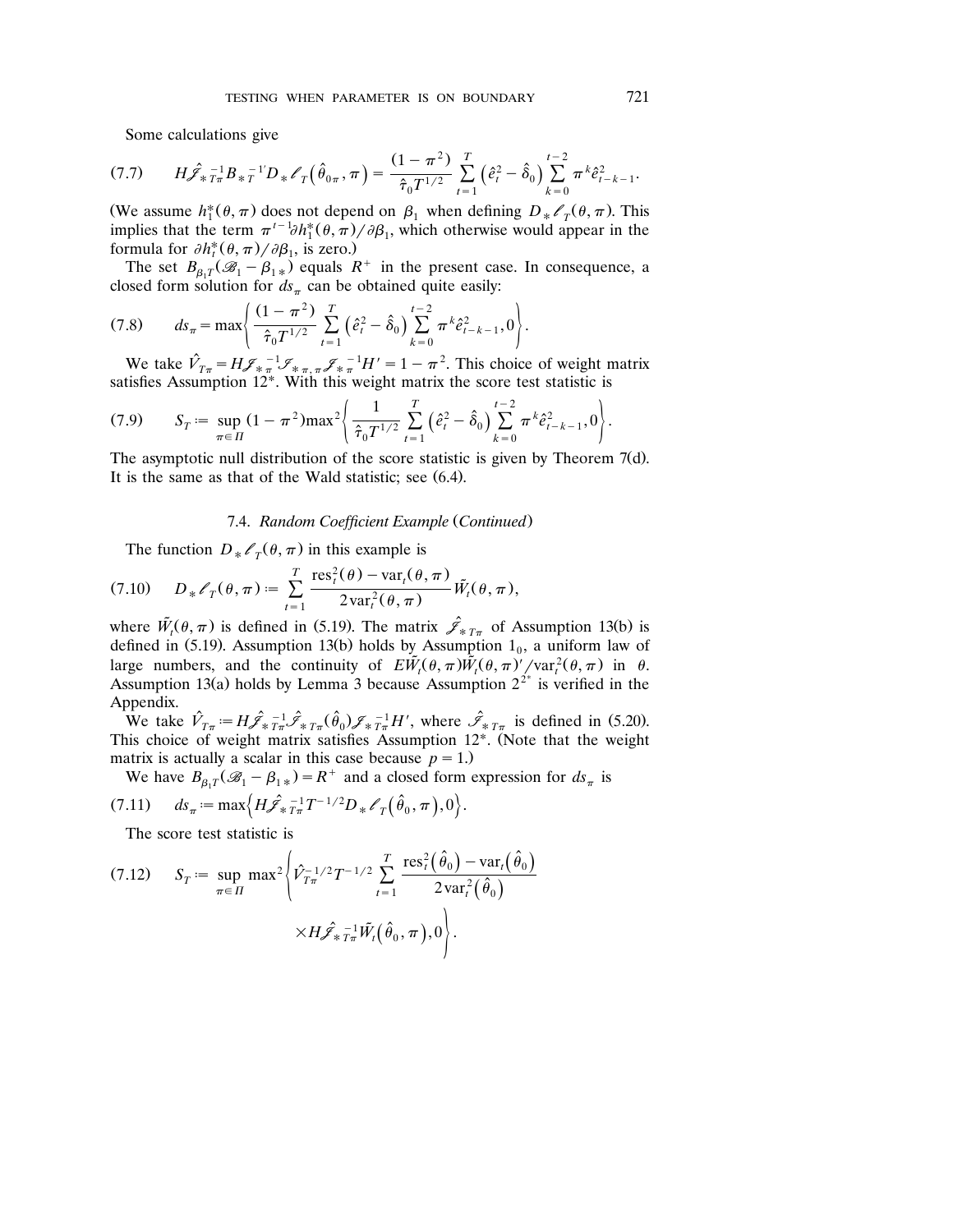Some calculations give

$$(7.7)\qquad H\hat{\mathcal{J}}_{*T\pi}^{-1}B_{*T}^{-1'}D_{*}\ell_{T}\left(\hat{\theta}_{0\pi},\pi\right)=\frac{(1-\pi^{2})}{\hat{\tau}_{0}T^{1/2}}\sum_{t=1}^{T}\left(\hat{e}_{t}^{2}-\hat{\delta}_{0}\right)\sum_{k=0}^{t-2}\pi^{k}\hat{e}_{t-k-1}^{2}.$$

(We assume $h_1^*(\theta,\pi)$ does not depend on $\beta_1$ when defining $D_*\ell_T(\theta,\pi)$. This implies that the term $\pi^{t-1}\partial h_1^*(\theta,\pi)/\partial\beta_1$, which otherwise would appear in the formula for $\partial h_t^*(\theta,\pi)/\partial\beta_1$, is zero.)

The set $B_{\beta_1 T}(\mathscr{B}_1-\beta_{1*})$ equals $R^+$ in the present case. In consequence, a closed form solution for $ds_\pi$ can be obtained quite easily:

$$(7.8)\qquad ds_{\pi}=\max\left\{\frac{(1-\pi^{2})}{\hat{\tau}_{0}T^{1/2}}\sum_{t=1}^{T}\left(\hat{e}_{t}^{2}-\hat{\delta}_{0}\right)\sum_{k=0}^{t-2}\pi^{k}\hat{e}_{t-k-1}^{2},0\right\}.$$

We take $\hat{V}_{T\pi}=H\mathcal{J}_{*\pi}^{-1}\mathcal{I}_{*\pi,\pi}\mathcal{J}_{*\pi}^{-1}H'=1-\pi^2$. This choice of weight matrix satisfies Assumption 12*. With this weight matrix the score test statistic is

$$(7.9)\qquad S_{T}:=\sup_{\pi\in\Pi}(1-\pi^{2})\max{}^{2}\left\{\frac{1}{\hat{\tau}_{0}T^{1/2}}\sum_{t=1}^{T}\left(\hat{e}_{t}^{2}-\hat{\delta}_{0}\right)\sum_{k=0}^{t-2}\pi^{k}\hat{e}_{t-k-1}^{2},0\right\}.$$

The asymptotic null distribution of the score statistic is given by Theorem 7(d). It is the same as that of the Wald statistic; see (6.4).

### 7.4. *Random Coefficient Example* (*Continued*)

The function $D_*\ell_T(\theta,\pi)$ in this example is

$$(7.10)\qquad D_{*}\ell_{T}(\theta,\pi):=\sum_{t=1}^{T}\frac{\mathrm{res}_{t}^{2}(\theta)-\mathrm{var}_{t}(\theta,\pi)}{2\,\mathrm{var}_{t}^{2}(\theta,\pi)}\tilde{W}_{t}(\theta,\pi),$$

where $\tilde{W}_t(\theta,\pi)$ is defined in (5.19). The matrix $\hat{\mathcal{J}}_{*T\pi}$ of Assumption 13(b) is defined in (5.19). Assumption 13(b) holds by Assumption $1_0$, a uniform law of large numbers, and the continuity of $E\tilde{W}_t(\theta,\pi)\tilde{W}_t(\theta,\pi)'/\mathrm{var}_t^2(\theta,\pi)$ in $\theta$. Assumption 13(a) holds by Lemma 3 because Assumption $2^{2*}$ is verified in the Appendix.

We take $\hat{V}_{T\pi}:=H\hat{\mathcal{J}}_{*T\pi}^{-1}\hat{\mathcal{I}}_{*T\pi}(\hat{\theta}_0)\mathcal{J}_{*T\pi}^{-1}H'$, where $\hat{\mathcal{I}}_{*T\pi}$ is defined in (5.20). This choice of weight matrix satisfies Assumption 12*. (Note that the weight matrix is actually a scalar in this case because $p=1$.)

We have $B_{\beta_1 T}(\mathscr{B}_1-\beta_{1*})=R^+$ and a closed form expression for $ds_\pi$ is

$$(7.11)\qquad ds_{\pi}:=\max\left\{H\hat{\mathcal{J}}_{*T\pi}^{-1}T^{-1/2}D_{*}\ell_{T}\left(\hat{\theta}_{0},\pi\right),0\right\}.$$

The score test statistic is

$$(7.12)\qquad S_{T}:=\sup_{\pi\in\Pi}\max{}^{2}\left\{\hat{V}_{T\pi}^{-1/2}T^{-1/2}\sum_{t=1}^{T}\frac{\mathrm{res}_{t}^{2}\left(\hat{\theta}_{0}\right)-\mathrm{var}_{t}\left(\hat{\theta}_{0}\right)}{2\,\mathrm{var}_{t}^{2}\left(\hat{\theta}_{0}\right)}\times H\hat{\mathcal{J}}_{*T\pi}^{-1}\tilde{W}_{t}\left(\hat{\theta}_{0},\pi\right),0\right\}.$$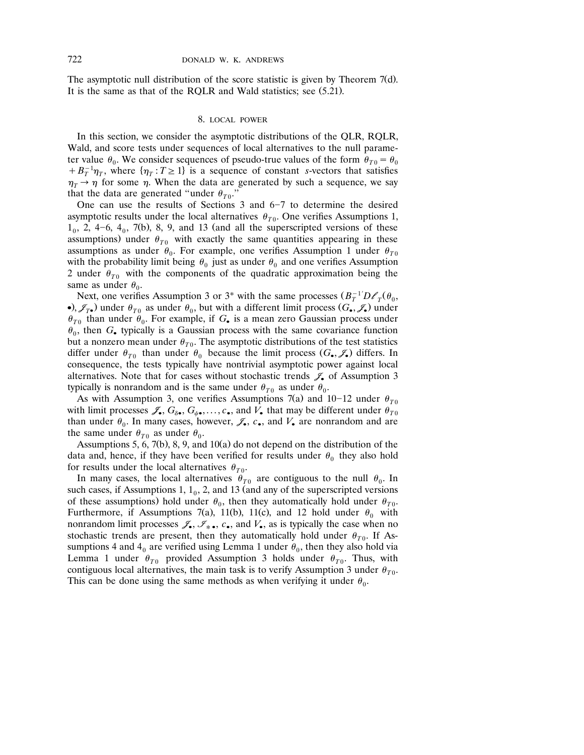The asymptotic null distribution of the score statistic is given by Theorem 7(d). It is the same as that of the RQLR and Wald statistics; see (5.21).

## 8. LOCAL POWER

In this section, we consider the asymptotic distributions of the QLR, RQLR, Wald, and score tests under sequences of local alternatives to the null parameter value $\theta_0$. We consider sequences of pseudo-true values of the form $\theta_{T0} = \theta_0 + B_T^{-1}\eta_T$, where $\{\eta_T : T \geq 1\}$ is a sequence of constant $s$-vectors that satisfies $\eta_T \to \eta$ for some $\eta$. When the data are generated by such a sequence, we say that the data are generated "under $\theta_{T0}$."

One can use the results of Sections 3 and 6–7 to determine the desired asymptotic results under the local alternatives $\theta_{T0}$. One verifies Assumptions 1, $1_0$, 2, 4–6, $4_0$, 7(b), 8, 9, and 13 (and all the superscripted versions of these assumptions) under $\theta_{T0}$ with exactly the same quantities appearing in these assumptions as under $\theta_0$. For example, one verifies Assumption 1 under $\theta_{T0}$ with the probability limit being $\theta_0$ just as under $\theta_0$ and one verifies Assumption 2 under $\theta_{T0}$ with the components of the quadratic approximation being the same as under $\theta_0$.

Next, one verifies Assumption 3 or 3* with the same processes $(B_T^{-1'}D\ell_T(\theta_0, \bullet), \mathcal{J}_{T\bullet})$ under $\theta_{T0}$ as under $\theta_0$, but with a different limit process $(G_\bullet, \mathcal{J}_\bullet)$ under $\theta_{T0}$ than under $\theta_0$. For example, if $G_\bullet$ is a mean zero Gaussian process under $\theta_0$, then $G_\bullet$ typically is a Gaussian process with the same covariance function but a nonzero mean under $\theta_{T0}$. The asymptotic distributions of the test statistics differ under $\theta_{T0}$ than under $\theta_0$ because the limit process $(G_\bullet, \mathcal{J}_\bullet)$ differs. In consequence, the tests typically have nontrivial asymptotic power against local alternatives. Note that for cases without stochastic trends $\mathcal{J}_\bullet$ of Assumption 3 typically is nonrandom and is the same under $\theta_{T0}$ as under $\theta_0$.

As with Assumption 3, one verifies Assumptions 7(a) and 10–12 under $\theta_{T0}$ with limit processes $\mathcal{J}_\bullet, G_{\delta\bullet}, G_{\psi\bullet}, \ldots, c_\bullet$, and $V_\bullet$ that may be different under $\theta_{T0}$ than under $\theta_0$. In many cases, however, $\mathcal{J}_\bullet$, $c_\bullet$, and $V_\bullet$ are nonrandom and are the same under $\theta_{T0}$ as under $\theta_0$.

Assumptions 5, 6, 7(b), 8, 9, and 10(a) do not depend on the distribution of the data and, hence, if they have been verified for results under $\theta_0$ they also hold for results under the local alternatives $\theta_{T0}$.

In many cases, the local alternatives $\theta_{T0}$ are contiguous to the null $\theta_0$. In such cases, if Assumptions 1, $1_0$, 2, and 13 (and any of the superscripted versions of these assumptions) hold under $\theta_0$, then they automatically hold under $\theta_{T0}$. Furthermore, if Assumptions 7(a), 11(b), 11(c), and 12 hold under $\theta_0$ with nonrandom limit processes $\mathcal{J}_\bullet, \mathcal{I}_{*\bullet}, c_\bullet$, and $V_\bullet$, as is typically the case when no stochastic trends are present, then they automatically hold under $\theta_{T0}$. If Assumptions 4 and $4_0$ are verified using Lemma 1 under $\theta_0$, then they also hold via Lemma 1 under $\theta_{T0}$ provided Assumption 3 holds under $\theta_{T0}$. Thus, with contiguous local alternatives, the main task is to verify Assumption 3 under $\theta_{T0}$. This can be done using the same methods as when verifying it under $\theta_0$.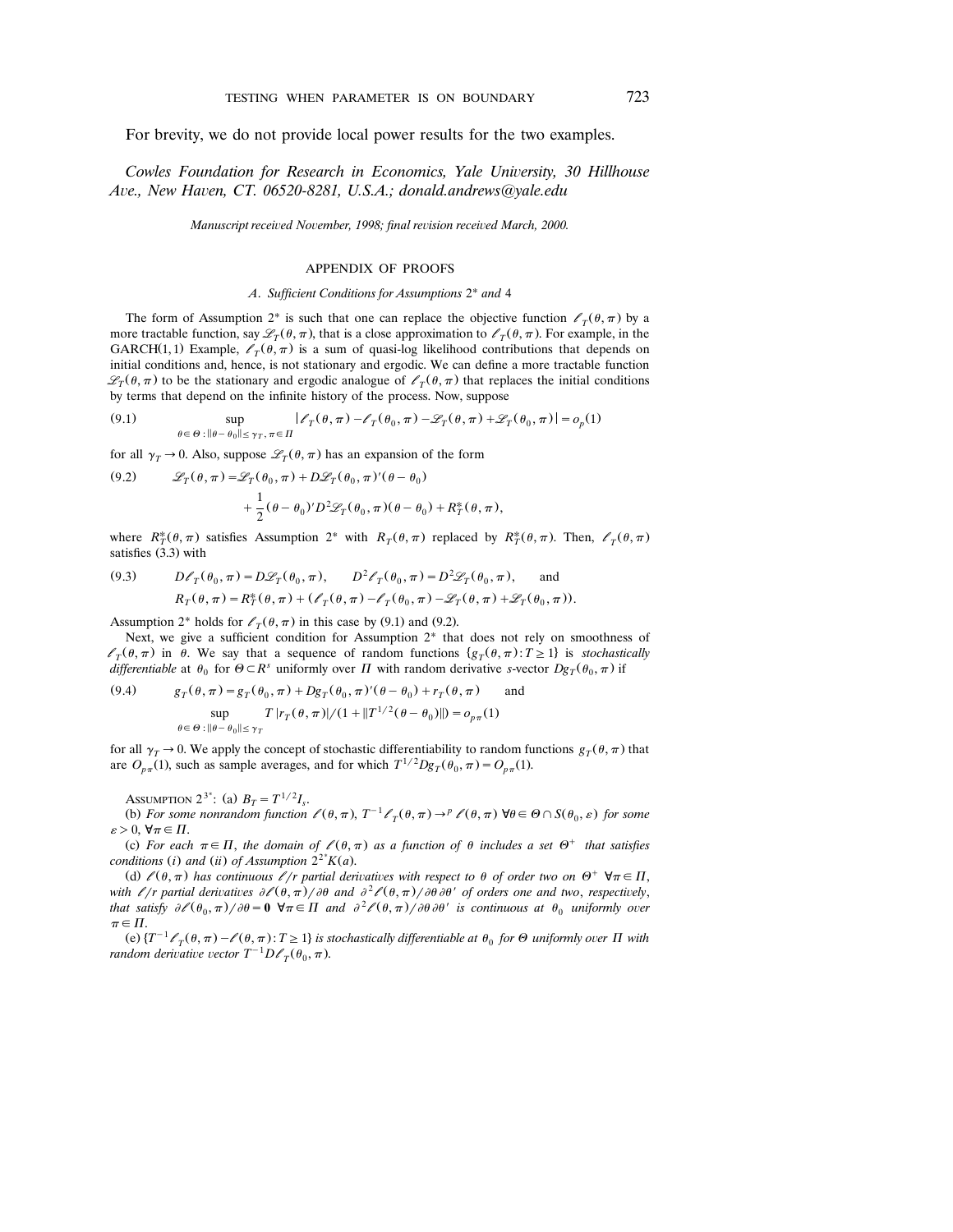For brevity, we do not provide local power results for the two examples.

*Cowles Foundation for Research in Economics, Yale University, 30 Hillhouse Ave., New Haven, CT. 06520-8281, U.S.A.; donald.andrews@yale.edu*

*Manuscript received November, 1998; final revision received March, 2000.*

## APPENDIX OF PROOFS

### A. *Sufficient Conditions for Assumptions* 2* *and* 4

The form of Assumption 2* is such that one can replace the objective function $\ell_T(\theta, \pi)$ by a more tractable function, say $\mathscr{L}_T(\theta, \pi)$, that is a close approximation to $\ell_T(\theta, \pi)$. For example, in the GARCH(1,1) Example, $\ell_T(\theta, \pi)$ is a sum of quasi-log likelihood contributions that depends on initial conditions and, hence, is not stationary and ergodic. We can define a more tractable function $\mathscr{L}_T(\theta, \pi)$ to be the stationary and ergodic analogue of $\ell_T(\theta, \pi)$ that replaces the initial conditions by terms that depend on the infinite history of the process. Now, suppose

$$(9.1) \qquad \sup_{\theta \in \Theta : \|\theta - \theta_0\| \leq \gamma_T, \pi \in \Pi} |\ell_T(\theta, \pi) - \ell_T(\theta_0, \pi) - \mathscr{L}_T(\theta, \pi) + \mathscr{L}_T(\theta_0, \pi)| = o_p(1)$$

for all $\gamma_T \to 0$. Also, suppose $\mathscr{L}_T(\theta, \pi)$ has an expansion of the form

$$(9.2) \qquad \mathscr{L}_T(\theta, \pi) = \mathscr{L}_T(\theta_0, \pi) + D\mathscr{L}_T(\theta_0, \pi)'(\theta - \theta_0) + \frac{1}{2}(\theta - \theta_0)' D^2\mathscr{L}_T(\theta_0, \pi)(\theta - \theta_0) + R_T^*(\theta, \pi),$$

where $R_T^*(\theta, \pi)$ satisfies Assumption 2* with $R_T(\theta, \pi)$ replaced by $R_T^*(\theta, \pi)$. Then, $\ell_T(\theta, \pi)$ satisfies (3.3) with

$$(9.3) \qquad D\ell_T(\theta_0, \pi) = D\mathscr{L}_T(\theta_0, \pi), \qquad D^2\ell_T(\theta_0, \pi) = D^2\mathscr{L}_T(\theta_0, \pi), \qquad \text{and}$$
$$R_T(\theta, \pi) = R_T^*(\theta, \pi) + (\ell_T(\theta, \pi) - \ell_T(\theta_0, \pi) - \mathscr{L}_T(\theta, \pi) + \mathscr{L}_T(\theta_0, \pi)).$$

Assumption 2* holds for $\ell_T(\theta, \pi)$ in this case by (9.1) and (9.2).

Next, we give a sufficient condition for Assumption 2* that does not rely on smoothness of $\ell_T(\theta, \pi)$ in $\theta$. We say that a sequence of random functions $\{g_T(\theta, \pi) : T \geq 1\}$ is *stochastically differentiable* at $\theta_0$ for $\Theta \subset R^s$ uniformly over $\Pi$ with random derivative $s$-vector $Dg_T(\theta_0, \pi)$ if

$$(9.4) \qquad g_T(\theta, \pi) = g_T(\theta_0, \pi) + Dg_T(\theta_0, \pi)'(\theta - \theta_0) + r_T(\theta, \pi) \qquad \text{and}$$
$$\sup_{\theta \in \Theta : \|\theta - \theta_0\| \leq \gamma_T} T|r_T(\theta, \pi)|/(1 + \|T^{1/2}(\theta - \theta_0)\|) = o_{p\pi}(1)$$

for all $\gamma_T \to 0$. We apply the concept of stochastic differentiability to random functions $g_T(\theta, \pi)$ that are $O_{p\pi}(1)$, such as sample averages, and for which $T^{1/2}Dg_T(\theta_0, \pi) = O_{p\pi}(1)$.

Assumption $2^{3^*}$: (a) $B_T = T^{1/2}I_s$.

(b) *For some nonrandom function* $\ell(\theta, \pi)$, $T^{-1}\ell_T(\theta, \pi) \to^p \ell(\theta, \pi)$ $\forall \theta \in \Theta \cap S(\theta_0, \varepsilon)$ *for some* $\varepsilon > 0$, $\forall \pi \in \Pi$.

(c) *For each* $\pi \in \Pi$, *the domain of* $\ell(\theta, \pi)$ *as a function of* $\theta$ *includes a set* $\Theta^+$ *that satisfies conditions* (*i*) *and* (*ii*) *of Assumption* $2^{2^*}K(a)$.

(d) $\ell(\theta, \pi)$ *has continuous* $\ell/r$ *partial derivatives with respect to* $\theta$ *of order two on* $\Theta^+$ $\forall \pi \in \Pi$, *with* $\ell/r$ *partial derivatives* $\partial\ell(\theta, \pi)/\partial\theta$ *and* $\partial^2\ell(\theta, \pi)/\partial\theta\partial\theta'$ *of orders one and two*, *respectively*, *that satisfy* $\partial\ell(\theta_0, \pi)/\partial\theta = \mathbf{0}$ $\forall \pi \in \Pi$ *and* $\partial^2\ell(\theta, \pi)/\partial\theta\partial\theta'$ *is continuous at* $\theta_0$ *uniformly over* $\pi \in \Pi$.

(e) $\{T^{-1}\ell_T(\theta, \pi) - \ell(\theta, \pi) : T \geq 1\}$ *is stochastically differentiable at* $\theta_0$ *for* $\Theta$ *uniformly over* $\Pi$ *with random derivative vector* $T^{-1}D\ell_T(\theta_0, \pi)$.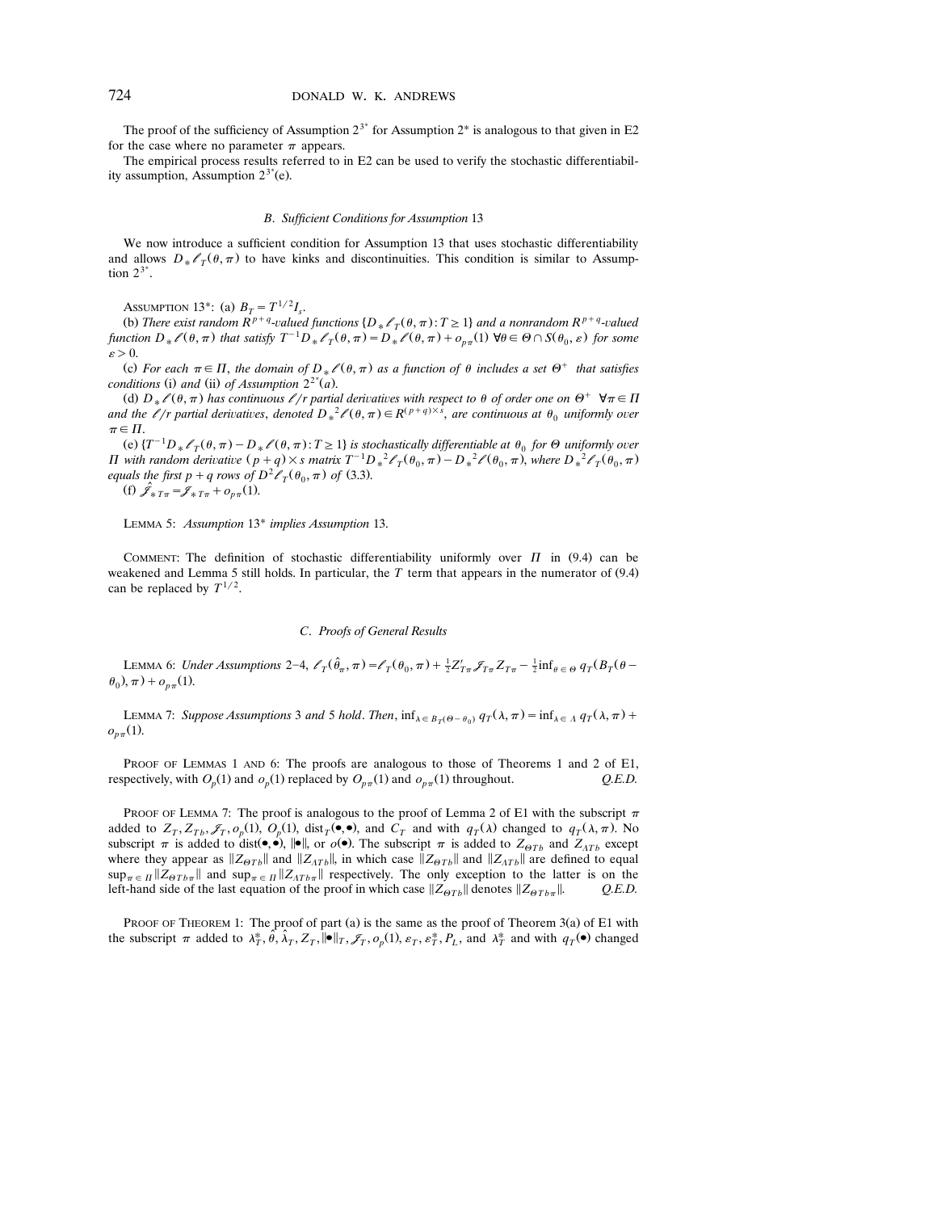The proof of the sufficiency of Assumption $2^{3^*}$ for Assumption $2^*$ is analogous to that given in E2 for the case where no parameter $\pi$ appears.

The empirical process results referred to in E2 can be used to verify the stochastic differentiability assumption, Assumption $2^{3^*}$(e).

### B. Sufficient Conditions for Assumption 13

We now introduce a sufficient condition for Assumption 13 that uses stochastic differentiability and allows $D_*\ell_T(\theta,\pi)$ to have kinks and discontinuities. This condition is similar to Assumption $2^{3^*}$.

ASSUMPTION 13*: (a) $B_T = T^{1/2}I_s$.

(b) *There exist random $R^{p+q}$-valued functions $\{D_*\ell_T(\theta,\pi): T\geq 1\}$ and a nonrandom $R^{p+q}$-valued function $D_*\ell(\theta,\pi)$ that satisfy $T^{-1}D_*\ell_T(\theta,\pi) = D_*\ell(\theta,\pi) + o_{p\pi}(1)$ $\forall \theta\in\Theta\cap S(\theta_0,\varepsilon)$ for some $\varepsilon>0$.*

(c) *For each $\pi\in\Pi$, the domain of $D_*\ell(\theta,\pi)$ as a function of $\theta$ includes a set $\Theta^+$ that satisfies conditions* (i) *and* (ii) *of Assumption $2^{2^*}$(a).*

(d) *$D_*\ell(\theta,\pi)$ has continuous $\ell/r$ partial derivatives with respect to $\theta$ of order one on $\Theta^+$ $\forall\pi\in\Pi$ and the $\ell/r$ partial derivatives, denoted $D_*^2\ell(\theta,\pi)\in R^{(p+q)\times s}$, are continuous at $\theta_0$ uniformly over $\pi\in\Pi$.*

(e) *$\{T^{-1}D_*\ell_T(\theta,\pi) - D_*\ell(\theta,\pi): T\geq 1\}$ is stochastically differentiable at $\theta_0$ for $\Theta$ uniformly over $\Pi$ with random derivative $(p+q)\times s$ matrix $T^{-1}D_*^2\ell_T(\theta_0,\pi) - D_*^2\ell(\theta_0,\pi)$, where $D_*^2\ell_T(\theta_0,\pi)$ equals the first $p+q$ rows of $D^2\ell_T(\theta_0,\pi)$ of* (3.3).

(f) $\hat{\mathscr{J}}_{*T\pi} = \mathscr{J}_{*T\pi} + o_{p\pi}(1)$.

LEMMA 5: *Assumption* 13* *implies Assumption* 13.

COMMENT: The definition of stochastic differentiability uniformly over $\Pi$ in (9.4) can be weakened and Lemma 5 still holds. In particular, the $T$ term that appears in the numerator of (9.4) can be replaced by $T^{1/2}$.

### C. Proofs of General Results

LEMMA 6: *Under Assumptions* 2–4, $\ell_T(\hat{\theta}_\pi,\pi) = \ell_T(\theta_0,\pi) + \frac{1}{2}Z_{T\pi}'\mathscr{J}_{T\pi}Z_{T\pi} - \frac{1}{2}\inf_{\theta\in\Theta} q_T(B_T(\theta-\theta_0),\pi) + o_{p\pi}(1)$.

LEMMA 7: *Suppose Assumptions* 3 *and* 5 *hold. Then*, $\inf_{\lambda\in B_T(\Theta-\theta_0)} q_T(\lambda,\pi) = \inf_{\lambda\in\Lambda} q_T(\lambda,\pi) + o_{p\pi}(1)$.

PROOF OF LEMMAS 1 AND 6: The proofs are analogous to those of Theorems 1 and 2 of E1, respectively, with $O_p(1)$ and $o_p(1)$ replaced by $O_{p\pi}(1)$ and $o_{p\pi}(1)$ throughout. *Q.E.D.*

PROOF OF LEMMA 7: The proof is analogous to the proof of Lemma 2 of E1 with the subscript $\pi$ added to $Z_T, Z_{Tb}, \mathscr{J}_T, o_p(1), O_p(1)$, $\text{dist}_T(\bullet,\bullet)$, and $C_T$ and with $q_T(\lambda)$ changed to $q_T(\lambda,\pi)$. No subscript $\pi$ is added to $\text{dist}(\bullet,\bullet)$, $\|\bullet\|$, or $o(\bullet)$. The subscript $\pi$ is added to $Z_{\Theta Tb}$ and $Z_{\Lambda Tb}$ except where they appear as $\|Z_{\Theta Tb}\|$ and $\|Z_{\Lambda Tb}\|$, in which case $\|Z_{\Theta Tb}\|$ and $\|Z_{\Lambda Tb}\|$ are defined to equal $\sup_{\pi\in\Pi}\|Z_{\Theta Tb\pi}\|$ and $\sup_{\pi\in\Pi}\|Z_{\Lambda Tb\pi}\|$ respectively. The only exception to the latter is on the left-hand side of the last equation of the proof in which case $\|Z_{\Theta Tb}\|$ denotes $\|Z_{\Theta Tb\pi}\|$. *Q.E.D.*

PROOF OF THEOREM 1: The proof of part (a) is the same as the proof of Theorem 3(a) of E1 with the subscript $\pi$ added to $\lambda_T^*, \hat{\theta}, \hat{\lambda}_T, Z_T, \|\bullet\|_T, \mathscr{J}_T, o_p(1), \varepsilon_T, \varepsilon_T^*, P_L$, and $\lambda_T^*$ and with $q_T(\bullet)$ changed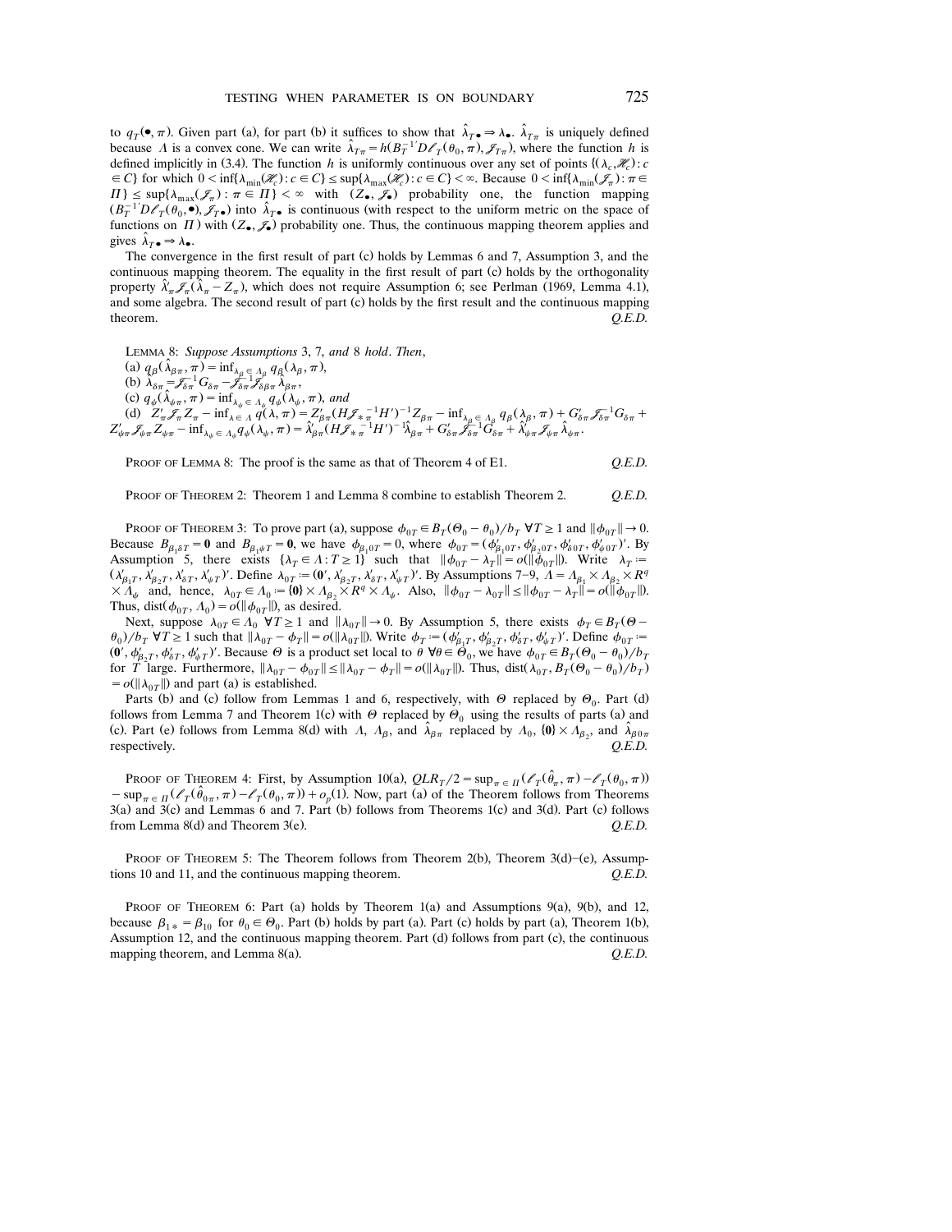to $q_T(\bullet, \pi)$. Given part (a), for part (b) it suffices to show that $\hat{\lambda}_{T\bullet} \Rightarrow \lambda_\bullet$. $\hat{\lambda}_{T\pi}$ is uniquely defined because $\Lambda$ is a convex cone. We can write $\hat{\lambda}_{T\pi} = h(B_T^{-1'} D\ell_T(\theta_0, \pi), \mathscr{J}_{T\pi})$, where the function $h$ is defined implicitly in (3.4). The function $h$ is uniformly continuous over any set of points $\{(\lambda_c, \mathscr{H}_c): c \in C\}$ for which $0 < \inf\{\lambda_{\min}(\mathscr{H}_c): c \in C\} \leq \sup\{\lambda_{\max}(\mathscr{H}_c): c \in C\} < \infty$. Because $0 < \inf\{\lambda_{\min}(\mathscr{J}_\pi): \pi \in \Pi\} \leq \sup\{\lambda_{\max}(\mathscr{J}_\pi): \pi \in \Pi\} < \infty$ with $(Z_\bullet, \mathscr{J}_\bullet)$ probability one, the function mapping $(B_T^{-1'} D\ell_T(\theta_0, \bullet), \mathscr{J}_{T\bullet})$ into $\hat{\lambda}_{T\bullet}$ is continuous (with respect to the uniform metric on the space of functions on $\Pi$) with $(Z_\bullet, \mathscr{J}_\bullet)$ probability one. Thus, the continuous mapping theorem applies and gives $\hat{\lambda}_{T\bullet} \Rightarrow \lambda_\bullet$.

The convergence in the first result of part (c) holds by Lemmas 6 and 7, Assumption 3, and the continuous mapping theorem. The equality in the first result of part (c) holds by the orthogonality property $\hat{\lambda}_\pi' \mathscr{J}_\pi(\hat{\lambda}_\pi - Z_\pi)$, which does not require Assumption 6; see Perlman (1969, Lemma 4.1), and some algebra. The second result of part (c) holds by the first result and the continuous mapping theorem. *Q.E.D.*

LEMMA 8: *Suppose Assumptions* 3, 7, *and* 8 *hold*. *Then*,

(a) $q_\beta(\hat{\lambda}_{\beta\pi}, \pi) = \inf_{\lambda_\beta \in \Lambda_\beta} q_\beta(\lambda_\beta, \pi)$,

(b) $\hat{\lambda}_{\delta\pi} = \mathscr{J}_{\delta\pi}^{-1} G_{\delta\pi} - \mathscr{J}_{\delta\pi}^{-1} \mathscr{J}_{\delta\beta\pi} \hat{\lambda}_{\beta\pi}$,

(c) $q_\psi(\hat{\lambda}_{\psi\pi}, \pi) = \inf_{\lambda_\psi \in \Lambda_\psi} q_\psi(\lambda_\psi, \pi)$, *and*

(d) $Z_\pi' \mathscr{J}_\pi Z_\pi - \inf_{\lambda \in \Lambda} q(\lambda, \pi) = Z_{\beta\pi}'(H\mathscr{J}_{*\pi}^{-1} H')^{-1} Z_{\beta\pi} - \inf_{\lambda_\beta \in \Lambda_\beta} q_\beta(\lambda_\beta, \pi) + G_{\delta\pi}' \mathscr{J}_{\delta\pi}^{-1} G_{\delta\pi} + Z_{\psi\pi}' \mathscr{J}_{\psi\pi} Z_{\psi\pi} - \inf_{\lambda_\psi \in \Lambda_\psi} q_\psi(\lambda_\psi, \pi) = \hat{\lambda}_{\beta\pi}'(H\mathscr{J}_{*\pi}^{-1} H')^{-1} \hat{\lambda}_{\beta\pi} + G_{\delta\pi}' \mathscr{J}_{\delta\pi}^{-1} G_{\delta\pi} + \hat{\lambda}_{\psi\pi}' \mathscr{J}_{\psi\pi} \hat{\lambda}_{\psi\pi}$.

PROOF OF LEMMA 8: The proof is the same as that of Theorem 4 of E1. *Q.E.D.*

PROOF OF THEOREM 2: Theorem 1 and Lemma 8 combine to establish Theorem 2. *Q.E.D.*

PROOF OF THEOREM 3: To prove part (a), suppose $\phi_{0T} \in B_T(\Theta_0 - \theta_0)/b_T \ \forall T \geq 1$ and $\|\phi_{0T}\| \to 0$. Because $B_{\beta_1\delta T} = \mathbf{0}$ and $B_{\beta_1\psi T} = \mathbf{0}$, we have $\phi_{\beta_1 0T} = 0$, where $\phi_{0T} = (\phi_{\beta_1 0T}', \phi_{\beta_2 0T}', \phi_{\delta 0T}', \phi_{\psi 0T}')'$. By Assumption 5, there exists $\{\lambda_T \in \Lambda: T \geq 1\}$ such that $\|\phi_{0T} - \lambda_T\| = o(\|\phi_{0T}\|)$. Write $\lambda_T := (\lambda_{\beta_1 T}', \lambda_{\beta_2 T}', \lambda_{\delta T}', \lambda_{\psi T}')'$. Define $\lambda_{0T} := (\mathbf{0}', \lambda_{\beta_2 T}', \lambda_{\delta T}', \lambda_{\psi T}')'$. By Assumptions 7–9, $\Lambda = \Lambda_{\beta_1} \times \Lambda_{\beta_2} \times R^q \times \Lambda_\psi$ and, hence, $\lambda_{0T} \in \Lambda_0 := \{\mathbf{0}\} \times \Lambda_{\beta_2} \times R^q \times \Lambda_\psi$. Also, $\|\phi_{0T} - \lambda_{0T}\| \leq \|\phi_{0T} - \lambda_T\| = o(\|\phi_{0T}\|)$. Thus, $\text{dist}(\phi_{0T}, \Lambda_0) = o(\|\phi_{0T}\|)$, as desired.

Next, suppose $\lambda_{0T} \in \Lambda_0 \ \forall T \geq 1$ and $\|\lambda_{0T}\| \to 0$. By Assumption 5, there exists $\phi_T \in B_T(\Theta - \theta_0)/b_T \ \forall T \geq 1$ such that $\|\lambda_{0T} - \phi_T\| = o(\|\lambda_{0T}\|)$. Write $\phi_T := (\phi_{\beta_1 T}', \phi_{\beta_2 T}', \phi_{\delta T}', \phi_{\psi T}')'$. Define $\phi_{0T} := (\mathbf{0}', \phi_{\beta_2 T}', \phi_{\delta T}', \phi_{\psi T}')'$. Because $\Theta$ is a product set local to $\theta \ \forall \theta \in \Theta_0$, we have $\phi_{0T} \in B_T(\Theta_0 - \theta_0)/b_T$ for $T$ large. Furthermore, $\|\lambda_{0T} - \phi_{0T}\| \leq \|\lambda_{0T} - \phi_T\| = o(\|\lambda_{0T}\|)$. Thus, $\text{dist}(\lambda_{0T}, B_T(\Theta_0 - \theta_0)/b_T) = o(\|\lambda_{0T}\|)$ and part (a) is established.

Parts (b) and (c) follow from Lemmas 1 and 6, respectively, with $\Theta$ replaced by $\Theta_0$. Part (d) follows from Lemma 7 and Theorem 1(c) with $\Theta$ replaced by $\Theta_0$ using the results of parts (a) and (c). Part (e) follows from Lemma 8(d) with $\Lambda$, $\Lambda_\beta$, and $\hat{\lambda}_{\beta\pi}$ replaced by $\Lambda_0$, $\{\mathbf{0}\} \times \Lambda_{\beta_2}$, and $\hat{\lambda}_{\beta 0\pi}$ respectively. *Q.E.D.*

PROOF OF THEOREM 4: First, by Assumption 10(a), $QLR_T/2 = \sup_{\pi \in \Pi}(\ell_T(\hat{\theta}_\pi, \pi) - \ell_T(\theta_0, \pi)) - \sup_{\pi \in \Pi}(\ell_T(\hat{\theta}_{0\pi}, \pi) - \ell_T(\theta_0, \pi)) + o_p(1)$. Now, part (a) of the Theorem follows from Theorems 3(a) and 3(c) and Lemmas 6 and 7. Part (b) follows from Theorems 1(c) and 3(d). Part (c) follows from Lemma 8(d) and Theorem 3(e). *Q.E.D.*

PROOF OF THEOREM 5: The Theorem follows from Theorem 2(b), Theorem 3(d)–(e), Assumptions 10 and 11, and the continuous mapping theorem. *Q.E.D.*

PROOF OF THEOREM 6: Part (a) holds by Theorem 1(a) and Assumptions 9(a), 9(b), and 12, because $\beta_{1*} = \beta_{10}$ for $\theta_0 \in \Theta_0$. Part (b) holds by part (a). Part (c) holds by part (a), Theorem 1(b), Assumption 12, and the continuous mapping theorem. Part (d) follows from part (c), the continuous mapping theorem, and Lemma 8(a). *Q.E.D.*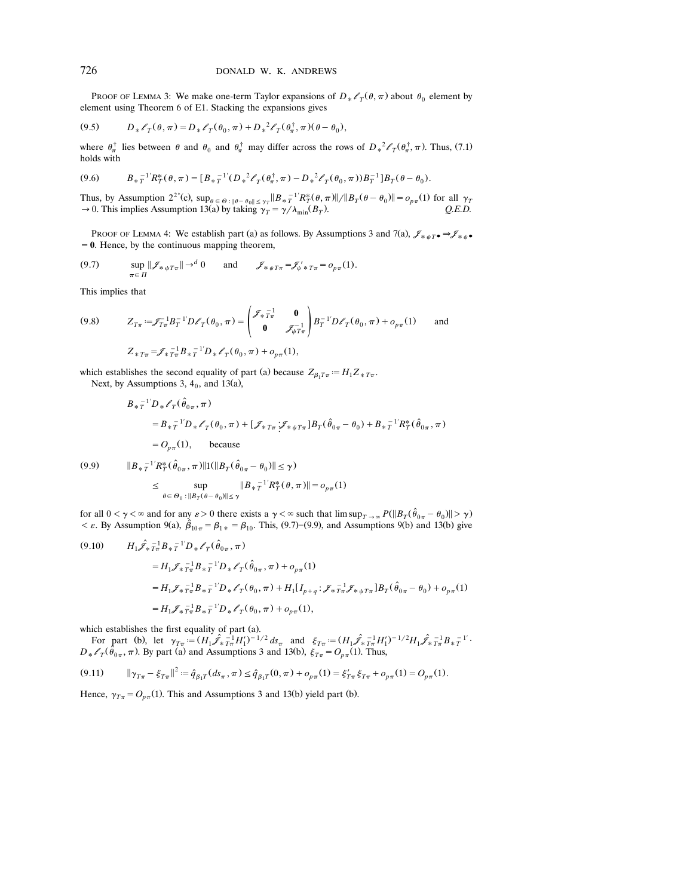PROOF OF LEMMA 3: We make one-term Taylor expansions of $D_* \ell_T(\theta, \pi)$ about $\theta_0$ element by element using Theorem 6 of E1. Stacking the expansions gives

$$D_* \ell_T(\theta, \pi) = D_* \ell_T(\theta_0, \pi) + D_*^2 \ell_T(\theta_\pi^\dagger, \pi)(\theta - \theta_0), \tag{9.5}$$

where $\theta_\pi^\dagger$ lies between $\theta$ and $\theta_0$ and $\theta_\pi^\dagger$ may differ across the rows of $D_*^2 \ell_T(\theta_\pi^\dagger, \pi)$. Thus, (7.1) holds with

$$B_{*T}^{-1'} R_T^*(\theta, \pi) = [B_{*T}^{-1'}(D_*^2 \ell_T(\theta_\pi^\dagger, \pi) - D_*^2 \ell_T(\theta_0, \pi)) B_T^{-1}] B_T(\theta - \theta_0). \tag{9.6}$$

Thus, by Assumption $2^{2^*}$(c), $\sup_{\theta \in \Theta: \|\theta - \theta_0\| \le \gamma_T} \|B_{*T}^{-1'} R_T^*(\theta, \pi)\| / \|B_T(\theta - \theta_0)\| = o_{p\pi}(1)$ for all $\gamma_T \to 0$. This implies Assumption 13(a) by taking $\gamma_T = \gamma / \lambda_{\min}(B_T)$. *Q.E.D.*

PROOF OF LEMMA 4: We establish part (a) as follows. By Assumptions 3 and 7(a), $\mathscr{J}_{*\psi T\bullet} \Rightarrow \mathscr{J}_{*\psi\bullet} = \mathbf{0}$. Hence, by the continuous mapping theorem,

$$\sup_{\pi \in \Pi} \|\mathscr{J}_{*\psi T\pi}\| \to^d 0 \qquad \text{and} \qquad \mathscr{J}_{*\psi T\pi} = \mathscr{J}_{\psi * T\pi}' = o_{p\pi}(1). \tag{9.7}$$

This implies that

$$Z_{T\pi} := \mathscr{J}_{T\pi}^{-1} B_T^{-1'} D\ell_T(\theta_0, \pi) = \begin{pmatrix} \mathscr{J}_{*T\pi}^{-1} & \mathbf{0} \\ \mathbf{0} & \mathscr{J}_{\psi T\pi}^{-1} \end{pmatrix} B_T^{-1'} D\ell_T(\theta_0, \pi) + o_{p\pi}(1) \qquad \text{and} \tag{9.8}$$

$$Z_{*T\pi} = \mathscr{J}_{*T\pi}^{-1} B_{*T}^{-1'} D_* \ell_T(\theta_0, \pi) + o_{p\pi}(1),$$

which establishes the second equality of part (a) because $Z_{\beta_1 T\pi} := H_1 Z_{*T\pi}$.

Next, by Assumptions 3, $4_0$, and 13(a),

$$\begin{aligned}
&B_{*T}^{-1'} D_* \ell_T(\hat{\theta}_{0\pi}, \pi) \\
&\quad = B_{*T}^{-1'} D_* \ell_T(\theta_0, \pi) + [\mathscr{J}_{*T\pi} \vdots \mathscr{J}_{*\psi T\pi}] B_T(\hat{\theta}_{0\pi} - \theta_0) + B_{*T}^{-1'} R_T^*(\hat{\theta}_{0\pi}, \pi) \\
&\quad = O_{p\pi}(1), \qquad \text{because}
\end{aligned}$$

$$\begin{aligned}
&\|B_{*T}^{-1'} R_T^*(\hat{\theta}_{0\pi}, \pi)\| 1(\|B_T(\hat{\theta}_{0\pi} - \theta_0)\| \le \gamma) \\
&\quad \le \sup_{\theta \in \Theta_0: \|B_T(\theta - \theta_0)\| \le \gamma} \|B_{*T}^{-1'} R_T^*(\theta, \pi)\| = o_{p\pi}(1)
\end{aligned} \tag{9.9}$$

for all $0 < \gamma < \infty$ and for any $\varepsilon > 0$ there exists a $\gamma < \infty$ such that $\limsup_{T \to \infty} P(\|B_T(\hat{\theta}_{0\pi} - \theta_0)\| > \gamma) < \varepsilon$. By Assumption 9(a), $\hat{\beta}_{10\pi} = \beta_{1*} = \beta_{10}$. This, (9.7)–(9.9), and Assumptions 9(b) and 13(b) give

$$\begin{aligned}
&H_1 \hat{\mathscr{J}}_{*T\pi}^{-1} B_{*T}^{-1'} D_* \ell_T(\hat{\theta}_{0\pi}, \pi) \\
&\quad = H_1 \mathscr{J}_{*T\pi}^{-1} B_{*T}^{-1'} D_* \ell_T(\hat{\theta}_{0\pi}, \pi) + o_{p\pi}(1) \\
&\quad = H_1 \mathscr{J}_{*T\pi}^{-1} B_{*T}^{-1'} D_* \ell_T(\theta_0, \pi) + H_1 [I_{p+q} : \mathscr{J}_{*T\pi}^{-1} \mathscr{J}_{*\psi T\pi}] B_T(\hat{\theta}_{0\pi} - \theta_0) + o_{p\pi}(1) \\
&\quad = H_1 \mathscr{J}_{*T\pi}^{-1} B_{*T}^{-1'} D_* \ell_T(\theta_0, \pi) + o_{p\pi}(1),
\end{aligned} \tag{9.10}$$

which establishes the first equality of part (a).

For part (b), let $\gamma_{T\pi} := (H_1 \hat{\mathscr{J}}_{*T\pi}^{-1} H_1')^{-1/2} ds_\pi$ and $\xi_{T\pi} := (H_1 \hat{\mathscr{J}}_{*T\pi}^{-1} H_1')^{-1/2} H_1 \hat{\mathscr{J}}_{*T\pi}^{-1} B_{*T}^{-1'} \cdot D_* \ell_T(\hat{\theta}_{0\pi}, \pi)$. By part (a) and Assumptions 3 and 13(b), $\xi_{T\pi} = O_{p\pi}(1)$. Thus,

$$\|\gamma_{T\pi} - \xi_{T\pi}\|^2 := \hat{q}_{\beta_1 T}(ds_\pi, \pi) \le \hat{q}_{\beta_1 T}(0, \pi) + o_{p\pi}(1) = \xi_{T\pi}' \xi_{T\pi} + o_{p\pi}(1) = O_{p\pi}(1). \tag{9.11}$$

Hence, $\gamma_{T\pi} = O_{p\pi}(1)$. This and Assumptions 3 and 13(b) yield part (b).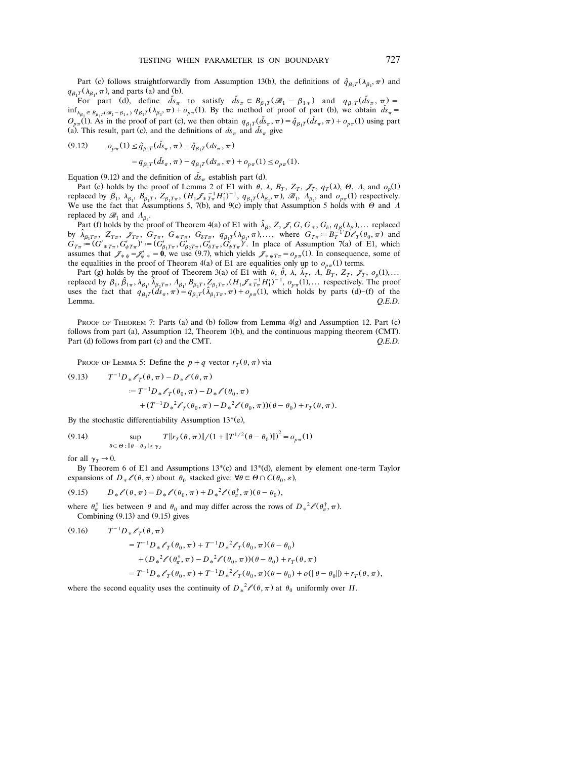Part (c) follows straightforwardly from Assumption 13(b), the definitions of $\hat{q}_{\beta_1 T}(\lambda_{\beta_1}, \pi)$ and $q_{\beta_1 T}(\lambda_{\beta_1}, \pi)$, and parts (a) and (b).

For part (d), define $\tilde{ds}_\pi$ to satisfy $\tilde{ds}_\pi \in B_{\beta_1 T}(\mathscr{B}_1 - \beta_{1*})$ and $q_{\beta_1 T}(\tilde{ds}_\pi, \pi) = \inf_{\lambda_{\beta_1} \in B_{\beta_1 T}(\mathscr{B}_1 - \beta_{1*})} q_{\beta_1 T}(\lambda_{\beta_1}, \pi) + o_{p\pi}(1)$. By the method of proof of part (b), we obtain $\tilde{ds}_\pi = O_{p\pi}(1)$. As in the proof of part (c), we then obtain $q_{\beta_1 T}(\tilde{ds}_\pi, \pi) = \hat{q}_{\beta_1 T}(\tilde{ds}_\pi, \pi) + o_{p\pi}(1)$ using part (a). This result, part (c), and the definitions of $ds_\pi$ and $\tilde{ds}_\pi$ give

$$
\begin{aligned}
(9.12) \qquad o_{p\pi}(1) &\leq \hat{q}_{\beta_1 T}(\tilde{ds}_\pi, \pi) - \hat{q}_{\beta_1 T}(ds_\pi, \pi) \\
&= q_{\beta_1 T}(\tilde{ds}_\pi, \pi) - q_{\beta_1 T}(ds_\pi, \pi) + o_{p\pi}(1) \leq o_{p\pi}(1).
\end{aligned}
$$

Equation (9.12) and the definition of $\tilde{ds}_\pi$ establish part (d).

Part (e) holds by the proof of Lemma 2 of E1 with $\theta$, $\lambda$, $B_T$, $Z_T$, $\mathscr{J}_T$, $q_T(\lambda)$, $\Theta$, $\Lambda$, and $o_p(1)$ replaced by $\beta_1$, $\lambda_{\beta_1}$, $B_{\beta_1 T}$, $Z_{\beta_1 T\pi}$, $(H_1 \mathscr{J}_{*T\pi}^{-1} H_1')^{-1}$, $q_{\beta_1 T}(\lambda_{\beta_1}, \pi)$, $\mathscr{B}_1$, $\Lambda_{\beta_1}$, and $o_{p\pi}(1)$ respectively. We use the fact that Assumptions 5, 7(b), and 9(c) imply that Assumption 5 holds with $\Theta$ and $\Lambda$ replaced by $\mathscr{B}_1$ and $\Lambda_{\beta_1}$.

Part (f) holds by the proof of Theorem 4(a) of E1 with $\hat{\lambda}_\beta$, $Z$, $\mathscr{J}$, $G$, $G_*$, $G_\delta$, $q_\beta(\lambda_\beta), \ldots$ replaced by $\hat{\lambda}_{\beta_1 T\pi}$, $Z_{T\pi}$, $\mathscr{J}_{T\pi}$, $G_{T\pi}$, $G_{*T\pi}$, $G_{\delta T\pi}$, $q_{\beta_1 T}(\lambda_{\beta_1}, \pi), \ldots$, where $G_{T\pi} := B_T^{-1'} D\ell_T(\theta_0, \pi)$ and $G_{T\pi} := (G'_{*T\pi}, G'_{\psi T\pi})' := (G'_{\beta_1 T\pi}, G'_{\beta_2 T\pi}, G'_{\delta T\pi}, G'_{\psi T\pi})'$. In place of Assumption 7(a) of E1, which assumes that $\mathscr{J}_{*\psi} = \mathscr{J}'_{\psi *} = \mathbf{0}$, we use (9.7), which yields $\mathscr{J}_{*\psi T\pi} = o_{p\pi}(1)$. In consequence, some of the equalities in the proof of Theorem 4(a) of E1 are equalities only up to $o_{p\pi}(1)$ terms.

Part (g) holds by the proof of Theorem 3(a) of E1 with $\theta$, $\hat{\theta}$, $\lambda$, $\hat{\lambda}_T$, $\Lambda$, $B_T$, $Z_T$, $\mathscr{J}_T$, $o_p(1), \ldots$ replaced by $\beta_1, \hat{\beta}_{1\pi}, \lambda_{\beta_1}, \hat{\lambda}_{\beta_1 T\pi}, \Lambda_{\beta_1}, B_{\beta_1 T}, Z_{\beta_1 T\pi}, (H_1 \mathscr{J}_{*T\pi}^{-1} H_1')^{-1}, o_{p\pi}(1), \ldots$ respectively. The proof uses the fact that $q_{\beta_1 T}(ds_\pi, \pi) = q_{\beta_1 T}(\hat{\lambda}_{\beta_1 T\pi}, \pi) + o_{p\pi}(1)$, which holds by parts (d)–(f) of the Lemma. *Q.E.D.*

PROOF OF THEOREM 7: Parts (a) and (b) follow from Lemma 4(g) and Assumption 12. Part (c) follows from part (a), Assumption 12, Theorem 1(b), and the continuous mapping theorem (CMT). Part (d) follows from part (c) and the CMT. *Q.E.D.*

PROOF OF LEMMA 5: Define the $p+q$ vector $r_T(\theta, \pi)$ via

$$
\begin{aligned}
(9.13) \qquad & T^{-1} D_* \ell_T(\theta, \pi) - D_* \ell(\theta, \pi) \\
&:= T^{-1} D_* \ell_T(\theta_0, \pi) - D_* \ell(\theta_0, \pi) \\
&\quad + (T^{-1} D_*^2 \ell_T(\theta_0, \pi) - D_*^2 \ell(\theta_0, \pi))(\theta - \theta_0) + r_T(\theta, \pi).
\end{aligned}
$$

By the stochastic differentiability Assumption 13*(e),

$$
(9.14) \qquad \sup_{\theta \in \Theta : \|\theta - \theta_0\| \leq \gamma_T} T \|r_T(\theta, \pi)\| / (1 + \|T^{1/2}(\theta - \theta_0)\|)^2 = o_{p\pi}(1)
$$

for all $\gamma_T \to 0$.

By Theorem 6 of E1 and Assumptions 13*(c) and 13*(d), element by element one-term Taylor expansions of $D_* \ell(\theta, \pi)$ about $\theta_0$ stacked give: $\forall \theta \in \Theta \cap C(\theta_0, \varepsilon)$,

$$
(9.15) \qquad D_* \ell(\theta, \pi) = D_* \ell(\theta_0, \pi) + D_*^2 \ell(\theta_\pi^\dagger, \pi)(\theta - \theta_0),
$$

where $\theta_\pi^\dagger$ lies between $\theta$ and $\theta_0$ and may differ across the rows of $D_*^2 \ell(\theta_\pi^\dagger, \pi)$.

Combining (9.13) and (9.15) gives

$$
\begin{aligned}
(9.16) \qquad & T^{-1} D_* \ell_T(\theta, \pi) \\
&= T^{-1} D_* \ell_T(\theta_0, \pi) + T^{-1} D_*^2 \ell_T(\theta_0, \pi)(\theta - \theta_0) \\
&\quad + (D_*^2 \ell(\theta_\pi^\dagger, \pi) - D_*^2 \ell(\theta_0, \pi))(\theta - \theta_0) + r_T(\theta, \pi) \\
&= T^{-1} D_* \ell_T(\theta_0, \pi) + T^{-1} D_*^2 \ell_T(\theta_0, \pi)(\theta - \theta_0) + o(\|\theta - \theta_0\|) + r_T(\theta, \pi),
\end{aligned}
$$

where the second equality uses the continuity of $D_*^2 \ell(\theta, \pi)$ at $\theta_0$ uniformly over $\Pi$.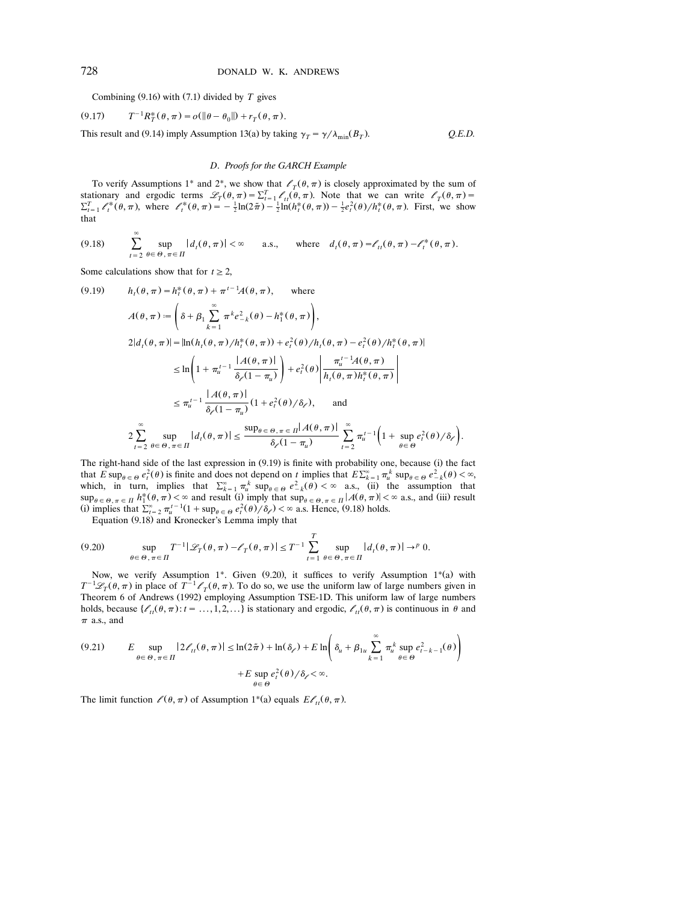Combining (9.16) with (7.1) divided by $T$ gives

$$T^{-1}R_T^*(\theta,\pi) = o(\|\theta-\theta_0\|) + r_T(\theta,\pi). \tag{9.17}$$

This result and (9.14) imply Assumption 13(a) by taking $\gamma_T = \gamma/\lambda_{\min}(B_T)$. *Q.E.D.*

### D. *Proofs for the GARCH Example*

To verify Assumptions 1* and 2*, we show that $\ell_T(\theta,\pi)$ is closely approximated by the sum of stationary and ergodic terms $\mathscr{L}_T(\theta,\pi) = \sum_{t=1}^T \ell_{tt}(\theta,\pi)$. Note that we can write $\ell_T(\theta,\pi) = \sum_{t=1}^T \ell_t^*(\theta,\pi)$, where $\ell_t^*(\theta,\pi) = -\frac{1}{2}\ln(2\tilde{\pi}) - \frac{1}{2}\ln(h_t^*(\theta,\pi)) - \frac{1}{2}e_t^2(\theta)/h_t^*(\theta,\pi)$. First, we show that

$$\sum_{t=2}^{\infty} \sup_{\theta\in\Theta,\pi\in\Pi} |d_t(\theta,\pi)| < \infty \quad \text{a.s.,} \quad \text{where} \quad d_t(\theta,\pi) = \ell_{tt}(\theta,\pi) - \ell_t^*(\theta,\pi). \tag{9.18}$$

Some calculations show that for $t \geq 2$,

$$\begin{aligned}
&h_t(\theta,\pi) = h_t^*(\theta,\pi) + \pi^{t-1}A(\theta,\pi), \quad \text{where} \\
&A(\theta,\pi) := \left(\delta + \beta_1 \sum_{k=1}^{\infty} \pi^k e_{-k}^2(\theta) - h_1^*(\theta,\pi)\right), \\
&2|d_t(\theta,\pi)| = |\ln(h_t(\theta,\pi)/h_t^*(\theta,\pi)) + e_t^2(\theta)/h_t(\theta,\pi) - e_t^2(\theta)/h_t^*(\theta,\pi)| \\
&\qquad \leq \ln\left(1 + \pi_u^{t-1}\frac{|A(\theta,\pi)|}{\delta_\ell(1-\pi_u)}\right) + e_t^2(\theta)\left|\frac{\pi_u^{t-1}A(\theta,\pi)}{h_t(\theta,\pi)h_t^*(\theta,\pi)}\right| \\
&\qquad \leq \pi_u^{t-1}\frac{|A(\theta,\pi)|}{\delta_\ell(1-\pi_u)}(1 + e_t^2(\theta)/\delta_\ell), \quad \text{and} \\
&2\sum_{t=2}^{\infty} \sup_{\theta\in\Theta,\pi\in\Pi}|d_t(\theta,\pi)| \leq \frac{\sup_{\theta\in\Theta,\pi\in\Pi}|A(\theta,\pi)|}{\delta_\ell(1-\pi_u)} \sum_{t=2}^{\infty} \pi_u^{t-1}\left(1 + \sup_{\theta\in\Theta} e_t^2(\theta)/\delta_\ell\right).
\end{aligned} \tag{9.19}$$

The right-hand side of the last expression in (9.19) is finite with probability one, because (i) the fact that $E\sup_{\theta\in\Theta} e_t^2(\theta)$ is finite and does not depend on $t$ implies that $E\sum_{k=1}^{\infty}\pi_u^k \sup_{\theta\in\Theta} e_{-k}^2(\theta) < \infty$, which, in turn, implies that $\sum_{k=1}^{\infty}\pi_u^k \sup_{\theta\in\Theta} e_{-k}^2(\theta) < \infty$ a.s., (ii) the assumption that $\sup_{\theta\in\Theta,\pi\in\Pi} h_1^*(\theta,\pi) < \infty$ and result (i) imply that $\sup_{\theta\in\Theta,\pi\in\Pi}|A(\theta,\pi)| < \infty$ a.s., and (iii) result (i) implies that $\sum_{t=2}^{\infty}\pi_u^{t-1}(1 + \sup_{\theta\in\Theta} e_t^2(\theta)/\delta_\ell) < \infty$ a.s. Hence, (9.18) holds.

Equation (9.18) and Kronecker's Lemma imply that

$$\sup_{\theta\in\Theta,\pi\in\Pi} T^{-1}|\mathscr{L}_T(\theta,\pi) - \ell_T(\theta,\pi)| \leq T^{-1}\sum_{t=1}^{T}\sup_{\theta\in\Theta,\pi\in\Pi}|d_t(\theta,\pi)| \to^p 0. \tag{9.20}$$

Now, we verify Assumption 1*. Given (9.20), it suffices to verify Assumption 1*(a) with $T^{-1}\mathscr{L}_T(\theta,\pi)$ in place of $T^{-1}\ell_T(\theta,\pi)$. To do so, we use the uniform law of large numbers given in Theorem 6 of Andrews (1992) employing Assumption TSE-1D. This uniform law of large numbers holds, because $\{\ell_{tt}(\theta,\pi): t = \ldots,1,2,\ldots\}$ is stationary and ergodic, $\ell_{tt}(\theta,\pi)$ is continuous in $\theta$ and $\pi$ a.s., and

$$\begin{aligned}
E\sup_{\theta\in\Theta,\pi\in\Pi}|2\ell_{tt}(\theta,\pi)| &\leq \ln(2\tilde{\pi}) + \ln(\delta_\ell) + E\ln\left(\delta_u + \beta_{1u}\sum_{k=1}^{\infty}\pi_u^k \sup_{\theta\in\Theta} e_{t-k-1}^2(\theta)\right) \\
&\quad + E\sup_{\theta\in\Theta} e_t^2(\theta)/\delta_\ell < \infty.
\end{aligned} \tag{9.21}$$

The limit function $\ell(\theta,\pi)$ of Assumption 1*(a) equals $E\ell_{tt}(\theta,\pi)$.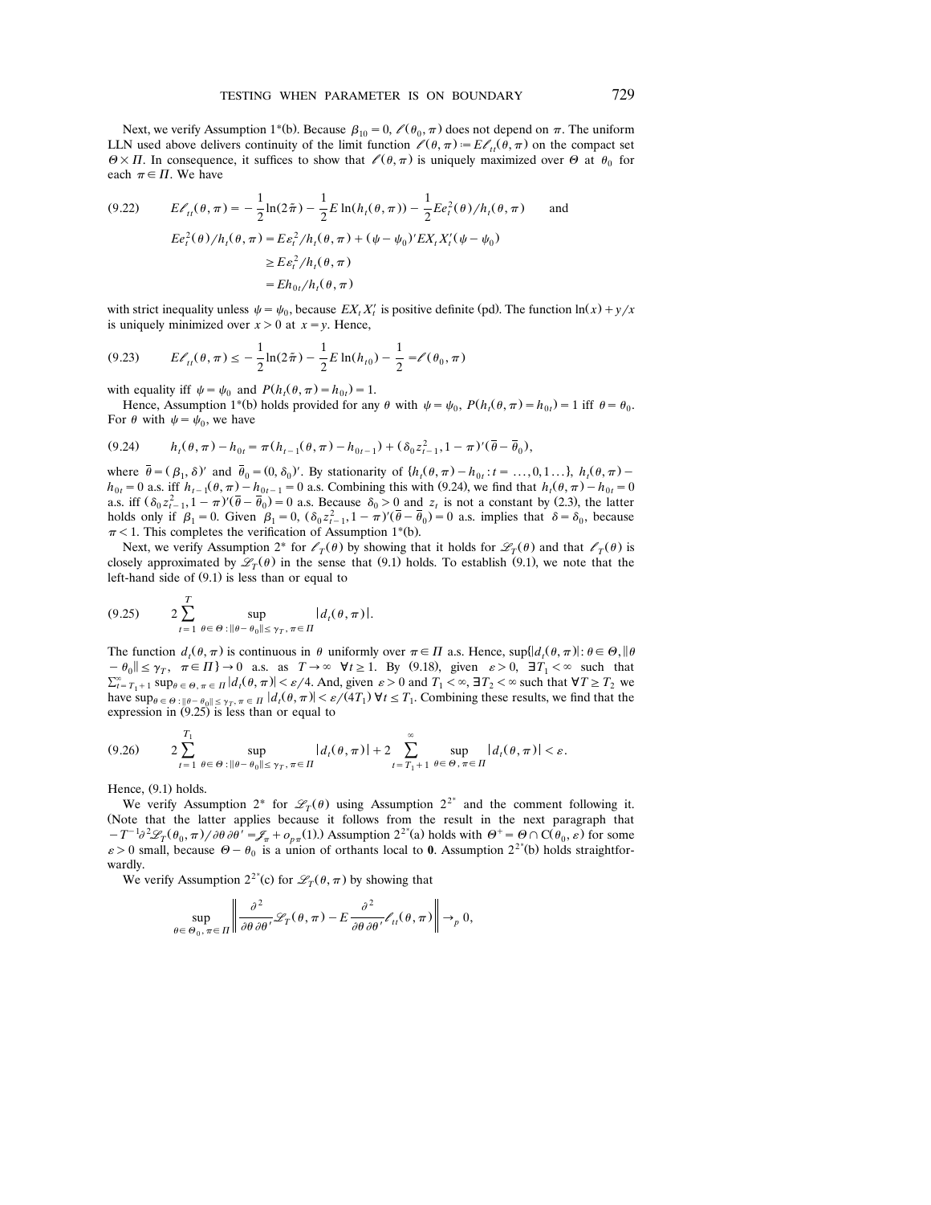Next, we verify Assumption 1*(b). Because $\beta_{10} = 0$, $\ell(\theta_0, \pi)$ does not depend on $\pi$. The uniform LLN used above delivers continuity of the limit function $\ell(\theta, \pi) := E\ell_{tt}(\theta, \pi)$ on the compact set $\Theta \times \Pi$. In consequence, it suffices to show that $\ell(\theta, \pi)$ is uniquely maximized over $\Theta$ at $\theta_0$ for each $\pi \in \Pi$. We have

$$
(9.22) \qquad E\ell_{tt}(\theta, \pi) = -\frac{1}{2}\ln(2\tilde{\pi}) - \frac{1}{2}E\ln(h_t(\theta, \pi)) - \frac{1}{2}Ee_t^2(\theta)/h_t(\theta, \pi) \qquad \text{and}
$$

$$
\begin{aligned}
Ee_t^2(\theta)/h_t(\theta, \pi) &= E\varepsilon_t^2/h_t(\theta, \pi) + (\psi - \psi_0)' E X_t X_t' (\psi - \psi_0) \\
&\geq E\varepsilon_t^2/h_t(\theta, \pi) \\
&= Eh_{0t}/h_t(\theta, \pi)
\end{aligned}
$$

with strict inequality unless $\psi = \psi_0$, because $EX_tX_t'$ is positive definite (pd). The function $\ln(x) + y/x$ is uniquely minimized over $x > 0$ at $x = y$. Hence,

$$
(9.23) \qquad E\ell_{tt}(\theta, \pi) \leq -\frac{1}{2}\ln(2\tilde{\pi}) - \frac{1}{2}E\ln(h_{t0}) - \frac{1}{2} = \ell(\theta_0, \pi)
$$

with equality iff $\psi = \psi_0$ and $P(h_t(\theta, \pi) = h_{0t}) = 1$.

Hence, Assumption 1*(b) holds provided for any $\theta$ with $\psi = \psi_0$, $P(h_t(\theta, \pi) = h_{0t}) = 1$ iff $\theta = \theta_0$. For $\theta$ with $\psi = \psi_0$, we have

$$
(9.24) \qquad h_t(\theta, \pi) - h_{0t} = \pi(h_{t-1}(\theta, \pi) - h_{0t-1}) + (\delta_0 z_{t-1}^2, 1 - \pi)'(\bar{\theta} - \bar{\theta}_0),
$$

where $\bar{\theta} = (\beta_1, \delta)'$ and $\bar{\theta}_0 = (0, \delta_0)'$. By stationarity of $\{h_t(\theta, \pi) - h_{0t} : t = \ldots, 0, 1 \ldots\}$, $h_t(\theta, \pi) - h_{0t} = 0$ a.s. iff $h_{t-1}(\theta, \pi) - h_{0t-1} = 0$ a.s. Combining this with (9.24), we find that $h_t(\theta, \pi) - h_{0t} = 0$ a.s. iff $(\delta_0 z_{t-1}^2, 1 - \pi)'(\bar{\theta} - \bar{\theta}_0) = 0$ a.s. Because $\delta_0 > 0$ and $z_t$ is not a constant by (2.3), the latter holds only if $\beta_1 = 0$. Given $\beta_1 = 0$, $(\delta_0 z_{t-1}^2, 1 - \pi)'(\bar{\theta} - \bar{\theta}_0) = 0$ a.s. implies that $\delta = \delta_0$, because $\pi < 1$. This completes the verification of Assumption 1*(b).

Next, we verify Assumption 2* for $\ell_T(\theta)$ by showing that it holds for $\mathscr{L}_T(\theta)$ and that $\ell_T(\theta)$ is closely approximated by $\mathscr{L}_T(\theta)$ in the sense that (9.1) holds. To establish (9.1), we note that the left-hand side of (9.1) is less than or equal to

$$
(9.25) \qquad 2\sum_{t=1}^{T} \sup_{\theta \in \Theta : \|\theta - \theta_0\| \leq \gamma_T, \pi \in \Pi} |d_t(\theta, \pi)|.
$$

The function $d_t(\theta, \pi)$ is continuous in $\theta$ uniformly over $\pi \in \Pi$ a.s. Hence, $\sup\{|d_t(\theta, \pi)| : \theta \in \Theta, \|\theta - \theta_0\| \leq \gamma_T, \pi \in \Pi\} \to 0$ a.s. as $T \to \infty$ $\forall t \geq 1$. By (9.18), given $\varepsilon > 0$, $\exists T_1 < \infty$ such that $\sum_{t=T_1+1}^{\infty} \sup_{\theta \in \Theta, \pi \in \Pi} |d_t(\theta, \pi)| < \varepsilon/4$. And, given $\varepsilon > 0$ and $T_1 < \infty$, $\exists T_2 < \infty$ such that $\forall T \geq T_2$ we have $\sup_{\theta \in \Theta : \|\theta - \theta_0\| \leq \gamma_T, \pi \in \Pi} |d_t(\theta, \pi)| < \varepsilon/(4T_1)$ $\forall t \leq T_1$. Combining these results, we find that the expression in (9.25) is less than or equal to

$$
(9.26) \qquad 2\sum_{t=1}^{T_1} \sup_{\theta \in \Theta : \|\theta - \theta_0\| \leq \gamma_T, \pi \in \Pi} |d_t(\theta, \pi)| + 2\sum_{t=T_1+1}^{\infty} \sup_{\theta \in \Theta, \pi \in \Pi} |d_t(\theta, \pi)| < \varepsilon.
$$

Hence, (9.1) holds.

We verify Assumption 2* for $\mathscr{L}_T(\theta)$ using Assumption $2^{2^*}$ and the comment following it. (Note that the latter applies because it follows from the result in the next paragraph that $-T^{-1}\partial^2\mathscr{L}_T(\theta_0, \pi)/\partial\theta\partial\theta' = \mathscr{J}_\pi + o_{p\pi}(1)$.) Assumption $2^{2^*}$(a) holds with $\Theta^+ = \Theta \cap C(\theta_0, \varepsilon)$ for some $\varepsilon > 0$ small, because $\Theta - \theta_0$ is a union of orthants local to $\mathbf{0}$. Assumption $2^{2^*}$(b) holds straightforwardly.

We verify Assumption $2^{2^*}$(c) for $\mathscr{L}_T(\theta, \pi)$ by showing that

$$
\sup_{\theta \in \Theta_0, \pi \in \Pi} \left\| \frac{\partial^2}{\partial\theta\partial\theta'}\mathscr{L}_T(\theta, \pi) - E\frac{\partial^2}{\partial\theta\partial\theta'}\ell_{tt}(\theta, \pi) \right\| \to_p 0,
$$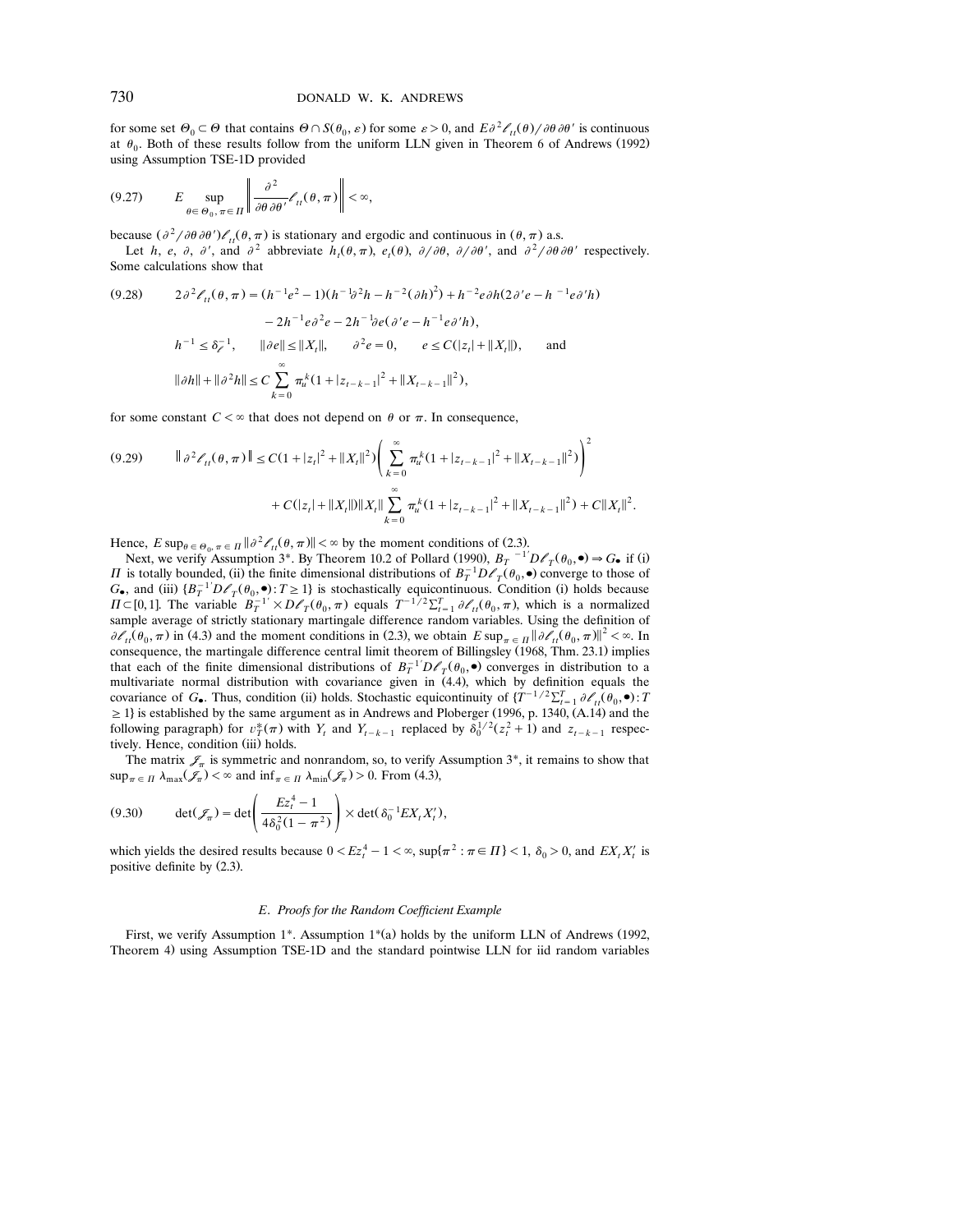for some set $\Theta_0 \subset \Theta$ that contains $\Theta \cap S(\theta_0, \varepsilon)$ for some $\varepsilon > 0$, and $E\partial^2 \ell_{tt}(\theta)/\partial\theta\,\partial\theta'$ is continuous at $\theta_0$. Both of these results follow from the uniform LLN given in Theorem 6 of Andrews (1992) using Assumption TSE-1D provided

$$(9.27) \qquad E \sup_{\theta \in \Theta_0,\, \pi \in \Pi} \left\| \frac{\partial^2}{\partial\theta\,\partial\theta'} \ell_{tt}(\theta, \pi) \right\| < \infty,$$

because $(\partial^2/\partial\theta\,\partial\theta')\ell_{tt}(\theta,\pi)$ is stationary and ergodic and continuous in $(\theta,\pi)$ a.s.

Let $h$, $e$, $\partial$, $\partial'$, and $\partial^2$ abbreviate $h_t(\theta,\pi)$, $e_t(\theta)$, $\partial/\partial\theta$, $\partial/\partial\theta'$, and $\partial^2/\partial\theta\,\partial\theta'$ respectively. Some calculations show that

$$(9.28) \qquad \begin{aligned} 2\partial^2 \ell_{tt}(\theta,\pi) &= (h^{-1}e^2 - 1)(h^{-1}\partial^2 h - h^{-2}(\partial h)^2) + h^{-2} e\partial h(2\partial' e - h^{-1} e \partial' h) \\ &\quad - 2h^{-1} e\partial^2 e - 2h^{-1}\partial e(\partial' e - h^{-1} e\partial' h), \\ h^{-1} &\le \delta_\ell^{-1}, \qquad \|\partial e\| \le \|X_t\|, \qquad \partial^2 e = 0, \qquad e \le C(|z_t| + \|X_t\|), \qquad \text{and} \\ \|\partial h\| + \|\partial^2 h\| &\le C \sum_{k=0}^{\infty} \pi_u^k (1 + |z_{t-k-1}|^2 + \|X_{t-k-1}\|^2), \end{aligned}$$

for some constant $C < \infty$ that does not depend on $\theta$ or $\pi$. In consequence,

$$(9.29) \qquad \begin{aligned} \|\partial^2 \ell_{tt}(\theta,\pi)\| &\le C(1 + |z_t|^2 + \|X_t\|^2)\left( \sum_{k=0}^{\infty} \pi_u^k (1 + |z_{t-k-1}|^2 + \|X_{t-k-1}\|^2) \right)^2 \\ &\quad + C(|z_t| + \|X_t\|)\|X_t\| \sum_{k=0}^{\infty} \pi_u^k (1 + |z_{t-k-1}|^2 + \|X_{t-k-1}\|^2) + C\|X_t\|^2. \end{aligned}$$

Hence, $E\sup_{\theta \in \Theta_0, \pi \in \Pi} \|\partial^2 \ell_{tt}(\theta,\pi)\| < \infty$ by the moment conditions of (2.3).

Next, we verify Assumption 3*. By Theorem 10.2 of Pollard (1990), $B_T^{-1'} D\ell_T(\theta_0, \bullet) \Rightarrow G_\bullet$ if (i) $\Pi$ is totally bounded, (ii) the finite dimensional distributions of $B_T^{-1} D\ell_T(\theta_0, \bullet)$ converge to those of $G_\bullet$, and (iii) $\{B_T^{-1'} D\ell_T(\theta_0, \bullet) : T \ge 1\}$ is stochastically equicontinuous. Condition (i) holds because $\Pi \subset [0,1]$. The variable $B_T^{-1'} \times D\ell_T(\theta_0, \pi)$ equals $T^{-1/2}\sum_{t=1}^T \partial\ell_{tt}(\theta_0,\pi)$, which is a normalized sample average of strictly stationary martingale difference random variables. Using the definition of $\partial\ell_{tt}(\theta_0,\pi)$ in (4.3) and the moment conditions in (2.3), we obtain $E\sup_{\pi\in\Pi} \|\partial\ell_{tt}(\theta_0,\pi)\|^2 < \infty$. In consequence, the martingale difference central limit theorem of Billingsley (1968, Thm. 23.1) implies that each of the finite dimensional distributions of $B_T^{-1'} D\ell_T(\theta_0, \bullet)$ converges in distribution to a multivariate normal distribution with covariance given in (4.4), which by definition equals the covariance of $G_\bullet$. Thus, condition (ii) holds. Stochastic equicontinuity of $\{T^{-1/2}\sum_{t=1}^T \partial\ell_{tt}(\theta_0, \bullet) : T \ge 1\}$ is established by the same argument as in Andrews and Ploberger (1996, p. 1340, (A.14) and the following paragraph) for $v_T^*(\pi)$ with $Y_t$ and $Y_{t-k-1}$ replaced by $\delta_0^{1/2}(z_t^2 + 1)$ and $z_{t-k-1}$ respectively. Hence, condition (iii) holds.

The matrix $\mathscr{J}_\pi$ is symmetric and nonrandom, so, to verify Assumption 3*, it remains to show that $\sup_{\pi\in\Pi} \lambda_{\max}(\mathscr{J}_\pi) < \infty$ and $\inf_{\pi\in\Pi} \lambda_{\min}(\mathscr{J}_\pi) > 0$. From (4.3),

$$(9.30) \qquad \det(\mathscr{J}_\pi) = \det\left( \frac{Ez_t^4 - 1}{4\delta_0^2(1 - \pi^2)} \right) \times \det(\delta_0^{-1} E X_t X_t'),$$

which yields the desired results because $0 < Ez_t^4 - 1 < \infty$, $\sup\{\pi^2 : \pi \in \Pi\} < 1$, $\delta_0 > 0$, and $EX_t X_t'$ is positive definite by (2.3).

### *E. Proofs for the Random Coefficient Example*

First, we verify Assumption 1*. Assumption 1*(a) holds by the uniform LLN of Andrews (1992, Theorem 4) using Assumption TSE-1D and the standard pointwise LLN for iid random variables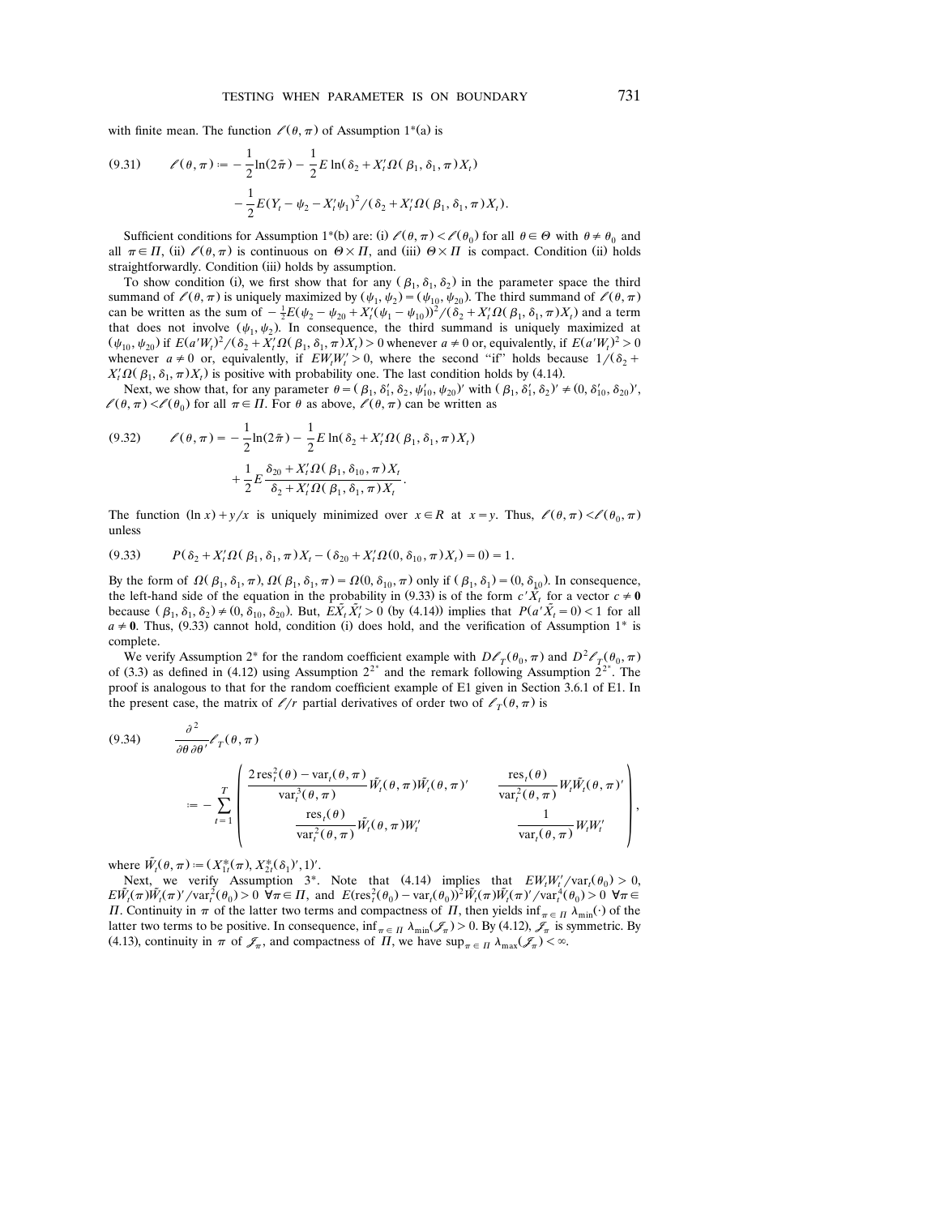with finite mean. The function $\ell(\theta, \pi)$ of Assumption 1*(a) is

$$\ell(\theta,\pi) := -\frac{1}{2}\ln(2\bar{\pi}) - \frac{1}{2}E\ln(\delta_2 + X_t'\Omega(\beta_1,\delta_1,\pi)X_t) - \frac{1}{2}E(Y_t - \psi_2 - X_t'\psi_1)^2/(\delta_2 + X_t'\Omega(\beta_1,\delta_1,\pi)X_t). \tag{9.31}$$

Sufficient conditions for Assumption 1*(b) are: (i) $\ell(\theta,\pi) < \ell(\theta_0)$ for all $\theta \in \Theta$ with $\theta \neq \theta_0$ and all $\pi \in \Pi$, (ii) $\ell(\theta,\pi)$ is continuous on $\Theta \times \Pi$, and (iii) $\Theta \times \Pi$ is compact. Condition (ii) holds straightforwardly. Condition (iii) holds by assumption.

To show condition (i), we first show that for any $(\beta_1, \delta_1, \delta_2)$ in the parameter space the third summand of $\ell(\theta,\pi)$ is uniquely maximized by $(\psi_1,\psi_2) = (\psi_{10},\psi_{20})$. The third summand of $\ell(\theta,\pi)$ can be written as the sum of $-\frac{1}{2}E(\psi_2 - \psi_{20} + X_t'(\psi_1 - \psi_{10}))^2/(\delta_2 + X_t'\Omega(\beta_1,\delta_1,\pi)X_t)$ and a term that does not involve $(\psi_1,\psi_2)$. In consequence, the third summand is uniquely maximized at $(\psi_{10},\psi_{20})$ if $E(a'W_t)^2/(\delta_2 + X_t'\Omega(\beta_1,\delta_1,\pi)X_t) > 0$ whenever $a \neq 0$ or, equivalently, if $E(a'W_t)^2 > 0$ whenever $a \neq 0$ or, equivalently, if $EW_tW_t' > 0$, where the second "if" holds because $1/(\delta_2 + X_t'\Omega(\beta_1,\delta_1,\pi)X_t)$ is positive with probability one. The last condition holds by (4.14).

Next, we show that, for any parameter $\theta = (\beta_1, \delta_1', \delta_2, \psi_{10}', \psi_{20})'$ with $(\beta_1, \delta_1', \delta_2)' \neq (0, \delta_{10}', \delta_{20})'$, $\ell(\theta,\pi) < \ell(\theta_0)$ for all $\pi \in \Pi$. For $\theta$ as above, $\ell(\theta,\pi)$ can be written as

$$\ell(\theta,\pi) = -\frac{1}{2}\ln(2\bar{\pi}) - \frac{1}{2}E\ln(\delta_2 + X_t'\Omega(\beta_1,\delta_1,\pi)X_t) + \frac{1}{2}E\frac{\delta_{20} + X_t'\Omega(\beta_1,\delta_{10},\pi)X_t}{\delta_2 + X_t'\Omega(\beta_1,\delta_1,\pi)X_t}. \tag{9.32}$$

The function $(\ln x) + y/x$ is uniquely minimized over $x \in R$ at $x = y$. Thus, $\ell(\theta,\pi) < \ell(\theta_0,\pi)$ unless

$$P(\delta_2 + X_t'\Omega(\beta_1,\delta_1,\pi)X_t - (\delta_{20} + X_t'\Omega(0,\delta_{10},\pi)X_t) = 0) = 1. \tag{9.33}$$

By the form of $\Omega(\beta_1,\delta_1,\pi)$, $\Omega(\beta_1,\delta_1,\pi) = \Omega(0,\delta_{10},\pi)$ only if $(\beta_1,\delta_1) = (0,\delta_{10})$. In consequence, the left-hand side of the equation in the probability in (9.33) is of the form $c'\tilde{X}_t$ for a vector $c \neq \mathbf{0}$ because $(\beta_1,\delta_1,\delta_2) \neq (0,\delta_{10},\delta_{20})$. But, $E\tilde{X}_t\tilde{X}_t' > 0$ (by (4.14)) implies that $P(a'\tilde{X}_t = 0) < 1$ for all $a \neq \mathbf{0}$. Thus, (9.33) cannot hold, condition (i) does hold, and the verification of Assumption 1* is complete.

We verify Assumption 2* for the random coefficient example with $D\ell_T(\theta_0,\pi)$ and $D^2\ell_T(\theta_0,\pi)$ of (3.3) as defined in (4.12) using Assumption $2^{2^*}$ and the remark following Assumption $2^{2^*}$. The proof is analogous to that for the random coefficient example of E1 given in Section 3.6.1 of E1. In the present case, the matrix of $\ell/r$ partial derivatives of order two of $\ell_T(\theta,\pi)$ is

$$\frac{\partial^2}{\partial\theta\,\partial\theta'}\ell_T(\theta,\pi) := -\sum_{t=1}^{T}\begin{pmatrix} \dfrac{2\,\mathrm{res}_t^2(\theta) - \mathrm{var}_t(\theta,\pi)}{\mathrm{var}_t^3(\theta,\pi)}\tilde{W}_t(\theta,\pi)\tilde{W}_t(\theta,\pi)' & \dfrac{\mathrm{res}_t(\theta)}{\mathrm{var}_t^2(\theta,\pi)}W_t\tilde{W}_t(\theta,\pi)' \\ \dfrac{\mathrm{res}_t(\theta)}{\mathrm{var}_t^2(\theta,\pi)}\tilde{W}_t(\theta,\pi)W_t' & \dfrac{1}{\mathrm{var}_t(\theta,\pi)}W_tW_t' \end{pmatrix}, \tag{9.34}$$

where $\tilde{W}_t(\theta,\pi) := (X_{1t}^*(\pi), X_{2t}^*(\delta_1)', 1)'$.

Next, we verify Assumption 3*. Note that (4.14) implies that $EW_tW_t'/\mathrm{var}_t(\theta_0) > 0$, $E\tilde{W}_t(\pi)\tilde{W}_t(\pi)'/\mathrm{var}_t^2(\theta_0) > 0\ \forall \pi \in \Pi$, and $E(\mathrm{res}_t^2(\theta_0) - \mathrm{var}_t(\theta_0))^2\tilde{W}_t(\pi)\tilde{W}_t(\pi)'/\mathrm{var}_t^4(\theta_0) > 0\ \forall \pi \in \Pi$. Continuity in $\pi$ of the latter two terms and compactness of $\Pi$, then yields $\inf_{\pi\in\Pi}\lambda_{\min}(\cdot)$ of the latter two terms to be positive. In consequence, $\inf_{\pi\in\Pi}\lambda_{\min}(\mathscr{J}_\pi) > 0$. By (4.12), $\mathscr{J}_\pi$ is symmetric. By (4.13), continuity in $\pi$ of $\mathscr{J}_\pi$, and compactness of $\Pi$, we have $\sup_{\pi\in\Pi}\lambda_{\max}(\mathscr{J}_\pi) < \infty$.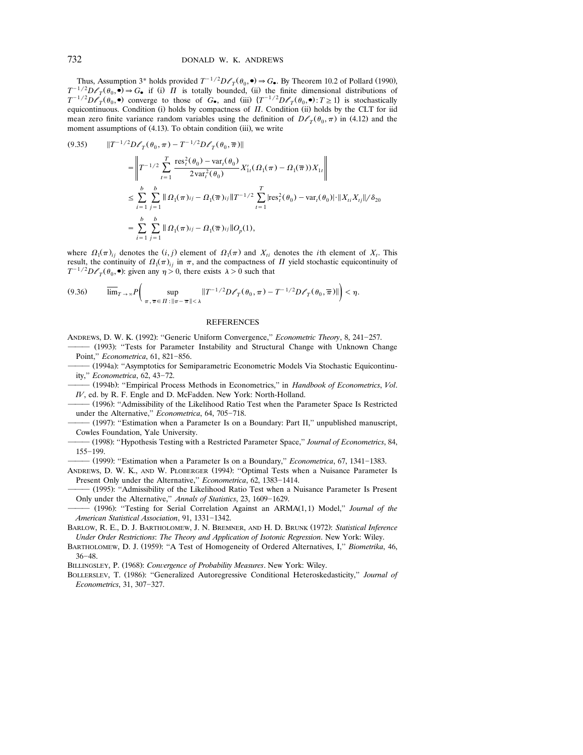Thus, Assumption 3* holds provided $T^{-1/2}D\ell_T(\theta_0, \bullet) \Rightarrow G_\bullet$. By Theorem 10.2 of Pollard (1990), $T^{-1/2}D\ell_T(\theta_0, \bullet) \Rightarrow G_\bullet$ if (i) $\Pi$ is totally bounded, (ii) the finite dimensional distributions of $T^{-1/2}D\ell_T(\theta_0, \bullet)$ converge to those of $G_\bullet$, and (iii) $\{T^{-1/2}D\ell_T(\theta_0, \bullet): T \geq 1\}$ is stochastically equicontinuous. Condition (i) holds by compactness of $\Pi$. Condition (ii) holds by the CLT for iid mean zero finite variance random variables using the definition of $D\ell_T(\theta_0, \pi)$ in (4.12) and the moment assumptions of (4.13). To obtain condition (iii), we write

$$
\begin{aligned}
(9.35) \qquad & \|T^{-1/2}D\ell_T(\theta_0, \pi) - T^{-1/2}D\ell_T(\theta_0, \overline{\pi})\| \\
&= \left\| T^{-1/2} \sum_{t=1}^{T} \frac{\mathrm{res}_t^2(\theta_0) - \mathrm{var}_t(\theta_0)}{2\mathrm{var}_t^2(\theta_0)} X_{1t}'(\Omega_1(\pi) - \Omega_1(\overline{\pi}))X_{1t} \right\| \\
&\leq \sum_{i=1}^{b} \sum_{j=1}^{b} \| \Omega_1(\pi)_{ij} - \Omega_1(\overline{\pi})_{ij} \| T^{-1/2} \sum_{t=1}^{T} |\mathrm{res}_t^2(\theta_0) - \mathrm{var}_t(\theta_0)| \cdot \|X_{ti}X_{tj}\| / \delta_{20} \\
&= \sum_{i=1}^{b} \sum_{j=1}^{b} \| \Omega_1(\pi)_{ij} - \Omega_1(\overline{\pi})_{ij} \| O_p(1),
\end{aligned}
$$

where $\Omega_1(\pi)_{ij}$ denotes the $(i,j)$ element of $\Omega_1(\pi)$ and $X_{ti}$ denotes the $i$th element of $X_t$. This result, the continuity of $\Omega_1(\pi)_{ij}$ in $\pi$, and the compactness of $\Pi$ yield stochastic equicontinuity of $T^{-1/2}D\ell_T(\theta_0, \bullet)$: given any $\eta > 0$, there exists $\lambda > 0$ such that

$$
(9.36) \qquad \overline{\lim}_{T \to \infty} P\left( \sup_{\pi, \overline{\pi} \in \Pi : \|\pi - \overline{\pi}\| < \lambda} \|T^{-1/2}D\ell_T(\theta_0, \pi) - T^{-1/2}D\ell_T(\theta_0, \overline{\pi})\| \right) < \eta.
$$

## REFERENCES

ANDREWS, D. W. K. (1992): "Generic Uniform Convergence," *Econometric Theory*, 8, 241–257.

——— (1993): "Tests for Parameter Instability and Structural Change with Unknown Change Point," *Econometrica*, 61, 821–856.

——— (1994a): "Asymptotics for Semiparametric Econometric Models Via Stochastic Equicontinuity," *Econometrica*, 62, 43–72.

——— (1994b): "Empirical Process Methods in Econometrics," in *Handbook of Econometrics*, *Vol. IV*, ed. by R. F. Engle and D. McFadden. New York: North-Holland.

——— (1996): "Admissibility of the Likelihood Ratio Test when the Parameter Space Is Restricted under the Alternative," *Econometrica*, 64, 705–718.

——— (1997): "Estimation when a Parameter Is on a Boundary: Part II," unpublished manuscript, Cowles Foundation, Yale University.

——— (1998): "Hypothesis Testing with a Restricted Parameter Space," *Journal of Econometrics*, 84, 155–199.

——— (1999): "Estimation when a Parameter Is on a Boundary," *Econometrica*, 67, 1341–1383.

ANDREWS, D. W. K., AND W. PLOBERGER (1994): "Optimal Tests when a Nuisance Parameter Is Present Only under the Alternative," *Econometrica*, 62, 1383–1414.

——— (1995): "Admissibility of the Likelihood Ratio Test when a Nuisance Parameter Is Present Only under the Alternative," *Annals of Statistics*, 23, 1609–1629.

——— (1996): "Testing for Serial Correlation Against an ARMA(1,1) Model," *Journal of the American Statistical Association*, 91, 1331–1342.

BARLOW, R. E., D. J. BARTHOLOMEW, J. N. BREMNER, AND H. D. BRUNK (1972): *Statistical Inference Under Order Restrictions*: *The Theory and Application of Isotonic Regression*. New York: Wiley.

BARTHOLOMEW, D. J. (1959): "A Test of Homogeneity of Ordered Alternatives, I," *Biometrika*, 46, 36–48.

BILLINGSLEY, P. (1968): *Convergence of Probability Measures*. New York: Wiley.

BOLLERSLEV, T. (1986): "Generalized Autoregressive Conditional Heteroskedasticity," *Journal of Econometrics*, 31, 307–327.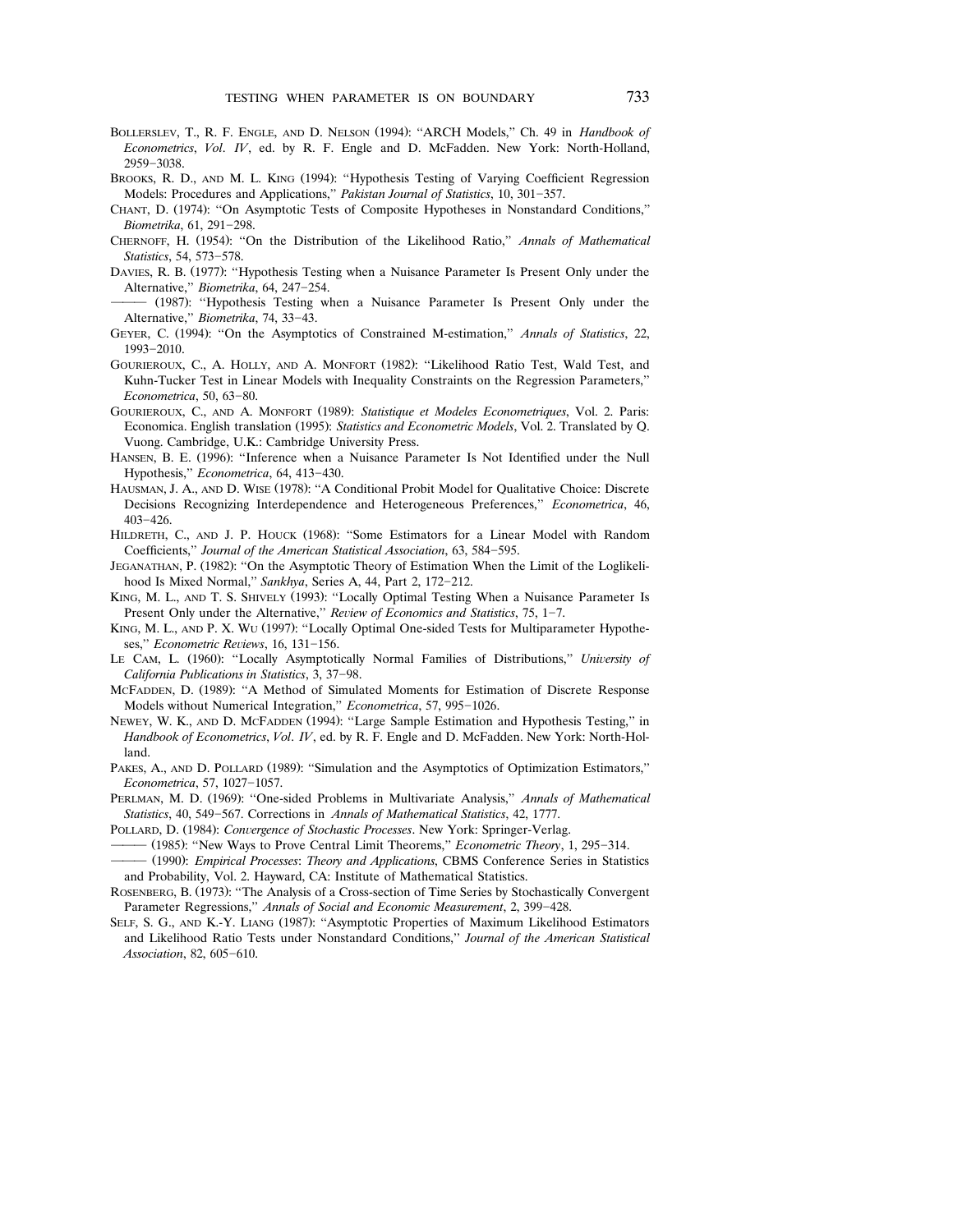Bollerslev, T., R. F. Engle, and D. Nelson (1994): "ARCH Models," Ch. 49 in *Handbook of Econometrics*, *Vol. IV*, ed. by R. F. Engle and D. McFadden. New York: North-Holland, 2959–3038.

Brooks, R. D., and M. L. King (1994): "Hypothesis Testing of Varying Coefficient Regression Models: Procedures and Applications," *Pakistan Journal of Statistics*, 10, 301–357.

Chant, D. (1974): "On Asymptotic Tests of Composite Hypotheses in Nonstandard Conditions," *Biometrika*, 61, 291–298.

Chernoff, H. (1954): "On the Distribution of the Likelihood Ratio," *Annals of Mathematical Statistics*, 54, 573–578.

Davies, R. B. (1977): "Hypothesis Testing when a Nuisance Parameter Is Present Only under the Alternative," *Biometrika*, 64, 247–254.

——— (1987): "Hypothesis Testing when a Nuisance Parameter Is Present Only under the Alternative," *Biometrika*, 74, 33–43.

Geyer, C. (1994): "On the Asymptotics of Constrained M-estimation," *Annals of Statistics*, 22, 1993–2010.

Gourieroux, C., A. Holly, and A. Monfort (1982): "Likelihood Ratio Test, Wald Test, and Kuhn-Tucker Test in Linear Models with Inequality Constraints on the Regression Parameters," *Econometrica*, 50, 63–80.

Gourieroux, C., and A. Monfort (1989): *Statistique et Modeles Econometriques*, Vol. 2. Paris: Economica. English translation (1995): *Statistics and Econometric Models*, Vol. 2. Translated by Q. Vuong. Cambridge, U.K.: Cambridge University Press.

Hansen, B. E. (1996): "Inference when a Nuisance Parameter Is Not Identified under the Null Hypothesis," *Econometrica*, 64, 413–430.

Hausman, J. A., and D. Wise (1978): "A Conditional Probit Model for Qualitative Choice: Discrete Decisions Recognizing Interdependence and Heterogeneous Preferences," *Econometrica*, 46, 403–426.

Hildreth, C., and J. P. Houck (1968): "Some Estimators for a Linear Model with Random Coefficients," *Journal of the American Statistical Association*, 63, 584–595.

Jeganathan, P. (1982): "On the Asymptotic Theory of Estimation When the Limit of the Loglikelihood Is Mixed Normal," *Sankhya*, Series A, 44, Part 2, 172–212.

King, M. L., and T. S. Shively (1993): "Locally Optimal Testing When a Nuisance Parameter Is Present Only under the Alternative," *Review of Economics and Statistics*, 75, 1–7.

King, M. L., and P. X. Wu (1997): "Locally Optimal One-sided Tests for Multiparameter Hypotheses," *Econometric Reviews*, 16, 131–156.

Le Cam, L. (1960): "Locally Asymptotically Normal Families of Distributions," *University of California Publications in Statistics*, 3, 37–98.

McFadden, D. (1989): "A Method of Simulated Moments for Estimation of Discrete Response Models without Numerical Integration," *Econometrica*, 57, 995–1026.

Newey, W. K., and D. McFadden (1994): "Large Sample Estimation and Hypothesis Testing," in *Handbook of Econometrics*, *Vol. IV*, ed. by R. F. Engle and D. McFadden. New York: North-Holland.

Pakes, A., and D. Pollard (1989): "Simulation and the Asymptotics of Optimization Estimators," *Econometrica*, 57, 1027–1057.

Perlman, M. D. (1969): "One-sided Problems in Multivariate Analysis," *Annals of Mathematical Statistics*, 40, 549–567. Corrections in *Annals of Mathematical Statistics*, 42, 1777.

Pollard, D. (1984): *Convergence of Stochastic Processes*. New York: Springer-Verlag.

——— (1985): "New Ways to Prove Central Limit Theorems," *Econometric Theory*, 1, 295–314.

——— (1990): *Empirical Processes*: *Theory and Applications*, CBMS Conference Series in Statistics and Probability, Vol. 2. Hayward, CA: Institute of Mathematical Statistics.

Rosenberg, B. (1973): "The Analysis of a Cross-section of Time Series by Stochastically Convergent Parameter Regressions," *Annals of Social and Economic Measurement*, 2, 399–428.

Self, S. G., and K.-Y. Liang (1987): "Asymptotic Properties of Maximum Likelihood Estimators and Likelihood Ratio Tests under Nonstandard Conditions," *Journal of the American Statistical Association*, 82, 605–610.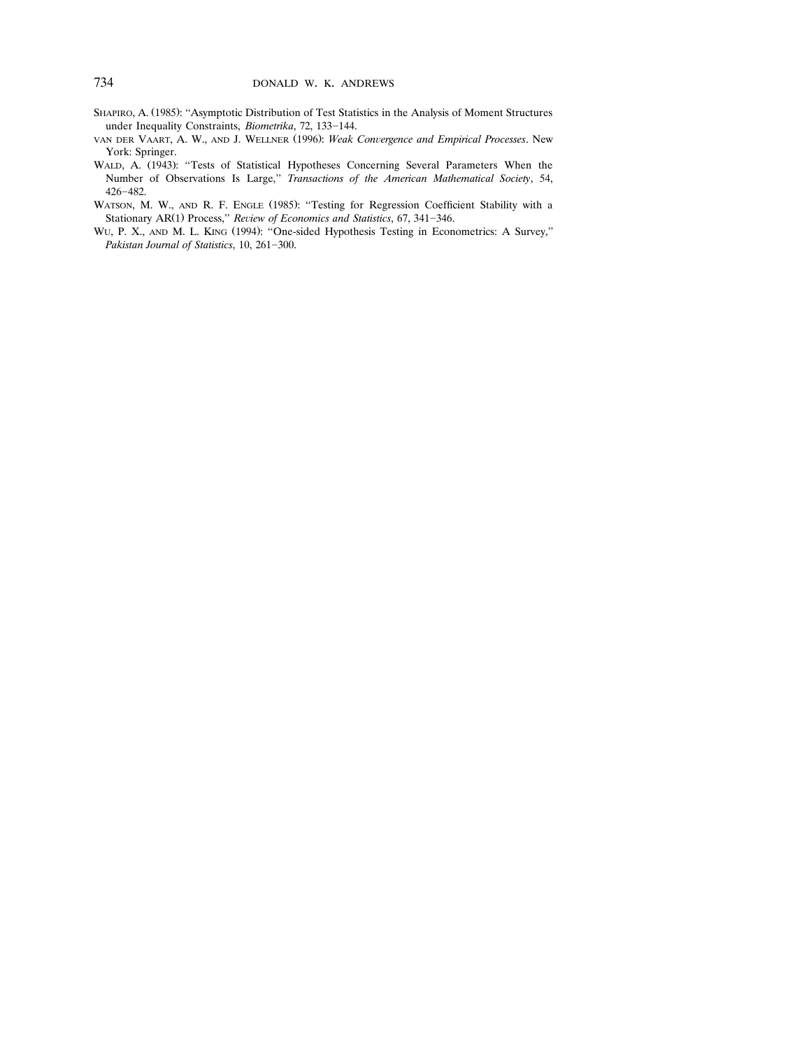SHAPIRO, A. (1985): "Asymptotic Distribution of Test Statistics in the Analysis of Moment Structures under Inequality Constraints, *Biometrika*, 72, 133–144.

VAN DER VAART, A. W., AND J. WELLNER (1996): *Weak Convergence and Empirical Processes*. New York: Springer.

WALD, A. (1943): "Tests of Statistical Hypotheses Concerning Several Parameters When the Number of Observations Is Large," *Transactions of the American Mathematical Society*, 54, 426–482.

WATSON, M. W., AND R. F. ENGLE (1985): "Testing for Regression Coefficient Stability with a Stationary AR(1) Process," *Review of Economics and Statistics*, 67, 341–346.

WU, P. X., AND M. L. KING (1994): "One-sided Hypothesis Testing in Econometrics: A Survey," *Pakistan Journal of Statistics*, 10, 261–300.